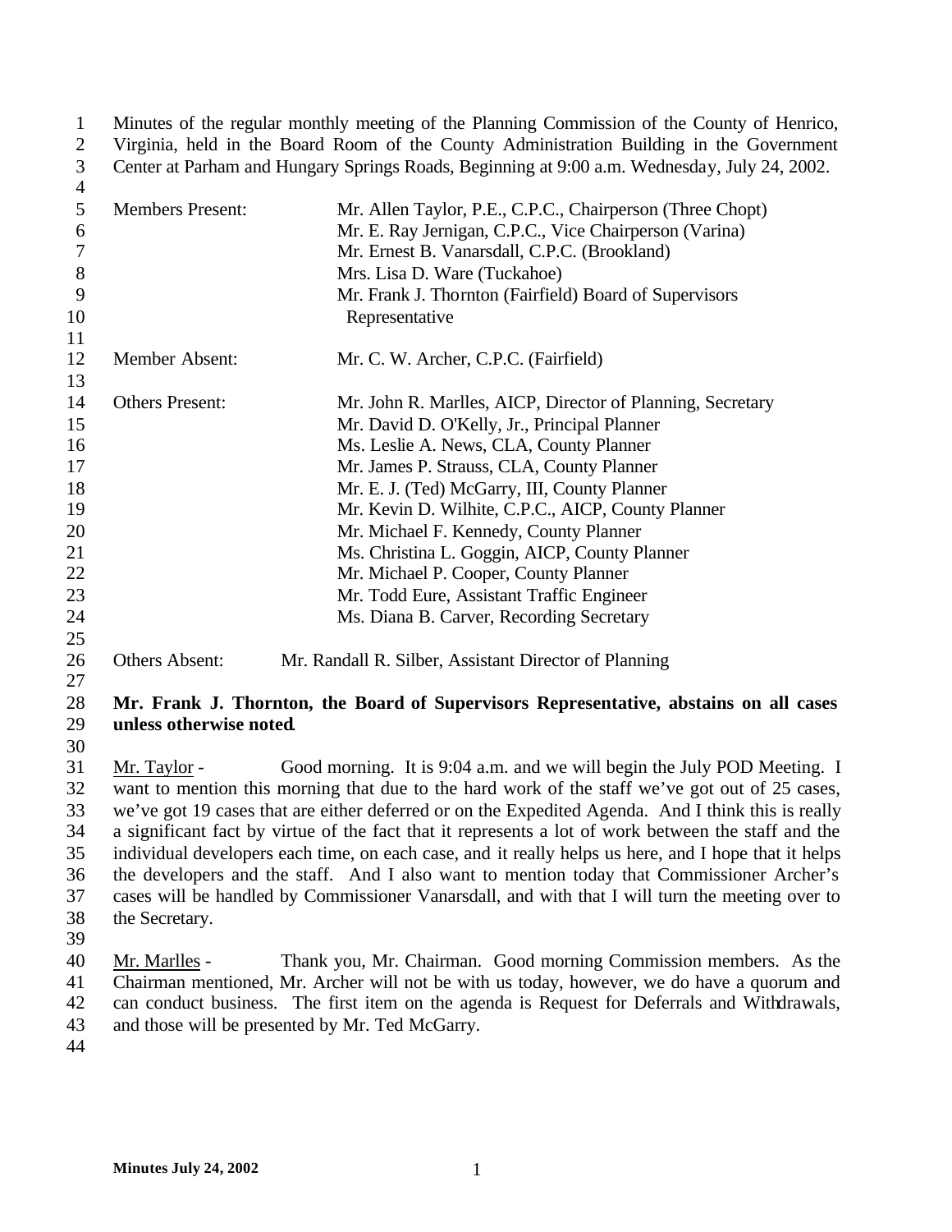Minutes of the regular monthly meeting of the Planning Commission of the County of Henrico, Virginia, held in the Board Room of the County Administration Building in the Government Center at Parham and Hungary Springs Roads, Beginning at 9:00 a.m. Wednesday, July 24, 2002.

| | |
|---|---|
| Members Present: | Mr. Allen Taylor, P.E., C.P.C., Chairperson (Three Chopt) |
| | Mr. E. Ray Jernigan, C.P.C., Vice Chairperson (Varina) |
| | Mr. Ernest B. Vanarsdall, C.P.C. (Brookland) |
| | Mrs. Lisa D. Ware (Tuckahoe) |
| | Mr. Frank J. Thornton (Fairfield) Board of Supervisors Representative |
| Member Absent: | Mr. C. W. Archer, C.P.C. (Fairfield) |
| Others Present: | Mr. John R. Marlles, AICP, Director of Planning, Secretary |
| | Mr. David D. O'Kelly, Jr., Principal Planner |
| | Ms. Leslie A. News, CLA, County Planner |
| | Mr. James P. Strauss, CLA, County Planner |
| | Mr. E. J. (Ted) McGarry, III, County Planner |
| | Mr. Kevin D. Wilhite, C.P.C., AICP, County Planner |
| | Mr. Michael F. Kennedy, County Planner |
| | Ms. Christina L. Goggin, AICP, County Planner |
| | Mr. Michael P. Cooper, County Planner |
| | Mr. Todd Eure, Assistant Traffic Engineer |
| | Ms. Diana B. Carver, Recording Secretary |
| Others Absent: | Mr. Randall R. Silber, Assistant Director of Planning |

**Mr. Frank J. Thornton, the Board of Supervisors Representative, abstains on all cases unless otherwise noted.**

Mr. Taylor - Good morning. It is 9:04 a.m. and we will begin the July POD Meeting. I want to mention this morning that due to the hard work of the staff we've got out of 25 cases, we've got 19 cases that are either deferred or on the Expedited Agenda. And I think this is really a significant fact by virtue of the fact that it represents a lot of work between the staff and the individual developers each time, on each case, and it really helps us here, and I hope that it helps the developers and the staff. And I also want to mention today that Commissioner Archer's cases will be handled by Commissioner Vanarsdall, and with that I will turn the meeting over to the Secretary.

Mr. Marlles - Thank you, Mr. Chairman. Good morning Commission members. As the Chairman mentioned, Mr. Archer will not be with us today, however, we do have a quorum and can conduct business. The first item on the agenda is Request for Deferrals and Withdrawals, and those will be presented by Mr. Ted McGarry.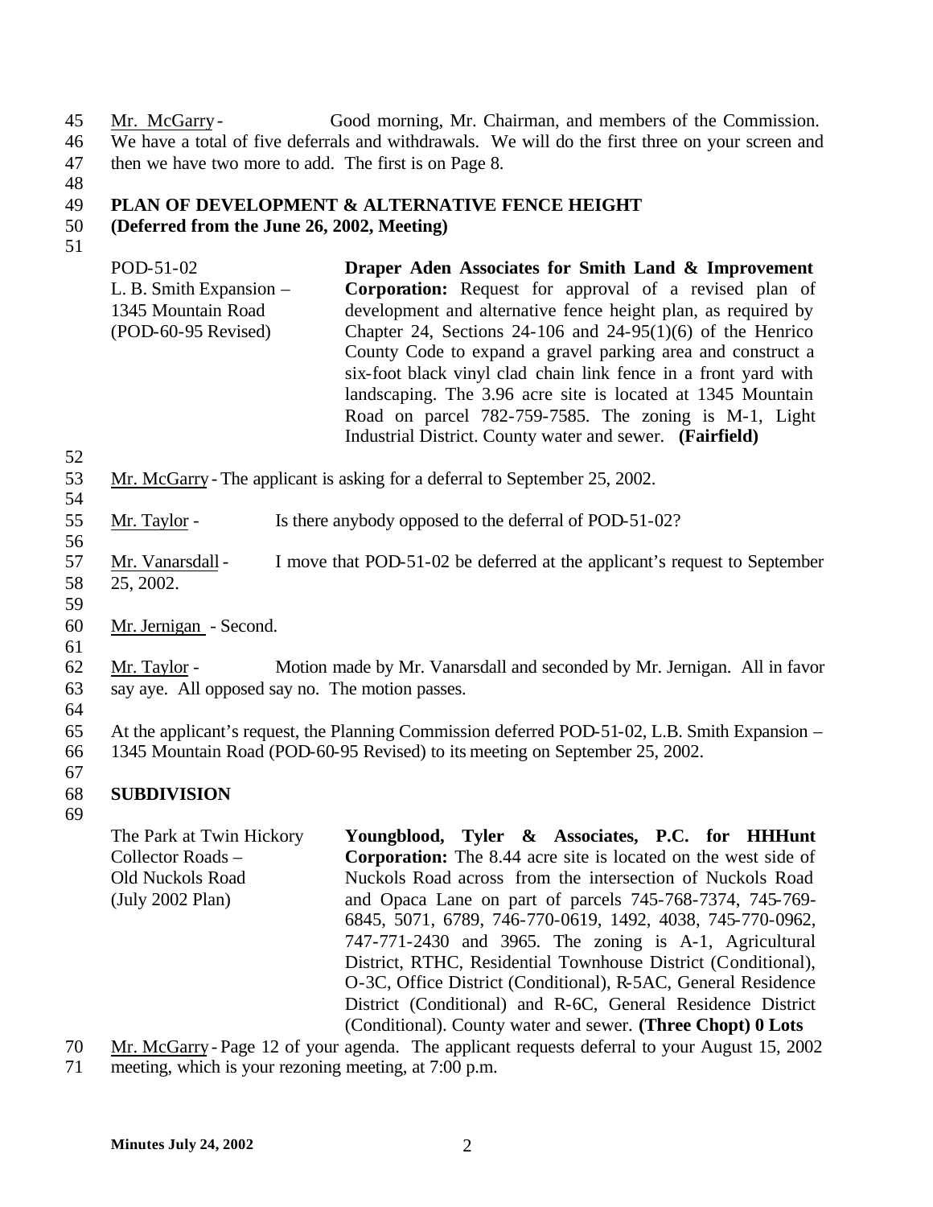Mr. McGarry - Good morning, Mr. Chairman, and members of the Commission. We have a total of five deferrals and withdrawals. We will do the first three on your screen and then we have two more to add. The first is on Page 8.

**PLAN OF DEVELOPMENT & ALTERNATIVE FENCE HEIGHT**
**(Deferred from the June 26, 2002, Meeting)**

POD-51-02
L. B. Smith Expansion – 1345 Mountain Road
(POD-60-95 Revised)

**Draper Aden Associates for Smith Land & Improvement Corporation:** Request for approval of a revised plan of development and alternative fence height plan, as required by Chapter 24, Sections 24-106 and 24-95(1)(6) of the Henrico County Code to expand a gravel parking area and construct a six-foot black vinyl clad chain link fence in a front yard with landscaping. The 3.96 acre site is located at 1345 Mountain Road on parcel 782-759-7585. The zoning is M-1, Light Industrial District. County water and sewer. **(Fairfield)**

Mr. McGarry - The applicant is asking for a deferral to September 25, 2002.

Mr. Taylor - Is there anybody opposed to the deferral of POD-51-02?

Mr. Vanarsdall - I move that POD-51-02 be deferred at the applicant's request to September 25, 2002.

Mr. Jernigan - Second.

Mr. Taylor - Motion made by Mr. Vanarsdall and seconded by Mr. Jernigan. All in favor say aye. All opposed say no. The motion passes.

At the applicant's request, the Planning Commission deferred POD-51-02, L.B. Smith Expansion – 1345 Mountain Road (POD-60-95 Revised) to its meeting on September 25, 2002.

**SUBDIVISION**

The Park at Twin Hickory Collector Roads – Old Nuckols Road
(July 2002 Plan)

**Youngblood, Tyler & Associates, P.C. for HHHunt Corporation:** The 8.44 acre site is located on the west side of Nuckols Road across from the intersection of Nuckols Road and Opaca Lane on part of parcels 745-768-7374, 745-769-6845, 5071, 6789, 746-770-0619, 1492, 4038, 745-770-0962, 747-771-2430 and 3965. The zoning is A-1, Agricultural District, RTHC, Residential Townhouse District (Conditional), O-3C, Office District (Conditional), R-5AC, General Residence District (Conditional) and R-6C, General Residence District (Conditional). County water and sewer. **(Three Chopt) 0 Lots**

Mr. McGarry - Page 12 of your agenda. The applicant requests deferral to your August 15, 2002 meeting, which is your rezoning meeting, at 7:00 p.m.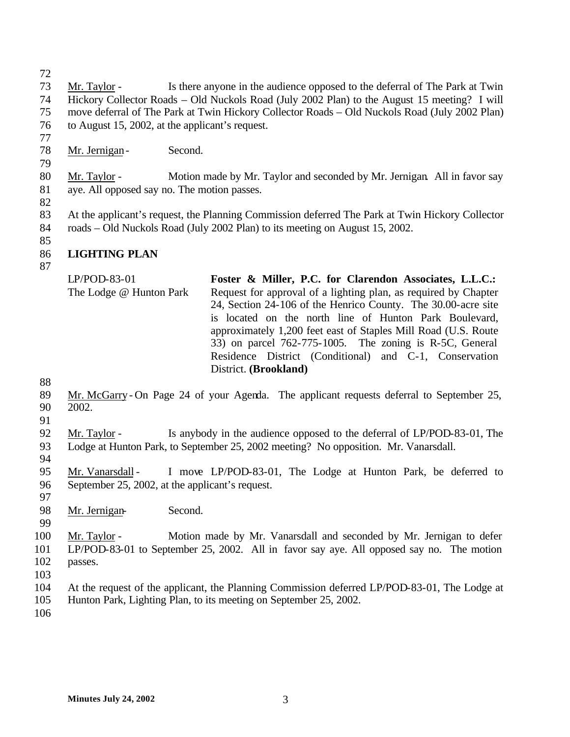Mr. Taylor - Is there anyone in the audience opposed to the deferral of The Park at Twin Hickory Collector Roads – Old Nuckols Road (July 2002 Plan) to the August 15 meeting? I will move deferral of The Park at Twin Hickory Collector Roads – Old Nuckols Road (July 2002 Plan) to August 15, 2002, at the applicant's request.

Mr. Jernigan - Second.

Mr. Taylor - Motion made by Mr. Taylor and seconded by Mr. Jernigan. All in favor say aye. All opposed say no. The motion passes.

At the applicant's request, the Planning Commission deferred The Park at Twin Hickory Collector roads – Old Nuckols Road (July 2002 Plan) to its meeting on August 15, 2002.

## LIGHTING PLAN

LP/POD-83-01
The Lodge @ Hunton Park

**Foster & Miller, P.C. for Clarendon Associates, L.L.C.:** Request for approval of a lighting plan, as required by Chapter 24, Section 24-106 of the Henrico County. The 30.00-acre site is located on the north line of Hunton Park Boulevard, approximately 1,200 feet east of Staples Mill Road (U.S. Route 33) on parcel 762-775-1005. The zoning is R-5C, General Residence District (Conditional) and C-1, Conservation District. **(Brookland)**

Mr. McGarry - On Page 24 of your Agenda. The applicant requests deferral to September 25, 2002.

Mr. Taylor - Is anybody in the audience opposed to the deferral of LP/POD-83-01, The Lodge at Hunton Park, to September 25, 2002 meeting? No opposition. Mr. Vanarsdall.

Mr. Vanarsdall - I move LP/POD-83-01, The Lodge at Hunton Park, be deferred to September 25, 2002, at the applicant's request.

Mr. Jernigan - Second.

Mr. Taylor - Motion made by Mr. Vanarsdall and seconded by Mr. Jernigan to defer LP/POD-83-01 to September 25, 2002. All in favor say aye. All opposed say no. The motion passes.

At the request of the applicant, the Planning Commission deferred LP/POD-83-01, The Lodge at Hunton Park, Lighting Plan, to its meeting on September 25, 2002.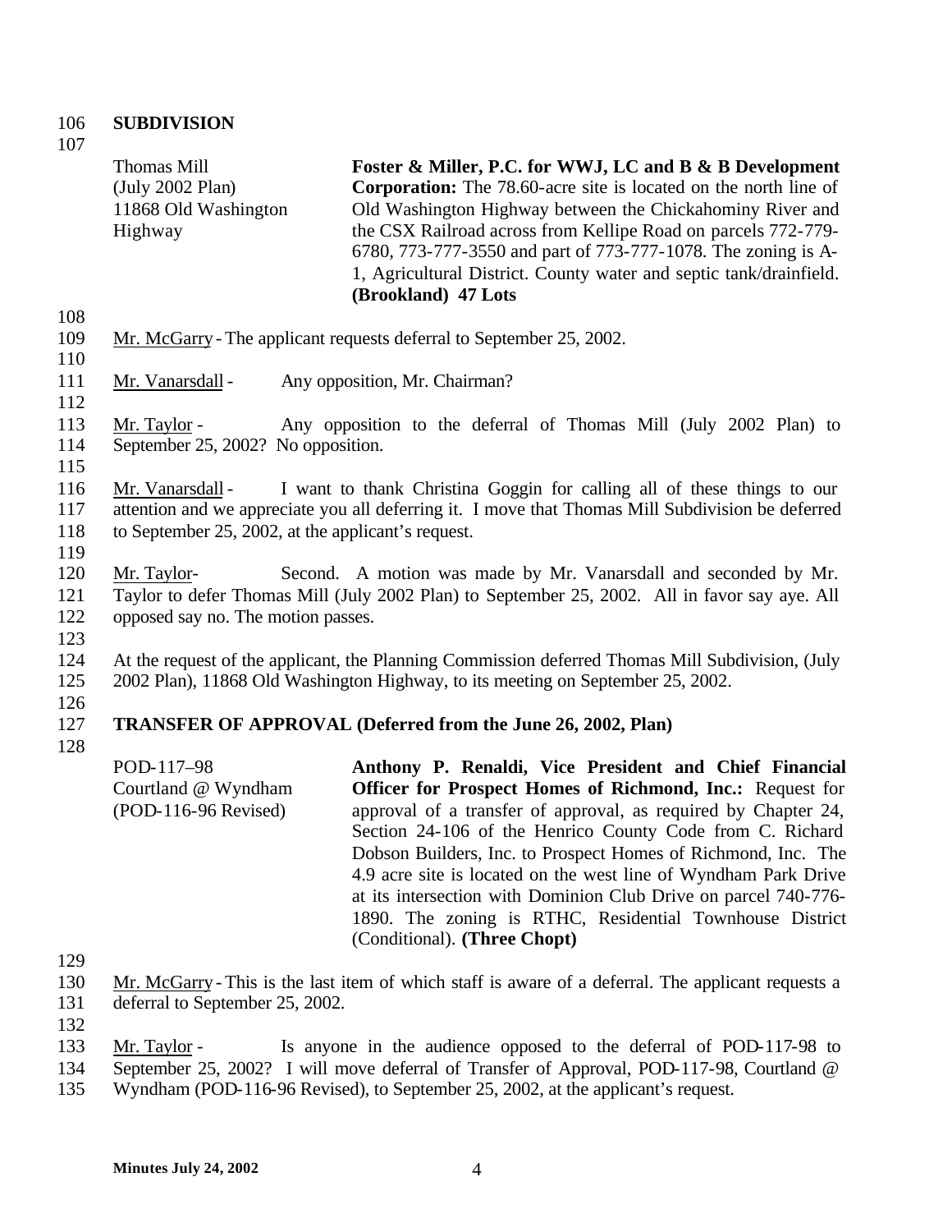## SUBDIVISION

| | |
|---|---|
| Thomas Mill (July 2002 Plan) 11868 Old Washington Highway | **Foster & Miller, P.C. for WWJ, LC and B & B Development Corporation:** The 78.60-acre site is located on the north line of Old Washington Highway between the Chickahominy River and the CSX Railroad across from Kellipe Road on parcels 772-779-6780, 773-777-3550 and part of 773-777-1078. The zoning is A-1, Agricultural District. County water and septic tank/drainfield. **(Brookland) 47 Lots** |

Mr. McGarry - The applicant requests deferral to September 25, 2002.

Mr. Vanarsdall - Any opposition, Mr. Chairman?

Mr. Taylor - Any opposition to the deferral of Thomas Mill (July 2002 Plan) to September 25, 2002? No opposition.

Mr. Vanarsdall - I want to thank Christina Goggin for calling all of these things to our attention and we appreciate you all deferring it. I move that Thomas Mill Subdivision be deferred to September 25, 2002, at the applicant's request.

Mr. Taylor- Second. A motion was made by Mr. Vanarsdall and seconded by Mr. Taylor to defer Thomas Mill (July 2002 Plan) to September 25, 2002. All in favor say aye. All opposed say no. The motion passes.

At the request of the applicant, the Planning Commission deferred Thomas Mill Subdivision, (July 2002 Plan), 11868 Old Washington Highway, to its meeting on September 25, 2002.

## TRANSFER OF APPROVAL (Deferred from the June 26, 2002, Plan)

| | |
|---|---|
| POD-117–98 Courtland @ Wyndham (POD-116-96 Revised) | **Anthony P. Renaldi, Vice President and Chief Financial Officer for Prospect Homes of Richmond, Inc.:** Request for approval of a transfer of approval, as required by Chapter 24, Section 24-106 of the Henrico County Code from C. Richard Dobson Builders, Inc. to Prospect Homes of Richmond, Inc. The 4.9 acre site is located on the west line of Wyndham Park Drive at its intersection with Dominion Club Drive on parcel 740-776-1890. The zoning is RTHC, Residential Townhouse District (Conditional). **(Three Chopt)** |

Mr. McGarry - This is the last item of which staff is aware of a deferral. The applicant requests a deferral to September 25, 2002.

Mr. Taylor - Is anyone in the audience opposed to the deferral of POD-117-98 to September 25, 2002? I will move deferral of Transfer of Approval, POD-117-98, Courtland @ Wyndham (POD-116-96 Revised), to September 25, 2002, at the applicant's request.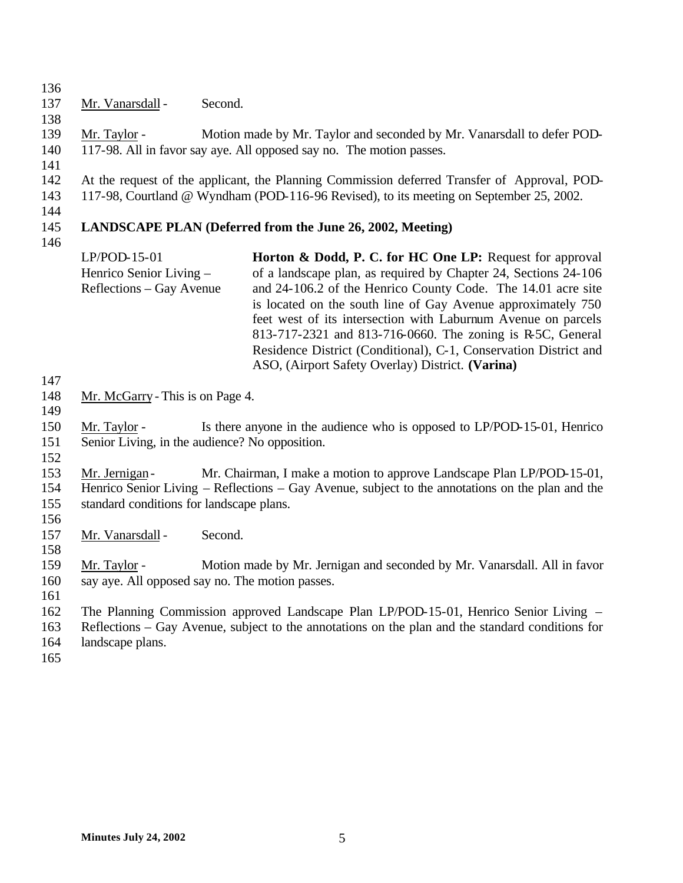Mr. Vanarsdall - Second.

Mr. Taylor - Motion made by Mr. Taylor and seconded by Mr. Vanarsdall to defer POD-117-98. All in favor say aye. All opposed say no. The motion passes.

At the request of the applicant, the Planning Commission deferred Transfer of Approval, POD-117-98, Courtland @ Wyndham (POD-116-96 Revised), to its meeting on September 25, 2002.

**LANDSCAPE PLAN (Deferred from the June 26, 2002, Meeting)**

| | |
|---|---|
| LP/POD-15-01<br>Henrico Senior Living –<br>Reflections – Gay Avenue | **Horton & Dodd, P. C. for HC One LP:** Request for approval of a landscape plan, as required by Chapter 24, Sections 24-106 and 24-106.2 of the Henrico County Code. The 14.01 acre site is located on the south line of Gay Avenue approximately 750 feet west of its intersection with Laburnum Avenue on parcels 813-717-2321 and 813-716-0660. The zoning is R-5C, General Residence District (Conditional), C-1, Conservation District and ASO, (Airport Safety Overlay) District. **(Varina)** |

Mr. McGarry - This is on Page 4.

Mr. Taylor - Is there anyone in the audience who is opposed to LP/POD-15-01, Henrico Senior Living, in the audience? No opposition.

Mr. Jernigan - Mr. Chairman, I make a motion to approve Landscape Plan LP/POD-15-01, Henrico Senior Living – Reflections – Gay Avenue, subject to the annotations on the plan and the standard conditions for landscape plans.

Mr. Vanarsdall - Second.

Mr. Taylor - Motion made by Mr. Jernigan and seconded by Mr. Vanarsdall. All in favor say aye. All opposed say no. The motion passes.

The Planning Commission approved Landscape Plan LP/POD-15-01, Henrico Senior Living – Reflections – Gay Avenue, subject to the annotations on the plan and the standard conditions for landscape plans.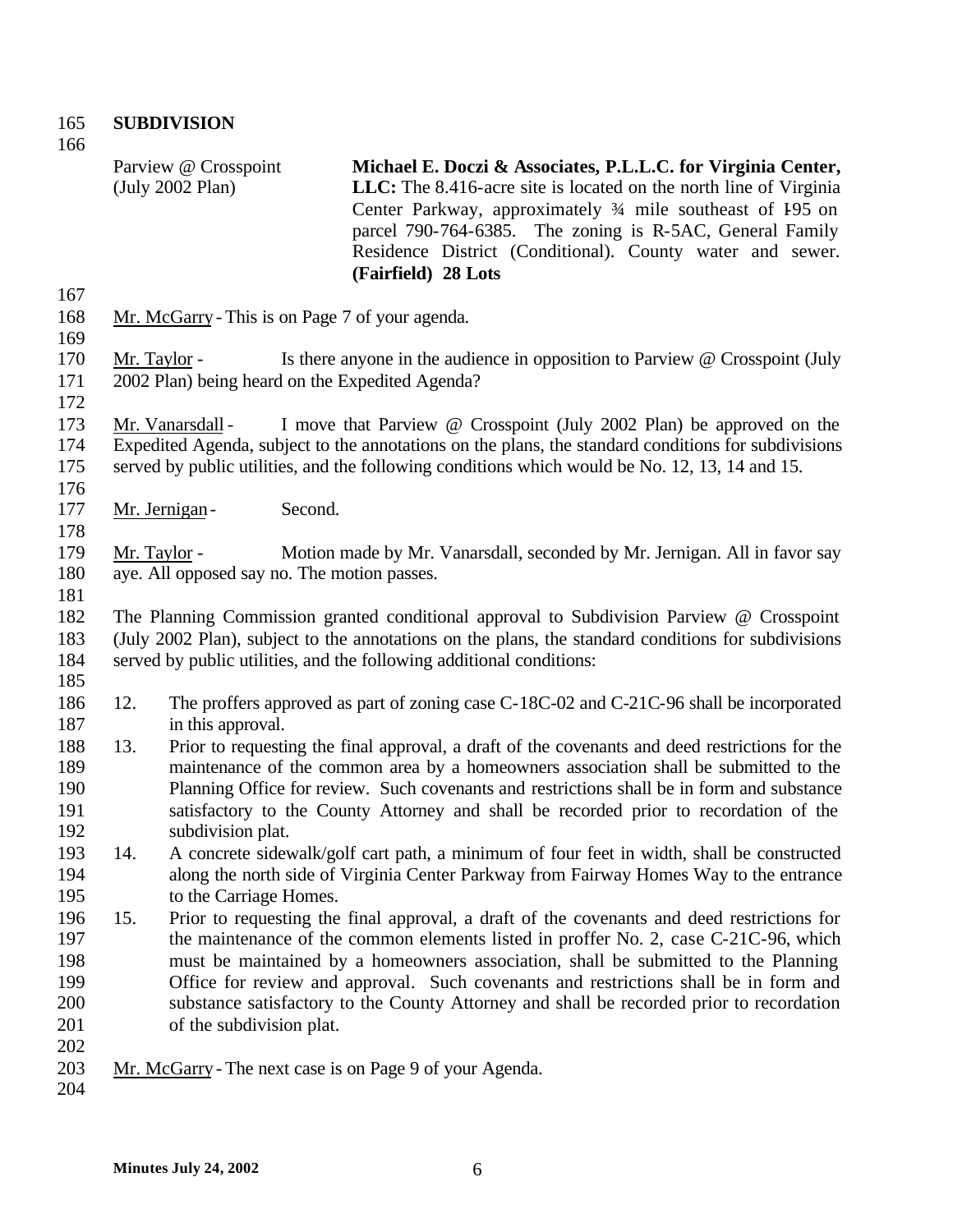**SUBDIVISION**

Parview @ Crosspoint (July 2002 Plan)

**Michael E. Doczi & Associates, P.L.L.C. for Virginia Center, LLC:** The 8.416-acre site is located on the north line of Virginia Center Parkway, approximately ¾ mile southeast of I-95 on parcel 790-764-6385. The zoning is R-5AC, General Family Residence District (Conditional). County water and sewer. **(Fairfield) 28 Lots**

Mr. McGarry - This is on Page 7 of your agenda.

Mr. Taylor - Is there anyone in the audience in opposition to Parview @ Crosspoint (July 2002 Plan) being heard on the Expedited Agenda?

Mr. Vanarsdall - I move that Parview @ Crosspoint (July 2002 Plan) be approved on the Expedited Agenda, subject to the annotations on the plans, the standard conditions for subdivisions served by public utilities, and the following conditions which would be No. 12, 13, 14 and 15.

Mr. Jernigan - Second.

Mr. Taylor - Motion made by Mr. Vanarsdall, seconded by Mr. Jernigan. All in favor say aye. All opposed say no. The motion passes.

The Planning Commission granted conditional approval to Subdivision Parview @ Crosspoint (July 2002 Plan), subject to the annotations on the plans, the standard conditions for subdivisions served by public utilities, and the following additional conditions:

12. The proffers approved as part of zoning case C-18C-02 and C-21C-96 shall be incorporated in this approval.
13. Prior to requesting the final approval, a draft of the covenants and deed restrictions for the maintenance of the common area by a homeowners association shall be submitted to the Planning Office for review. Such covenants and restrictions shall be in form and substance satisfactory to the County Attorney and shall be recorded prior to recordation of the subdivision plat.
14. A concrete sidewalk/golf cart path, a minimum of four feet in width, shall be constructed along the north side of Virginia Center Parkway from Fairway Homes Way to the entrance to the Carriage Homes.
15. Prior to requesting the final approval, a draft of the covenants and deed restrictions for the maintenance of the common elements listed in proffer No. 2, case C-21C-96, which must be maintained by a homeowners association, shall be submitted to the Planning Office for review and approval. Such covenants and restrictions shall be in form and substance satisfactory to the County Attorney and shall be recorded prior to recordation of the subdivision plat.

Mr. McGarry - The next case is on Page 9 of your Agenda.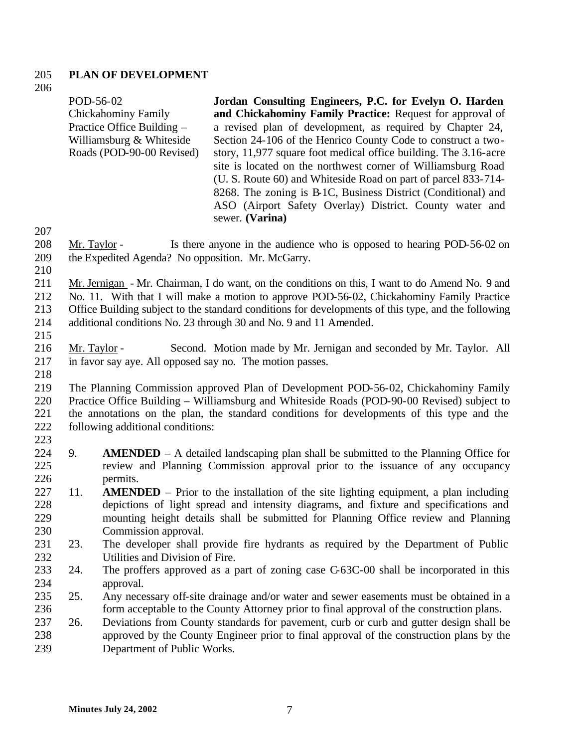**PLAN OF DEVELOPMENT**

POD-56-02
Chickahominy Family Practice Office Building – Williamsburg & Whiteside Roads (POD-90-00 Revised)

**Jordan Consulting Engineers, P.C. for Evelyn O. Harden and Chickahominy Family Practice:** Request for approval of a revised plan of development, as required by Chapter 24, Section 24-106 of the Henrico County Code to construct a two-story, 11,977 square foot medical office building. The 3.16-acre site is located on the northwest corner of Williamsburg Road (U. S. Route 60) and Whiteside Road on part of parcel 833-714-8268. The zoning is B-1C, Business District (Conditional) and ASO (Airport Safety Overlay) District. County water and sewer. **(Varina)**

Mr. Taylor - Is there anyone in the audience who is opposed to hearing POD-56-02 on the Expedited Agenda? No opposition. Mr. McGarry.

Mr. Jernigan - Mr. Chairman, I do want, on the conditions on this, I want to do Amend No. 9 and No. 11. With that I will make a motion to approve POD-56-02, Chickahominy Family Practice Office Building subject to the standard conditions for developments of this type, and the following additional conditions No. 23 through 30 and No. 9 and 11 Amended.

Mr. Taylor - Second. Motion made by Mr. Jernigan and seconded by Mr. Taylor. All in favor say aye. All opposed say no. The motion passes.

The Planning Commission approved Plan of Development POD-56-02, Chickahominy Family Practice Office Building – Williamsburg and Whiteside Roads (POD-90-00 Revised) subject to the annotations on the plan, the standard conditions for developments of this type and the following additional conditions:

9. **AMENDED** – A detailed landscaping plan shall be submitted to the Planning Office for review and Planning Commission approval prior to the issuance of any occupancy permits.
11. **AMENDED** – Prior to the installation of the site lighting equipment, a plan including depictions of light spread and intensity diagrams, and fixture and specifications and mounting height details shall be submitted for Planning Office review and Planning Commission approval.
23. The developer shall provide fire hydrants as required by the Department of Public Utilities and Division of Fire.
24. The proffers approved as a part of zoning case C-63C-00 shall be incorporated in this approval.
25. Any necessary off-site drainage and/or water and sewer easements must be obtained in a form acceptable to the County Attorney prior to final approval of the construction plans.
26. Deviations from County standards for pavement, curb or curb and gutter design shall be approved by the County Engineer prior to final approval of the construction plans by the Department of Public Works.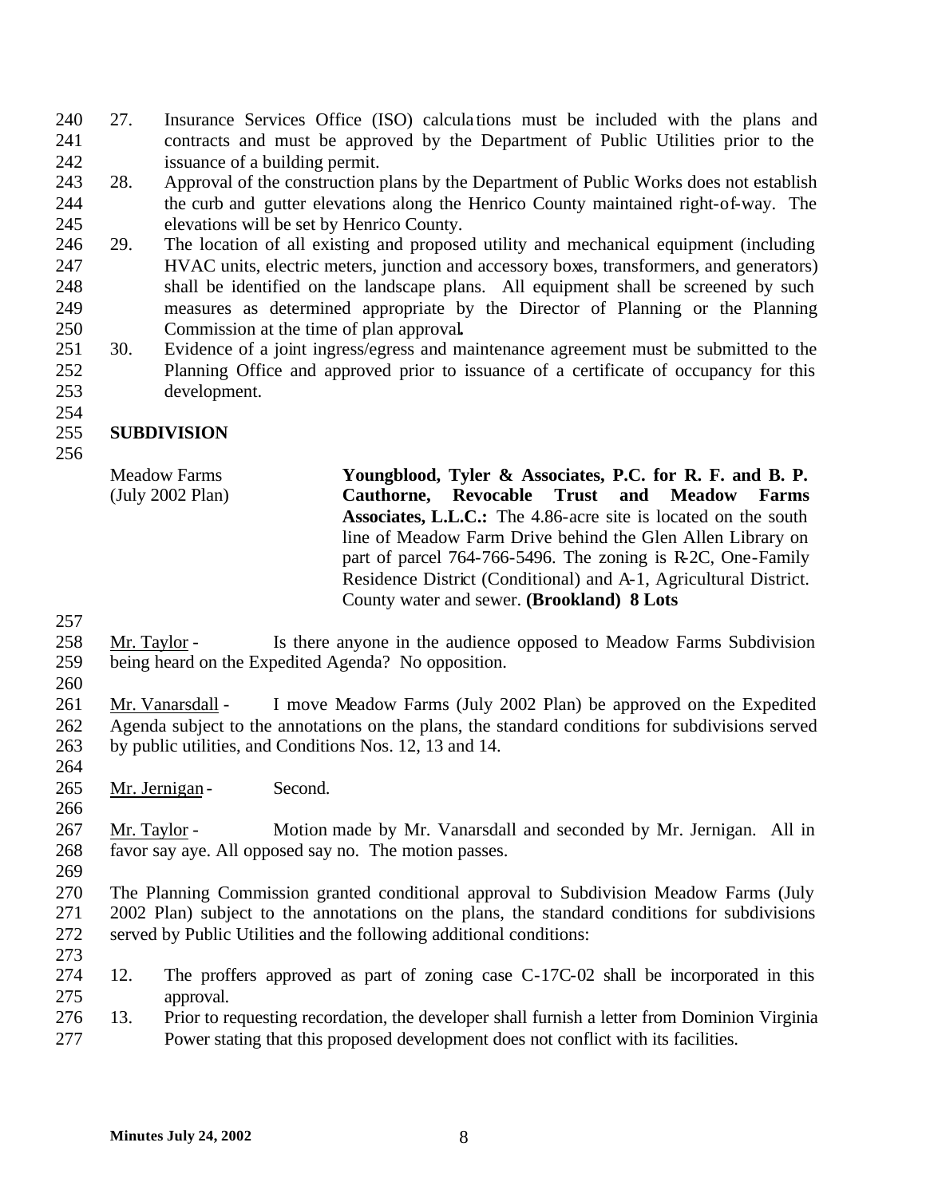27. Insurance Services Office (ISO) calculations must be included with the plans and contracts and must be approved by the Department of Public Utilities prior to the issuance of a building permit.
28. Approval of the construction plans by the Department of Public Works does not establish the curb and gutter elevations along the Henrico County maintained right-of-way. The elevations will be set by Henrico County.
29. The location of all existing and proposed utility and mechanical equipment (including HVAC units, electric meters, junction and accessory boxes, transformers, and generators) shall be identified on the landscape plans. All equipment shall be screened by such measures as determined appropriate by the Director of Planning or the Planning Commission at the time of plan approval.
30. Evidence of a joint ingress/egress and maintenance agreement must be submitted to the Planning Office and approved prior to issuance of a certificate of occupancy for this development.

**SUBDIVISION**

Meadow Farms (July 2002 Plan)

**Youngblood, Tyler & Associates, P.C. for R. F. and B. P. Cauthorne, Revocable Trust and Meadow Farms Associates, L.L.C.:** The 4.86-acre site is located on the south line of Meadow Farm Drive behind the Glen Allen Library on part of parcel 764-766-5496. The zoning is R-2C, One-Family Residence District (Conditional) and A-1, Agricultural District. County water and sewer. **(Brookland) 8 Lots**

Mr. Taylor - Is there anyone in the audience opposed to Meadow Farms Subdivision being heard on the Expedited Agenda? No opposition.

Mr. Vanarsdall - I move Meadow Farms (July 2002 Plan) be approved on the Expedited Agenda subject to the annotations on the plans, the standard conditions for subdivisions served by public utilities, and Conditions Nos. 12, 13 and 14.

Mr. Jernigan - Second.

Mr. Taylor - Motion made by Mr. Vanarsdall and seconded by Mr. Jernigan. All in favor say aye. All opposed say no. The motion passes.

The Planning Commission granted conditional approval to Subdivision Meadow Farms (July 2002 Plan) subject to the annotations on the plans, the standard conditions for subdivisions served by Public Utilities and the following additional conditions:

12. The proffers approved as part of zoning case C-17C-02 shall be incorporated in this approval.
13. Prior to requesting recordation, the developer shall furnish a letter from Dominion Virginia Power stating that this proposed development does not conflict with its facilities.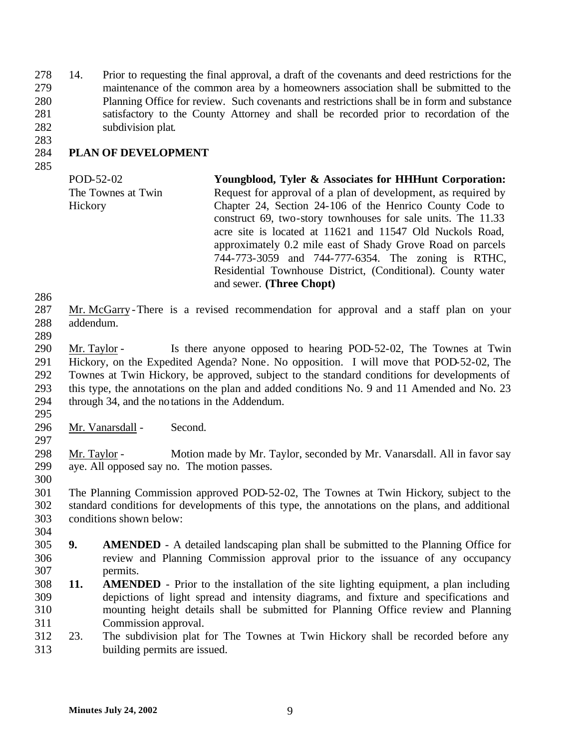14. Prior to requesting the final approval, a draft of the covenants and deed restrictions for the maintenance of the common area by a homeowners association shall be submitted to the Planning Office for review. Such covenants and restrictions shall be in form and substance satisfactory to the County Attorney and shall be recorded prior to recordation of the subdivision plat.

## PLAN OF DEVELOPMENT

| | |
|---|---|
| POD-52-02<br>The Townes at Twin Hickory | **Youngblood, Tyler & Associates for HHHunt Corporation:** Request for approval of a plan of development, as required by Chapter 24, Section 24-106 of the Henrico County Code to construct 69, two-story townhouses for sale units. The 11.33 acre site is located at 11621 and 11547 Old Nuckols Road, approximately 0.2 mile east of Shady Grove Road on parcels 744-773-3059 and 744-777-6354. The zoning is RTHC, Residential Townhouse District, (Conditional). County water and sewer. **(Three Chopt)** |

Mr. McGarry - There is a revised recommendation for approval and a staff plan on your addendum.

Mr. Taylor - Is there anyone opposed to hearing POD-52-02, The Townes at Twin Hickory, on the Expedited Agenda? None. No opposition. I will move that POD-52-02, The Townes at Twin Hickory, be approved, subject to the standard conditions for developments of this type, the annotations on the plan and added conditions No. 9 and 11 Amended and No. 23 through 34, and the notations in the Addendum.

Mr. Vanarsdall - Second.

Mr. Taylor - Motion made by Mr. Taylor, seconded by Mr. Vanarsdall. All in favor say aye. All opposed say no. The motion passes.

The Planning Commission approved POD-52-02, The Townes at Twin Hickory, subject to the standard conditions for developments of this type, the annotations on the plans, and additional conditions shown below:

**9. AMENDED** - A detailed landscaping plan shall be submitted to the Planning Office for review and Planning Commission approval prior to the issuance of any occupancy permits.

**11. AMENDED** - Prior to the installation of the site lighting equipment, a plan including depictions of light spread and intensity diagrams, and fixture and specifications and mounting height details shall be submitted for Planning Office review and Planning Commission approval.

23. The subdivision plat for The Townes at Twin Hickory shall be recorded before any building permits are issued.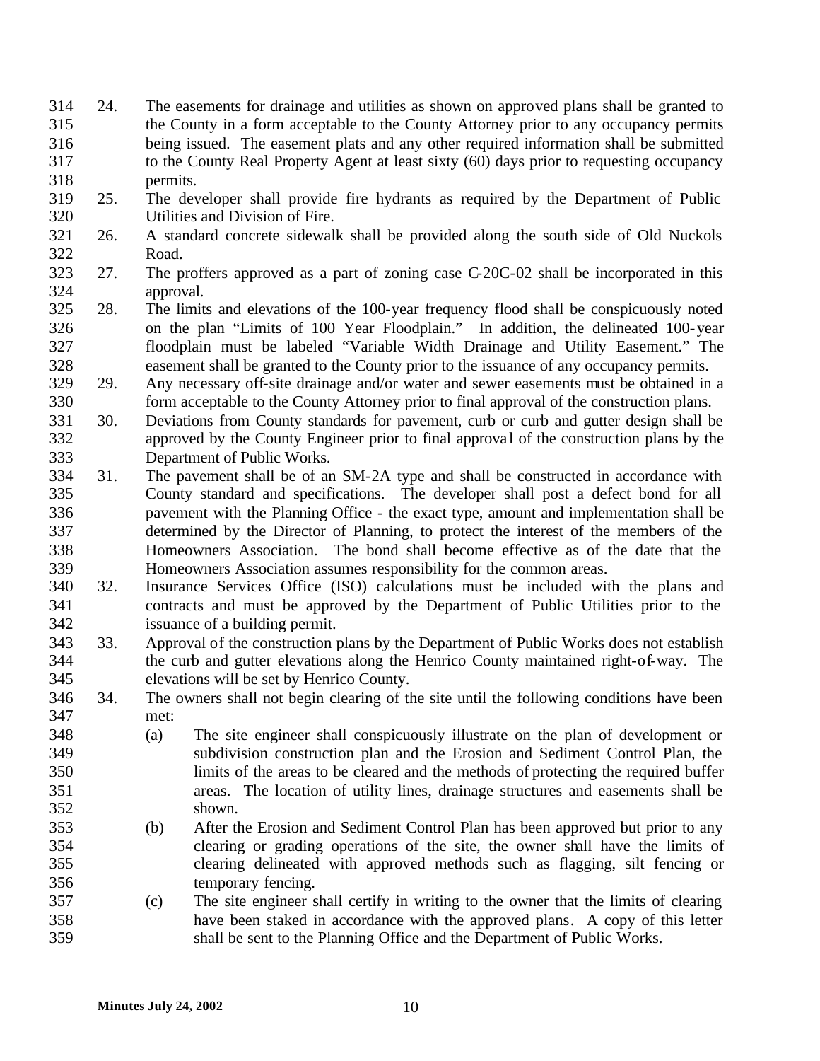24. The easements for drainage and utilities as shown on approved plans shall be granted to the County in a form acceptable to the County Attorney prior to any occupancy permits being issued. The easement plats and any other required information shall be submitted to the County Real Property Agent at least sixty (60) days prior to requesting occupancy permits.
25. The developer shall provide fire hydrants as required by the Department of Public Utilities and Division of Fire.
26. A standard concrete sidewalk shall be provided along the south side of Old Nuckols Road.
27. The proffers approved as a part of zoning case C-20C-02 shall be incorporated in this approval.
28. The limits and elevations of the 100-year frequency flood shall be conspicuously noted on the plan "Limits of 100 Year Floodplain." In addition, the delineated 100-year floodplain must be labeled "Variable Width Drainage and Utility Easement." The easement shall be granted to the County prior to the issuance of any occupancy permits.
29. Any necessary off-site drainage and/or water and sewer easements must be obtained in a form acceptable to the County Attorney prior to final approval of the construction plans.
30. Deviations from County standards for pavement, curb or curb and gutter design shall be approved by the County Engineer prior to final approval of the construction plans by the Department of Public Works.
31. The pavement shall be of an SM-2A type and shall be constructed in accordance with County standard and specifications. The developer shall post a defect bond for all pavement with the Planning Office - the exact type, amount and implementation shall be determined by the Director of Planning, to protect the interest of the members of the Homeowners Association. The bond shall become effective as of the date that the Homeowners Association assumes responsibility for the common areas.
32. Insurance Services Office (ISO) calculations must be included with the plans and contracts and must be approved by the Department of Public Utilities prior to the issuance of a building permit.
33. Approval of the construction plans by the Department of Public Works does not establish the curb and gutter elevations along the Henrico County maintained right-of-way. The elevations will be set by Henrico County.
34. The owners shall not begin clearing of the site until the following conditions have been met:
    - (a) The site engineer shall conspicuously illustrate on the plan of development or subdivision construction plan and the Erosion and Sediment Control Plan, the limits of the areas to be cleared and the methods of protecting the required buffer areas. The location of utility lines, drainage structures and easements shall be shown.
    - (b) After the Erosion and Sediment Control Plan has been approved but prior to any clearing or grading operations of the site, the owner shall have the limits of clearing delineated with approved methods such as flagging, silt fencing or temporary fencing.
    - (c) The site engineer shall certify in writing to the owner that the limits of clearing have been staked in accordance with the approved plans. A copy of this letter shall be sent to the Planning Office and the Department of Public Works.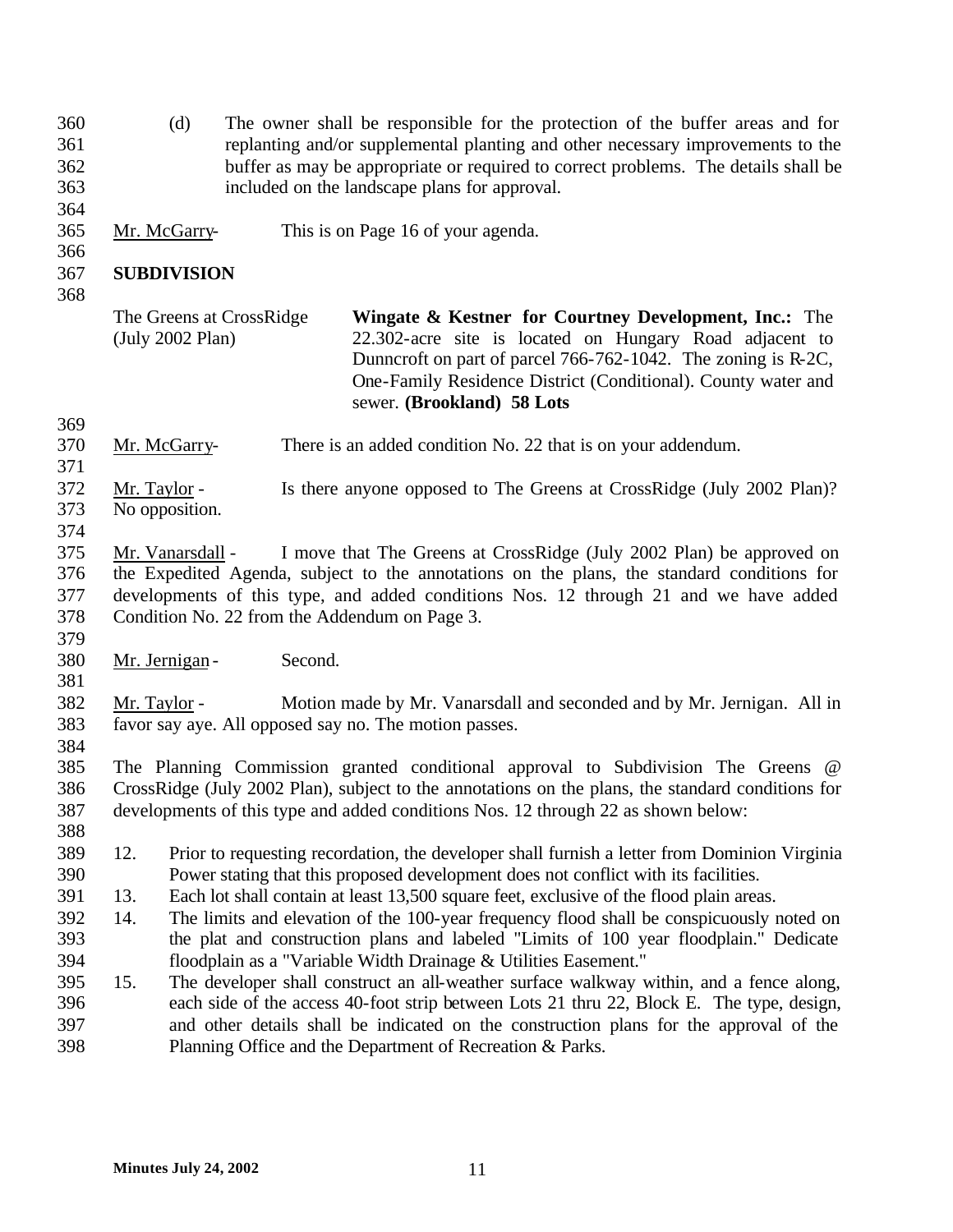(d) The owner shall be responsible for the protection of the buffer areas and for replanting and/or supplemental planting and other necessary improvements to the buffer as may be appropriate or required to correct problems. The details shall be included on the landscape plans for approval.

Mr. McGarry- This is on Page 16 of your agenda.

**SUBDIVISION**

The Greens at CrossRidge (July 2002 Plan) **Wingate & Kestner for Courtney Development, Inc.:** The 22.302-acre site is located on Hungary Road adjacent to Dunncroft on part of parcel 766-762-1042. The zoning is R-2C, One-Family Residence District (Conditional). County water and sewer. **(Brookland) 58 Lots**

Mr. McGarry- There is an added condition No. 22 that is on your addendum.

Mr. Taylor - Is there anyone opposed to The Greens at CrossRidge (July 2002 Plan)? No opposition.

Mr. Vanarsdall - I move that The Greens at CrossRidge (July 2002 Plan) be approved on the Expedited Agenda, subject to the annotations on the plans, the standard conditions for developments of this type, and added conditions Nos. 12 through 21 and we have added Condition No. 22 from the Addendum on Page 3.

Mr. Jernigan - Second.

Mr. Taylor - Motion made by Mr. Vanarsdall and seconded and by Mr. Jernigan. All in favor say aye. All opposed say no. The motion passes.

The Planning Commission granted conditional approval to Subdivision The Greens @ CrossRidge (July 2002 Plan), subject to the annotations on the plans, the standard conditions for developments of this type and added conditions Nos. 12 through 22 as shown below:

12. Prior to requesting recordation, the developer shall furnish a letter from Dominion Virginia Power stating that this proposed development does not conflict with its facilities.
13. Each lot shall contain at least 13,500 square feet, exclusive of the flood plain areas.
14. The limits and elevation of the 100-year frequency flood shall be conspicuously noted on the plat and construction plans and labeled "Limits of 100 year floodplain." Dedicate floodplain as a "Variable Width Drainage & Utilities Easement."
15. The developer shall construct an all-weather surface walkway within, and a fence along, each side of the access 40-foot strip between Lots 21 thru 22, Block E. The type, design, and other details shall be indicated on the construction plans for the approval of the Planning Office and the Department of Recreation & Parks.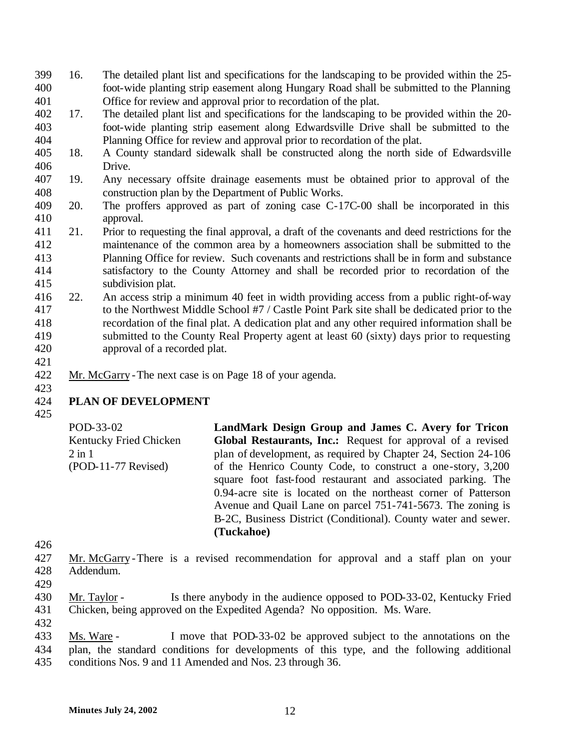16. The detailed plant list and specifications for the landscaping to be provided within the 25-foot-wide planting strip easement along Hungary Road shall be submitted to the Planning Office for review and approval prior to recordation of the plat.
17. The detailed plant list and specifications for the landscaping to be provided within the 20-foot-wide planting strip easement along Edwardsville Drive shall be submitted to the Planning Office for review and approval prior to recordation of the plat.
18. A County standard sidewalk shall be constructed along the north side of Edwardsville Drive.
19. Any necessary offsite drainage easements must be obtained prior to approval of the construction plan by the Department of Public Works.
20. The proffers approved as part of zoning case C-17C-00 shall be incorporated in this approval.
21. Prior to requesting the final approval, a draft of the covenants and deed restrictions for the maintenance of the common area by a homeowners association shall be submitted to the Planning Office for review. Such covenants and restrictions shall be in form and substance satisfactory to the County Attorney and shall be recorded prior to recordation of the subdivision plat.
22. An access strip a minimum 40 feet in width providing access from a public right-of-way to the Northwest Middle School #7 / Castle Point Park site shall be dedicated prior to the recordation of the final plat. A dedication plat and any other required information shall be submitted to the County Real Property agent at least 60 (sixty) days prior to requesting approval of a recorded plat.

Mr. McGarry - The next case is on Page 18 of your agenda.

**PLAN OF DEVELOPMENT**

POD-33-02
Kentucky Fried Chicken
2 in 1
(POD-11-77 Revised)

**LandMark Design Group and James C. Avery for Tricon Global Restaurants, Inc.:** Request for approval of a revised plan of development, as required by Chapter 24, Section 24-106 of the Henrico County Code, to construct a one-story, 3,200 square foot fast-food restaurant and associated parking. The 0.94-acre site is located on the northeast corner of Patterson Avenue and Quail Lane on parcel 751-741-5673. The zoning is B-2C, Business District (Conditional). County water and sewer. **(Tuckahoe)**

Mr. McGarry - There is a revised recommendation for approval and a staff plan on your Addendum.

Mr. Taylor - Is there anybody in the audience opposed to POD-33-02, Kentucky Fried Chicken, being approved on the Expedited Agenda? No opposition. Ms. Ware.

Ms. Ware - I move that POD-33-02 be approved subject to the annotations on the plan, the standard conditions for developments of this type, and the following additional conditions Nos. 9 and 11 Amended and Nos. 23 through 36.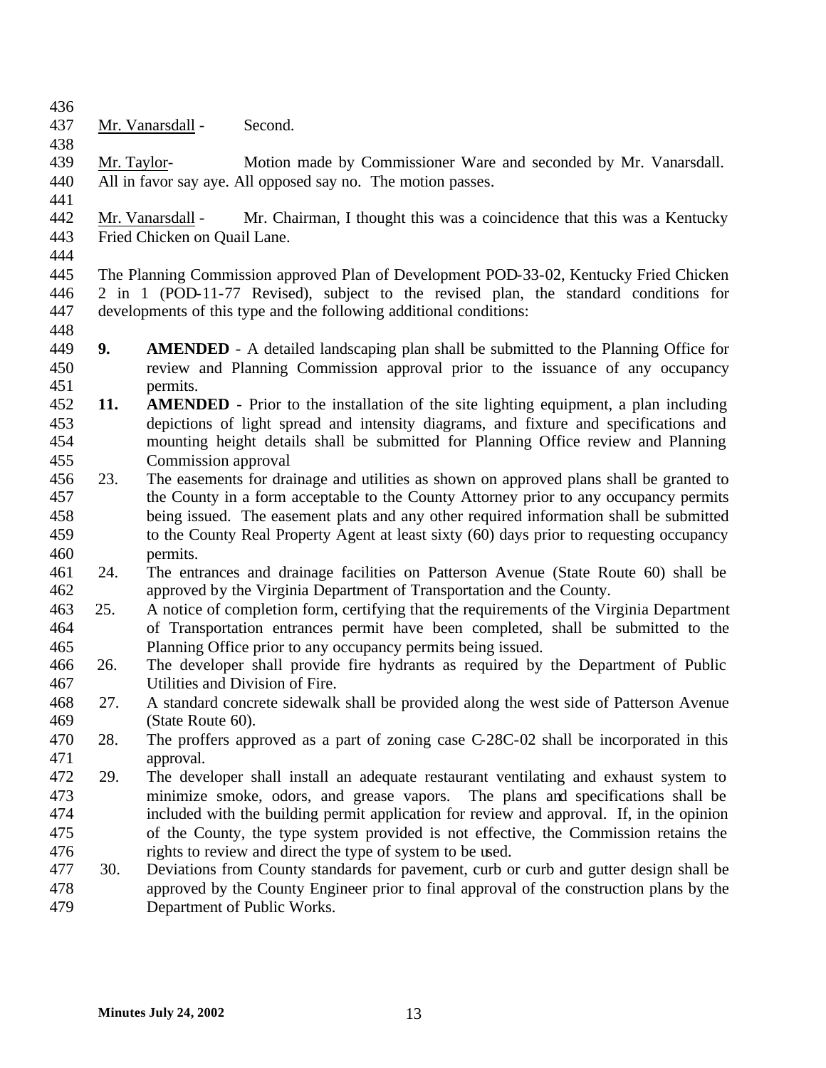Mr. Vanarsdall - Second.

Mr. Taylor- Motion made by Commissioner Ware and seconded by Mr. Vanarsdall. All in favor say aye. All opposed say no. The motion passes.

Mr. Vanarsdall - Mr. Chairman, I thought this was a coincidence that this was a Kentucky Fried Chicken on Quail Lane.

The Planning Commission approved Plan of Development POD-33-02, Kentucky Fried Chicken 2 in 1 (POD-11-77 Revised), subject to the revised plan, the standard conditions for developments of this type and the following additional conditions:

**9.** **AMENDED** - A detailed landscaping plan shall be submitted to the Planning Office for review and Planning Commission approval prior to the issuance of any occupancy permits.

**11.** **AMENDED** - Prior to the installation of the site lighting equipment, a plan including depictions of light spread and intensity diagrams, and fixture and specifications and mounting height details shall be submitted for Planning Office review and Planning Commission approval

23. The easements for drainage and utilities as shown on approved plans shall be granted to the County in a form acceptable to the County Attorney prior to any occupancy permits being issued. The easement plats and any other required information shall be submitted to the County Real Property Agent at least sixty (60) days prior to requesting occupancy permits.

24. The entrances and drainage facilities on Patterson Avenue (State Route 60) shall be approved by the Virginia Department of Transportation and the County.

25. A notice of completion form, certifying that the requirements of the Virginia Department of Transportation entrances permit have been completed, shall be submitted to the Planning Office prior to any occupancy permits being issued.

26. The developer shall provide fire hydrants as required by the Department of Public Utilities and Division of Fire.

27. A standard concrete sidewalk shall be provided along the west side of Patterson Avenue (State Route 60).

28. The proffers approved as a part of zoning case C-28C-02 shall be incorporated in this approval.

29. The developer shall install an adequate restaurant ventilating and exhaust system to minimize smoke, odors, and grease vapors. The plans and specifications shall be included with the building permit application for review and approval. If, in the opinion of the County, the type system provided is not effective, the Commission retains the rights to review and direct the type of system to be used.

30. Deviations from County standards for pavement, curb or curb and gutter design shall be approved by the County Engineer prior to final approval of the construction plans by the Department of Public Works.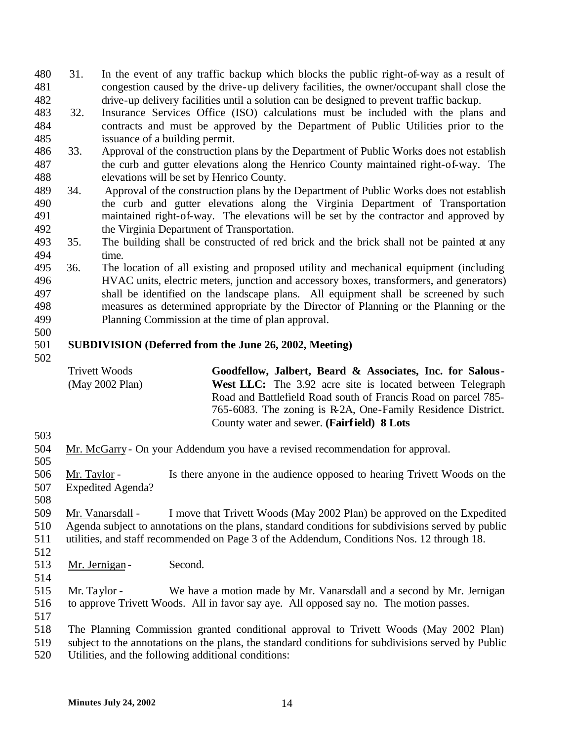31. In the event of any traffic backup which blocks the public right-of-way as a result of congestion caused by the drive-up delivery facilities, the owner/occupant shall close the drive-up delivery facilities until a solution can be designed to prevent traffic backup.
32. Insurance Services Office (ISO) calculations must be included with the plans and contracts and must be approved by the Department of Public Utilities prior to the issuance of a building permit.
33. Approval of the construction plans by the Department of Public Works does not establish the curb and gutter elevations along the Henrico County maintained right-of-way. The elevations will be set by Henrico County.
34. Approval of the construction plans by the Department of Public Works does not establish the curb and gutter elevations along the Virginia Department of Transportation maintained right-of-way. The elevations will be set by the contractor and approved by the Virginia Department of Transportation.
35. The building shall be constructed of red brick and the brick shall not be painted at any time.
36. The location of all existing and proposed utility and mechanical equipment (including HVAC units, electric meters, junction and accessory boxes, transformers, and generators) shall be identified on the landscape plans. All equipment shall be screened by such measures as determined appropriate by the Director of Planning or the Planning or the Planning Commission at the time of plan approval.

**SUBDIVISION (Deferred from the June 26, 2002, Meeting)**

Trivett Woods
(May 2002 Plan)

**Goodfellow, Jalbert, Beard & Associates, Inc. for Salous-West LLC:** The 3.92 acre site is located between Telegraph Road and Battlefield Road south of Francis Road on parcel 785-765-6083. The zoning is R-2A, One-Family Residence District. County water and sewer. **(Fairfield) 8 Lots**

Mr. McGarry - On your Addendum you have a revised recommendation for approval.

Mr. Taylor - Is there anyone in the audience opposed to hearing Trivett Woods on the Expedited Agenda?

Mr. Vanarsdall - I move that Trivett Woods (May 2002 Plan) be approved on the Expedited Agenda subject to annotations on the plans, standard conditions for subdivisions served by public utilities, and staff recommended on Page 3 of the Addendum, Conditions Nos. 12 through 18.

Mr. Jernigan - Second.

Mr. Taylor - We have a motion made by Mr. Vanarsdall and a second by Mr. Jernigan to approve Trivett Woods. All in favor say aye. All opposed say no. The motion passes.

The Planning Commission granted conditional approval to Trivett Woods (May 2002 Plan) subject to the annotations on the plans, the standard conditions for subdivisions served by Public Utilities, and the following additional conditions: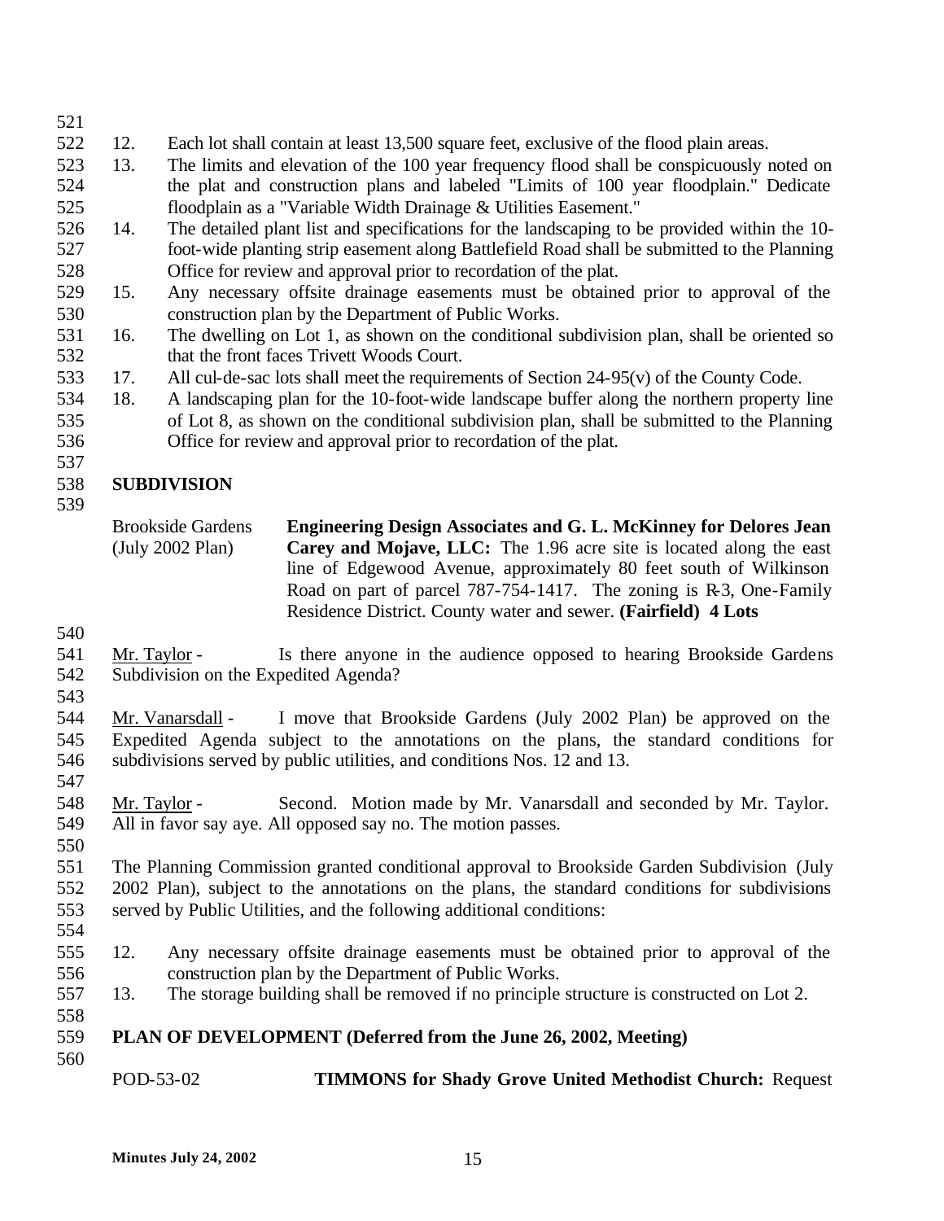12. Each lot shall contain at least 13,500 square feet, exclusive of the flood plain areas.
13. The limits and elevation of the 100 year frequency flood shall be conspicuously noted on the plat and construction plans and labeled "Limits of 100 year floodplain." Dedicate floodplain as a "Variable Width Drainage & Utilities Easement."
14. The detailed plant list and specifications for the landscaping to be provided within the 10-foot-wide planting strip easement along Battlefield Road shall be submitted to the Planning Office for review and approval prior to recordation of the plat.
15. Any necessary offsite drainage easements must be obtained prior to approval of the construction plan by the Department of Public Works.
16. The dwelling on Lot 1, as shown on the conditional subdivision plan, shall be oriented so that the front faces Trivett Woods Court.
17. All cul-de-sac lots shall meet the requirements of Section 24-95(v) of the County Code.
18. A landscaping plan for the 10-foot-wide landscape buffer along the northern property line of Lot 8, as shown on the conditional subdivision plan, shall be submitted to the Planning Office for review and approval prior to recordation of the plat.

## SUBDIVISION

Brookside Gardens (July 2002 Plan) — **Engineering Design Associates and G. L. McKinney for Delores Jean Carey and Mojave, LLC:** The 1.96 acre site is located along the east line of Edgewood Avenue, approximately 80 feet south of Wilkinson Road on part of parcel 787-754-1417. The zoning is R-3, One-Family Residence District. County water and sewer. **(Fairfield) 4 Lots**

Mr. Taylor - Is there anyone in the audience opposed to hearing Brookside Gardens Subdivision on the Expedited Agenda?

Mr. Vanarsdall - I move that Brookside Gardens (July 2002 Plan) be approved on the Expedited Agenda subject to the annotations on the plans, the standard conditions for subdivisions served by public utilities, and conditions Nos. 12 and 13.

Mr. Taylor - Second. Motion made by Mr. Vanarsdall and seconded by Mr. Taylor. All in favor say aye. All opposed say no. The motion passes.

The Planning Commission granted conditional approval to Brookside Garden Subdivision (July 2002 Plan), subject to the annotations on the plans, the standard conditions for subdivisions served by Public Utilities, and the following additional conditions:

12. Any necessary offsite drainage easements must be obtained prior to approval of the construction plan by the Department of Public Works.
13. The storage building shall be removed if no principle structure is constructed on Lot 2.

## PLAN OF DEVELOPMENT (Deferred from the June 26, 2002, Meeting)

POD-53-02 — **TIMMONS for Shady Grove United Methodist Church:** Request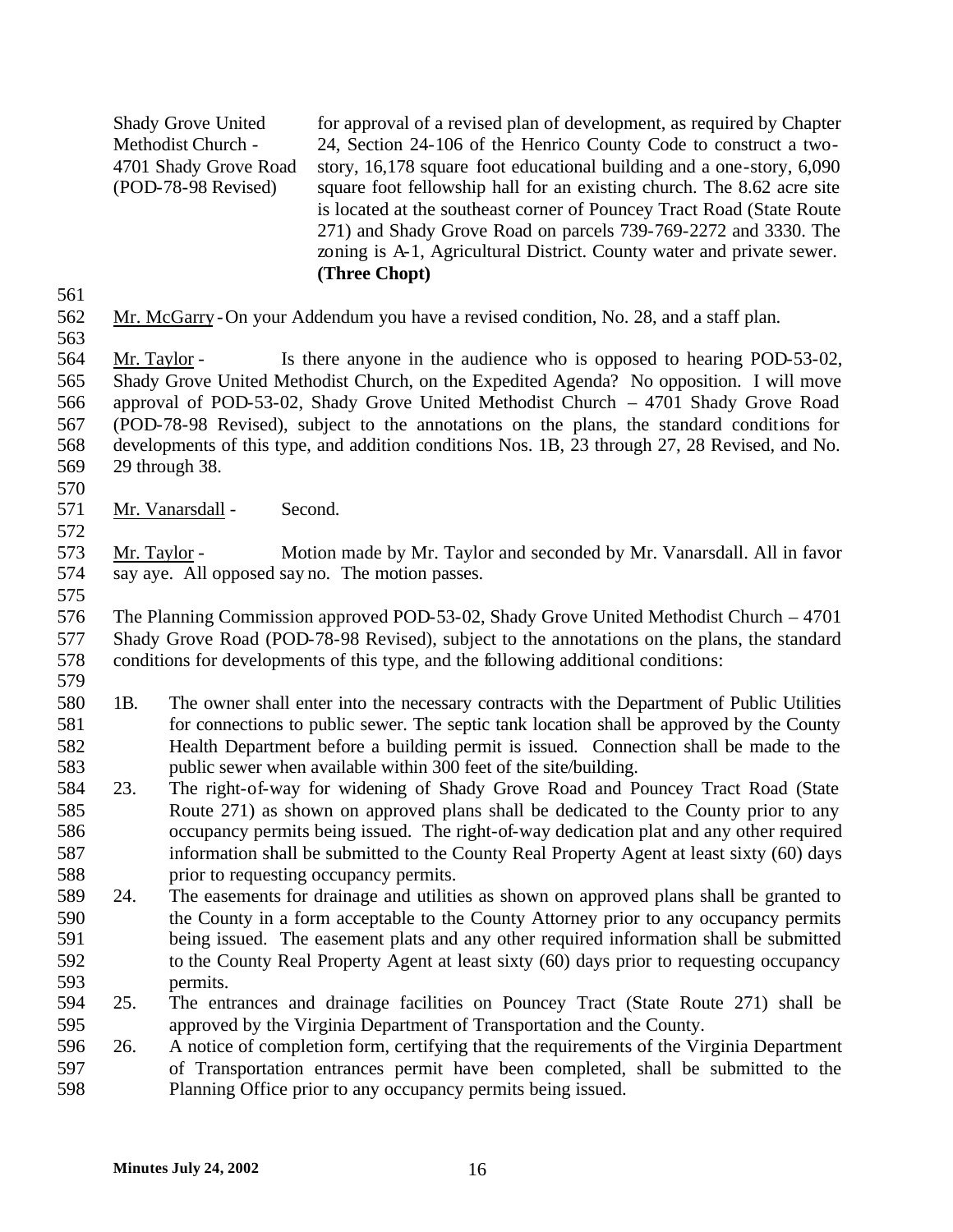Shady Grove United Methodist Church - 4701 Shady Grove Road (POD-78-98 Revised) for approval of a revised plan of development, as required by Chapter 24, Section 24-106 of the Henrico County Code to construct a two-story, 16,178 square foot educational building and a one-story, 6,090 square foot fellowship hall for an existing church. The 8.62 acre site is located at the southeast corner of Pouncey Tract Road (State Route 271) and Shady Grove Road on parcels 739-769-2272 and 3330. The zoning is A-1, Agricultural District. County water and private sewer. **(Three Chopt)**

Mr. McGarry - On your Addendum you have a revised condition, No. 28, and a staff plan.

Mr. Taylor - Is there anyone in the audience who is opposed to hearing POD-53-02, Shady Grove United Methodist Church, on the Expedited Agenda? No opposition. I will move approval of POD-53-02, Shady Grove United Methodist Church – 4701 Shady Grove Road (POD-78-98 Revised), subject to the annotations on the plans, the standard conditions for developments of this type, and addition conditions Nos. 1B, 23 through 27, 28 Revised, and No. 29 through 38.

Mr. Vanarsdall - Second.

Mr. Taylor - Motion made by Mr. Taylor and seconded by Mr. Vanarsdall. All in favor say aye. All opposed say no. The motion passes.

The Planning Commission approved POD-53-02, Shady Grove United Methodist Church – 4701 Shady Grove Road (POD-78-98 Revised), subject to the annotations on the plans, the standard conditions for developments of this type, and the following additional conditions:

1B. The owner shall enter into the necessary contracts with the Department of Public Utilities for connections to public sewer. The septic tank location shall be approved by the County Health Department before a building permit is issued. Connection shall be made to the public sewer when available within 300 feet of the site/building.

23. The right-of-way for widening of Shady Grove Road and Pouncey Tract Road (State Route 271) as shown on approved plans shall be dedicated to the County prior to any occupancy permits being issued. The right-of-way dedication plat and any other required information shall be submitted to the County Real Property Agent at least sixty (60) days prior to requesting occupancy permits.

24. The easements for drainage and utilities as shown on approved plans shall be granted to the County in a form acceptable to the County Attorney prior to any occupancy permits being issued. The easement plats and any other required information shall be submitted to the County Real Property Agent at least sixty (60) days prior to requesting occupancy permits.

25. The entrances and drainage facilities on Pouncey Tract (State Route 271) shall be approved by the Virginia Department of Transportation and the County.

26. A notice of completion form, certifying that the requirements of the Virginia Department of Transportation entrances permit have been completed, shall be submitted to the Planning Office prior to any occupancy permits being issued.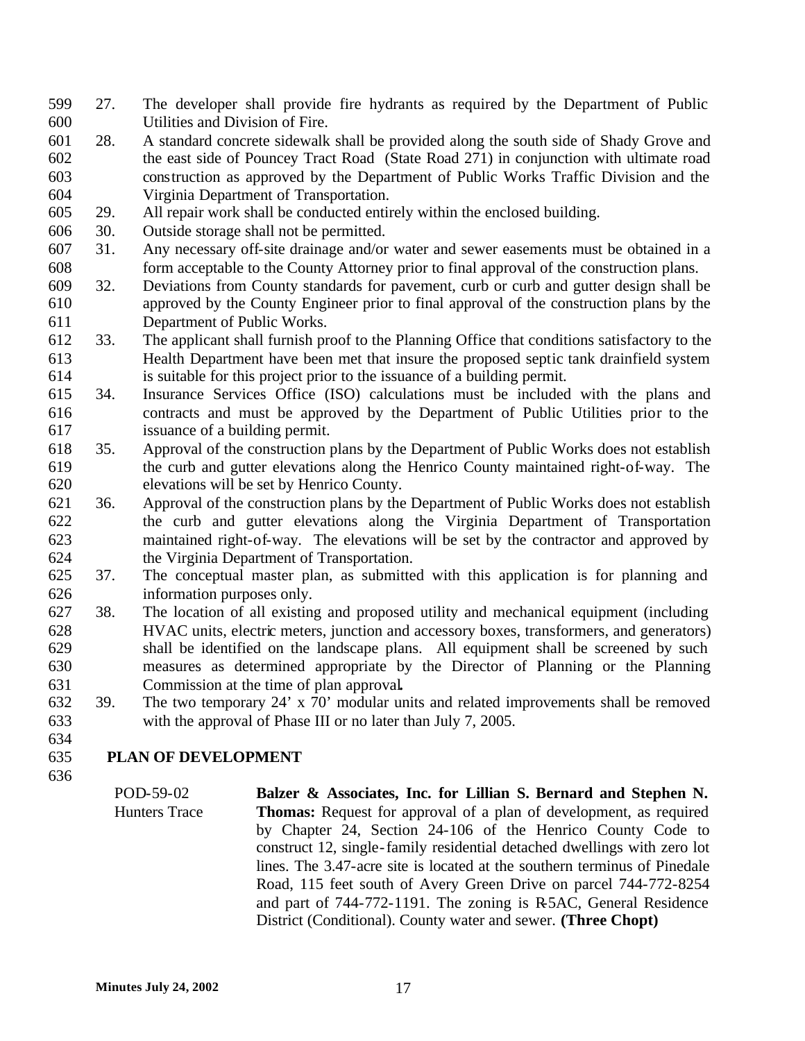27. The developer shall provide fire hydrants as required by the Department of Public Utilities and Division of Fire.
28. A standard concrete sidewalk shall be provided along the south side of Shady Grove and the east side of Pouncey Tract Road (State Road 271) in conjunction with ultimate road construction as approved by the Department of Public Works Traffic Division and the Virginia Department of Transportation.
29. All repair work shall be conducted entirely within the enclosed building.
30. Outside storage shall not be permitted.
31. Any necessary off-site drainage and/or water and sewer easements must be obtained in a form acceptable to the County Attorney prior to final approval of the construction plans.
32. Deviations from County standards for pavement, curb or curb and gutter design shall be approved by the County Engineer prior to final approval of the construction plans by the Department of Public Works.
33. The applicant shall furnish proof to the Planning Office that conditions satisfactory to the Health Department have been met that insure the proposed septic tank drainfield system is suitable for this project prior to the issuance of a building permit.
34. Insurance Services Office (ISO) calculations must be included with the plans and contracts and must be approved by the Department of Public Utilities prior to the issuance of a building permit.
35. Approval of the construction plans by the Department of Public Works does not establish the curb and gutter elevations along the Henrico County maintained right-of-way. The elevations will be set by Henrico County.
36. Approval of the construction plans by the Department of Public Works does not establish the curb and gutter elevations along the Virginia Department of Transportation maintained right-of-way. The elevations will be set by the contractor and approved by the Virginia Department of Transportation.
37. The conceptual master plan, as submitted with this application is for planning and information purposes only.
38. The location of all existing and proposed utility and mechanical equipment (including HVAC units, electric meters, junction and accessory boxes, transformers, and generators) shall be identified on the landscape plans. All equipment shall be screened by such measures as determined appropriate by the Director of Planning or the Planning Commission at the time of plan approval.
39. The two temporary 24' x 70' modular units and related improvements shall be removed with the approval of Phase III or no later than July 7, 2005.

## PLAN OF DEVELOPMENT

POD-59-02
Hunters Trace

**Balzer & Associates, Inc. for Lillian S. Bernard and Stephen N. Thomas:** Request for approval of a plan of development, as required by Chapter 24, Section 24-106 of the Henrico County Code to construct 12, single-family residential detached dwellings with zero lot lines. The 3.47-acre site is located at the southern terminus of Pinedale Road, 115 feet south of Avery Green Drive on parcel 744-772-8254 and part of 744-772-1191. The zoning is R-5AC, General Residence District (Conditional). County water and sewer. **(Three Chopt)**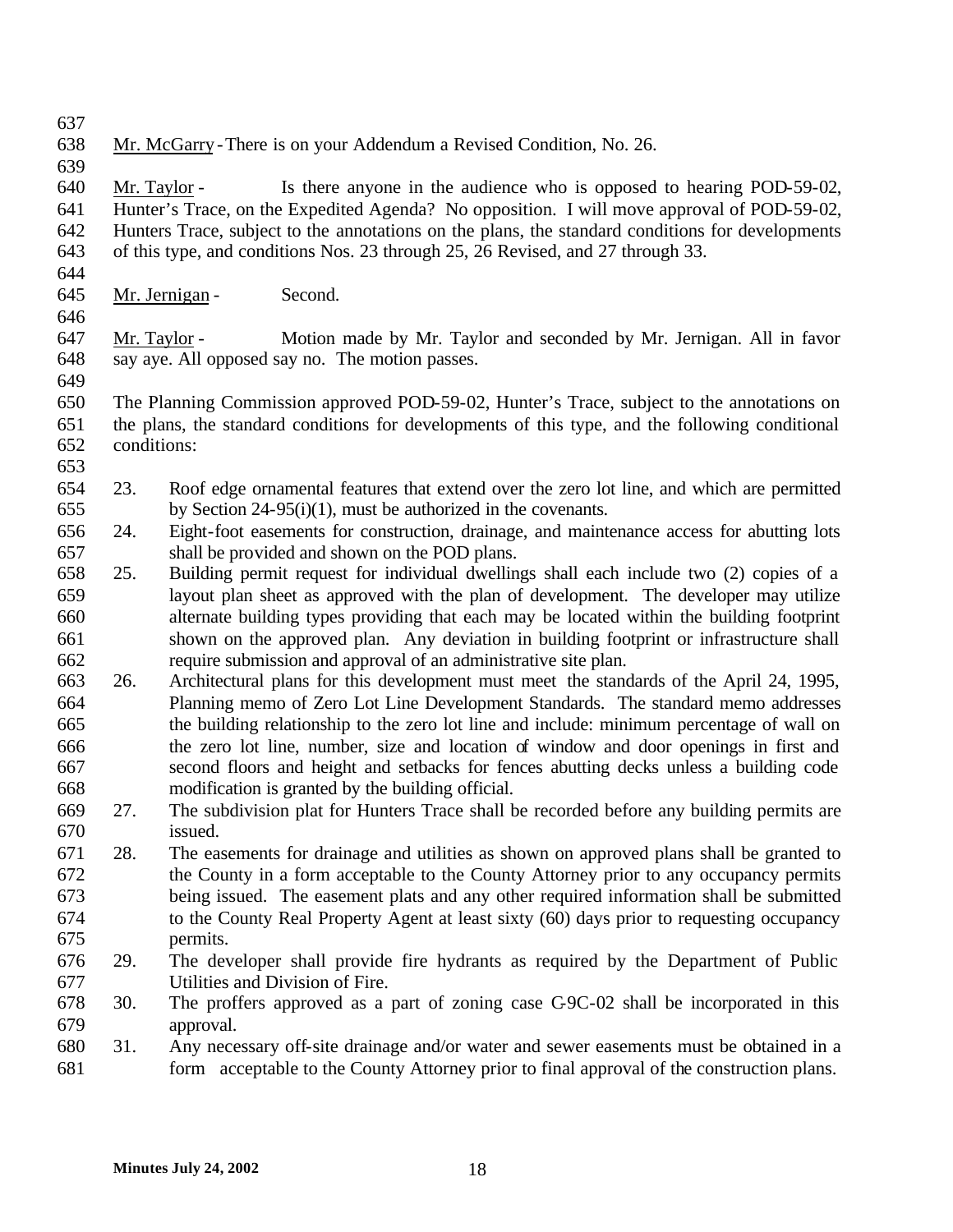Mr. McGarry - There is on your Addendum a Revised Condition, No. 26.

Mr. Taylor - Is there anyone in the audience who is opposed to hearing POD-59-02, Hunter's Trace, on the Expedited Agenda? No opposition. I will move approval of POD-59-02, Hunters Trace, subject to the annotations on the plans, the standard conditions for developments of this type, and conditions Nos. 23 through 25, 26 Revised, and 27 through 33.

Mr. Jernigan - Second.

Mr. Taylor - Motion made by Mr. Taylor and seconded by Mr. Jernigan. All in favor say aye. All opposed say no. The motion passes.

The Planning Commission approved POD-59-02, Hunter's Trace, subject to the annotations on the plans, the standard conditions for developments of this type, and the following conditional conditions:

23. Roof edge ornamental features that extend over the zero lot line, and which are permitted by Section 24-95(i)(1), must be authorized in the covenants.
24. Eight-foot easements for construction, drainage, and maintenance access for abutting lots shall be provided and shown on the POD plans.
25. Building permit request for individual dwellings shall each include two (2) copies of a layout plan sheet as approved with the plan of development. The developer may utilize alternate building types providing that each may be located within the building footprint shown on the approved plan. Any deviation in building footprint or infrastructure shall require submission and approval of an administrative site plan.
26. Architectural plans for this development must meet the standards of the April 24, 1995, Planning memo of Zero Lot Line Development Standards. The standard memo addresses the building relationship to the zero lot line and include: minimum percentage of wall on the zero lot line, number, size and location of window and door openings in first and second floors and height and setbacks for fences abutting decks unless a building code modification is granted by the building official.
27. The subdivision plat for Hunters Trace shall be recorded before any building permits are issued.
28. The easements for drainage and utilities as shown on approved plans shall be granted to the County in a form acceptable to the County Attorney prior to any occupancy permits being issued. The easement plats and any other required information shall be submitted to the County Real Property Agent at least sixty (60) days prior to requesting occupancy permits.
29. The developer shall provide fire hydrants as required by the Department of Public Utilities and Division of Fire.
30. The proffers approved as a part of zoning case C-9C-02 shall be incorporated in this approval.
31. Any necessary off-site drainage and/or water and sewer easements must be obtained in a form acceptable to the County Attorney prior to final approval of the construction plans.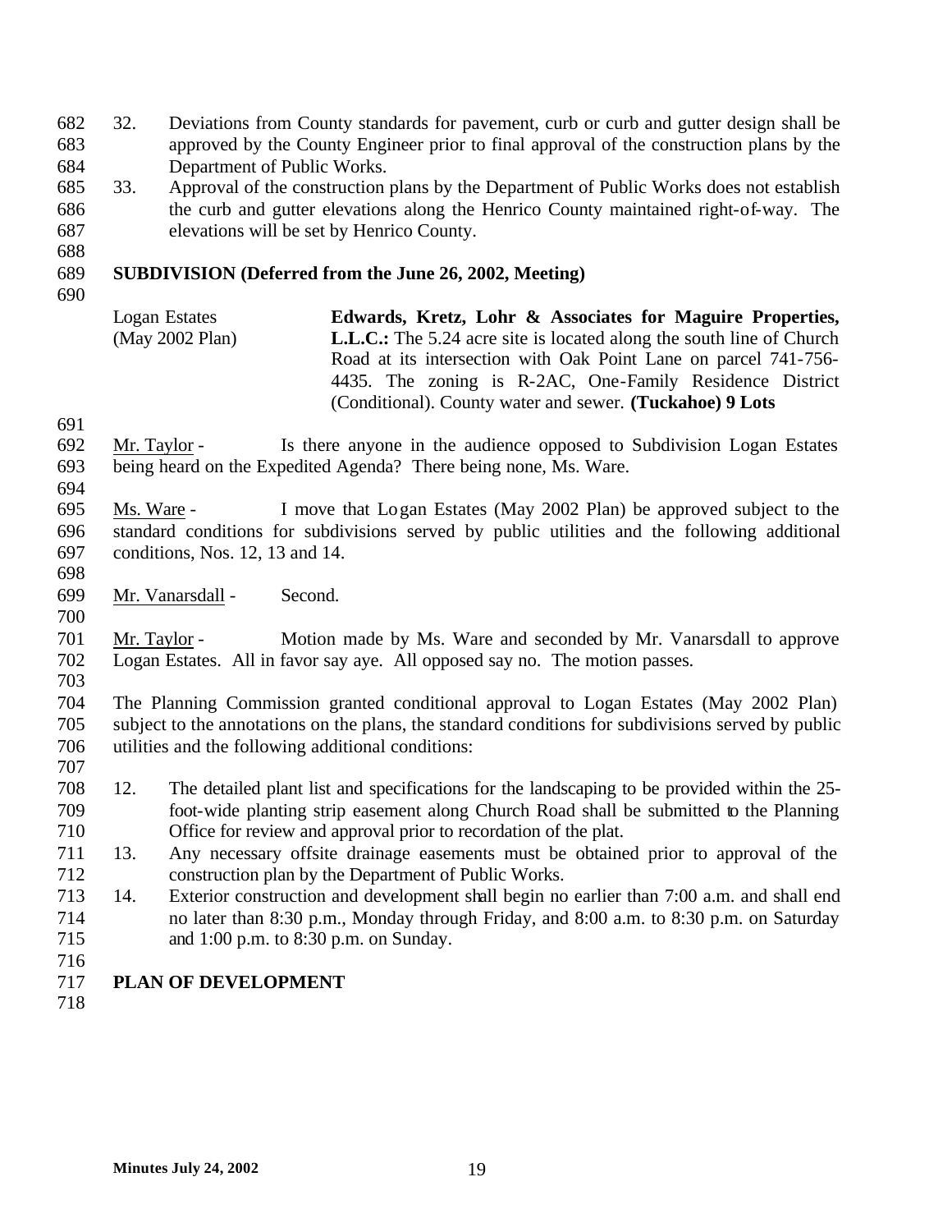32. Deviations from County standards for pavement, curb or curb and gutter design shall be approved by the County Engineer prior to final approval of the construction plans by the Department of Public Works.
33. Approval of the construction plans by the Department of Public Works does not establish the curb and gutter elevations along the Henrico County maintained right-of-way. The elevations will be set by Henrico County.

**SUBDIVISION (Deferred from the June 26, 2002, Meeting)**

| | |
|---|---|
| Logan Estates (May 2002 Plan) | **Edwards, Kretz, Lohr & Associates for Maguire Properties, L.L.C.:** The 5.24 acre site is located along the south line of Church Road at its intersection with Oak Point Lane on parcel 741-756-4435. The zoning is R-2AC, One-Family Residence District (Conditional). County water and sewer. **(Tuckahoe) 9 Lots** |

Mr. Taylor - Is there anyone in the audience opposed to Subdivision Logan Estates being heard on the Expedited Agenda? There being none, Ms. Ware.

Ms. Ware - I move that Logan Estates (May 2002 Plan) be approved subject to the standard conditions for subdivisions served by public utilities and the following additional conditions, Nos. 12, 13 and 14.

Mr. Vanarsdall - Second.

Mr. Taylor - Motion made by Ms. Ware and seconded by Mr. Vanarsdall to approve Logan Estates. All in favor say aye. All opposed say no. The motion passes.

The Planning Commission granted conditional approval to Logan Estates (May 2002 Plan) subject to the annotations on the plans, the standard conditions for subdivisions served by public utilities and the following additional conditions:

12. The detailed plant list and specifications for the landscaping to be provided within the 25-foot-wide planting strip easement along Church Road shall be submitted to the Planning Office for review and approval prior to recordation of the plat.
13. Any necessary offsite drainage easements must be obtained prior to approval of the construction plan by the Department of Public Works.
14. Exterior construction and development shall begin no earlier than 7:00 a.m. and shall end no later than 8:30 p.m., Monday through Friday, and 8:00 a.m. to 8:30 p.m. on Saturday and 1:00 p.m. to 8:30 p.m. on Sunday.

**PLAN OF DEVELOPMENT**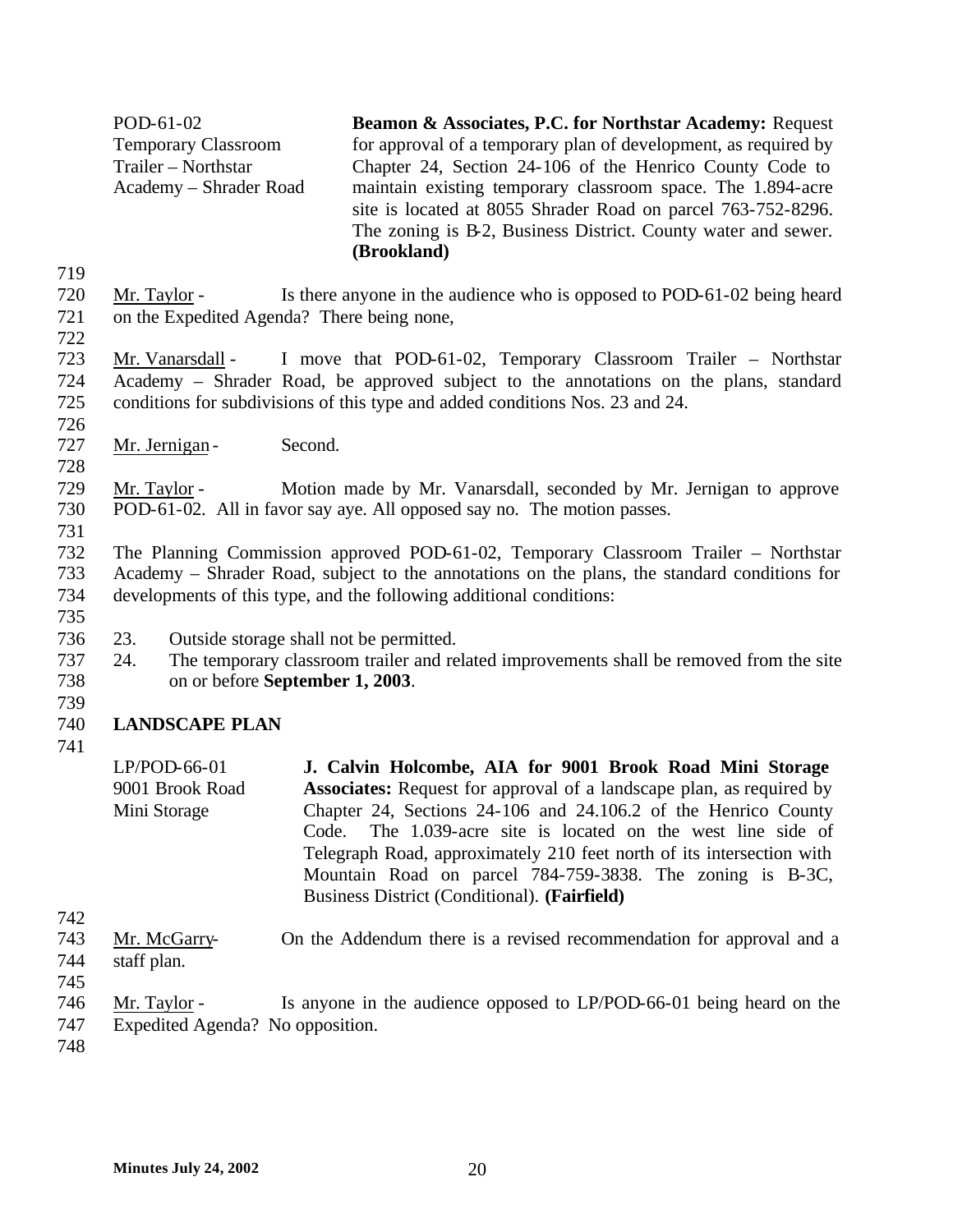POD-61-02
Temporary Classroom Trailer – Northstar Academy – Shrader Road

**Beamon & Associates, P.C. for Northstar Academy:** Request for approval of a temporary plan of development, as required by Chapter 24, Section 24-106 of the Henrico County Code to maintain existing temporary classroom space. The 1.894-acre site is located at 8055 Shrader Road on parcel 763-752-8296. The zoning is B-2, Business District. County water and sewer. **(Brookland)**

Mr. Taylor - Is there anyone in the audience who is opposed to POD-61-02 being heard on the Expedited Agenda? There being none,

Mr. Vanarsdall - I move that POD-61-02, Temporary Classroom Trailer – Northstar Academy – Shrader Road, be approved subject to the annotations on the plans, standard conditions for subdivisions of this type and added conditions Nos. 23 and 24.

Mr. Jernigan - Second.

Mr. Taylor - Motion made by Mr. Vanarsdall, seconded by Mr. Jernigan to approve POD-61-02. All in favor say aye. All opposed say no. The motion passes.

The Planning Commission approved POD-61-02, Temporary Classroom Trailer – Northstar Academy – Shrader Road, subject to the annotations on the plans, the standard conditions for developments of this type, and the following additional conditions:

23. Outside storage shall not be permitted.
24. The temporary classroom trailer and related improvements shall be removed from the site on or before **September 1, 2003**.

## LANDSCAPE PLAN

LP/POD-66-01
9001 Brook Road Mini Storage

**J. Calvin Holcombe, AIA for 9001 Brook Road Mini Storage Associates:** Request for approval of a landscape plan, as required by Chapter 24, Sections 24-106 and 24.106.2 of the Henrico County Code. The 1.039-acre site is located on the west line side of Telegraph Road, approximately 210 feet north of its intersection with Mountain Road on parcel 784-759-3838. The zoning is B-3C, Business District (Conditional). **(Fairfield)**

Mr. McGarry- On the Addendum there is a revised recommendation for approval and a staff plan.

Mr. Taylor - Is anyone in the audience opposed to LP/POD-66-01 being heard on the Expedited Agenda? No opposition.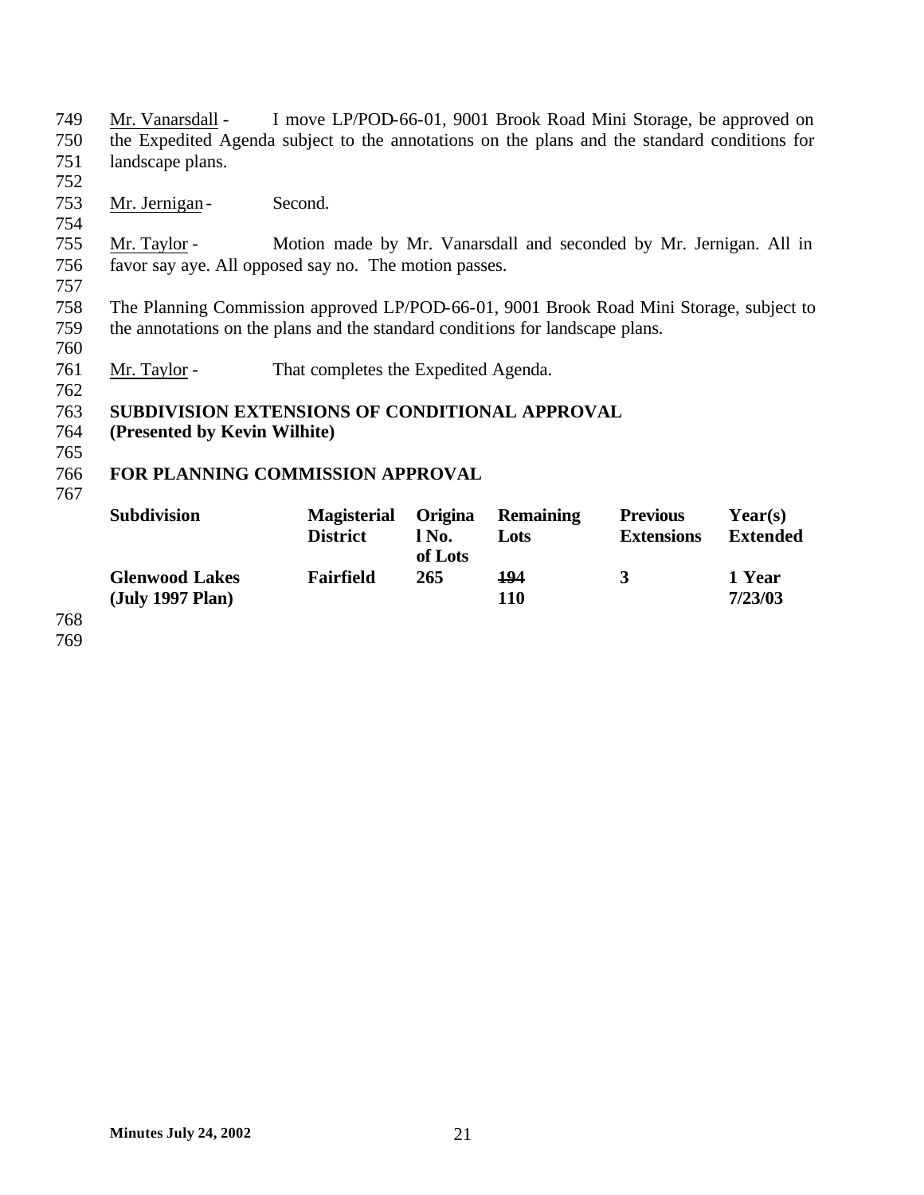Mr. Vanarsdall - I move LP/POD-66-01, 9001 Brook Road Mini Storage, be approved on the Expedited Agenda subject to the annotations on the plans and the standard conditions for landscape plans.

Mr. Jernigan - Second.

Mr. Taylor - Motion made by Mr. Vanarsdall and seconded by Mr. Jernigan. All in favor say aye. All opposed say no. The motion passes.

The Planning Commission approved LP/POD-66-01, 9001 Brook Road Mini Storage, subject to the annotations on the plans and the standard conditions for landscape plans.

Mr. Taylor - That completes the Expedited Agenda.

**SUBDIVISION EXTENSIONS OF CONDITIONAL APPROVAL**
**(Presented by Kevin Wilhite)**

**FOR PLANNING COMMISSION APPROVAL**

| Subdivision | Magisterial District | Original No. of Lots | Remaining Lots | Previous Extensions | Year(s) Extended |
|---|---|---|---|---|---|
| **Glenwood Lakes (July 1997 Plan)** | **Fairfield** | **265** | ~~**194**~~ **110** | **3** | **1 Year 7/23/03** |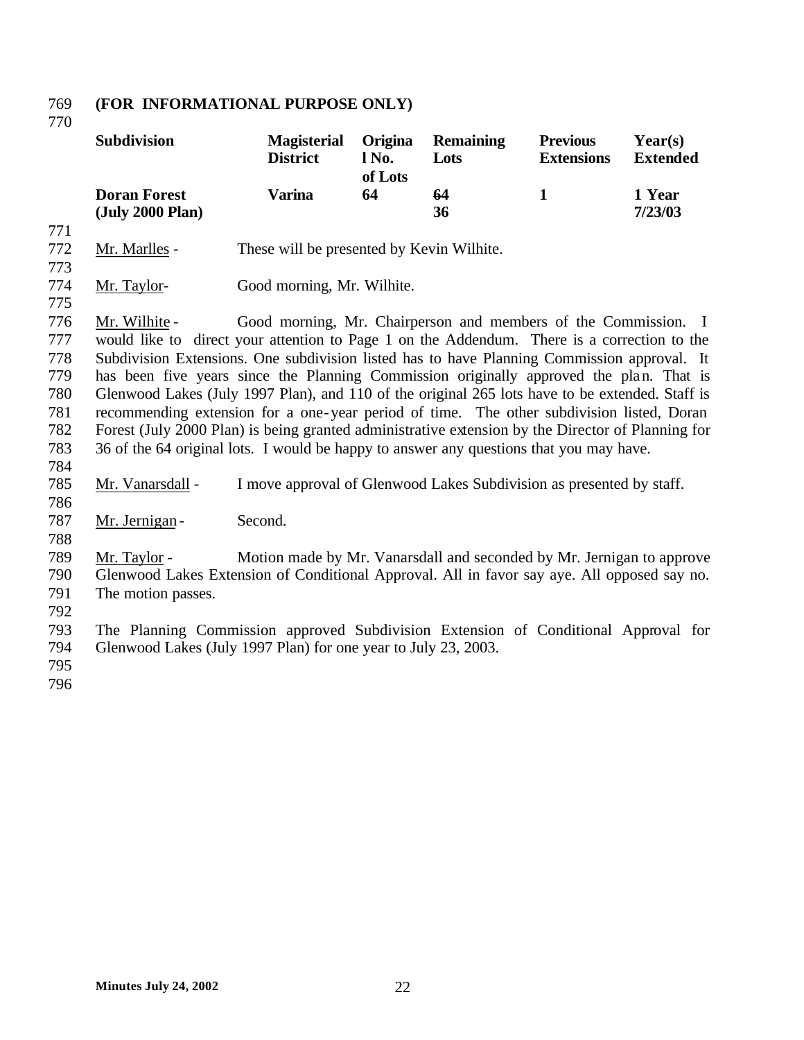**(FOR INFORMATIONAL PURPOSE ONLY)**

| Subdivision | Magisterial District | Original No. of Lots | Remaining Lots | Previous Extensions | Year(s) Extended |
|---|---|---|---|---|---|
| **Doran Forest (July 2000 Plan)** | **Varina** | **64** | ~~**64**~~ **36** | **1** | **1 Year 7/23/03** |

Mr. Marlles - These will be presented by Kevin Wilhite.

Mr. Taylor- Good morning, Mr. Wilhite.

Mr. Wilhite - Good morning, Mr. Chairperson and members of the Commission. I would like to direct your attention to Page 1 on the Addendum. There is a correction to the Subdivision Extensions. One subdivision listed has to have Planning Commission approval. It has been five years since the Planning Commission originally approved the plan. That is Glenwood Lakes (July 1997 Plan), and 110 of the original 265 lots have to be extended. Staff is recommending extension for a one-year period of time. The other subdivision listed, Doran Forest (July 2000 Plan) is being granted administrative extension by the Director of Planning for 36 of the 64 original lots. I would be happy to answer any questions that you may have.

Mr. Vanarsdall - I move approval of Glenwood Lakes Subdivision as presented by staff.

Mr. Jernigan - Second.

Mr. Taylor - Motion made by Mr. Vanarsdall and seconded by Mr. Jernigan to approve Glenwood Lakes Extension of Conditional Approval. All in favor say aye. All opposed say no. The motion passes.

The Planning Commission approved Subdivision Extension of Conditional Approval for Glenwood Lakes (July 1997 Plan) for one year to July 23, 2003.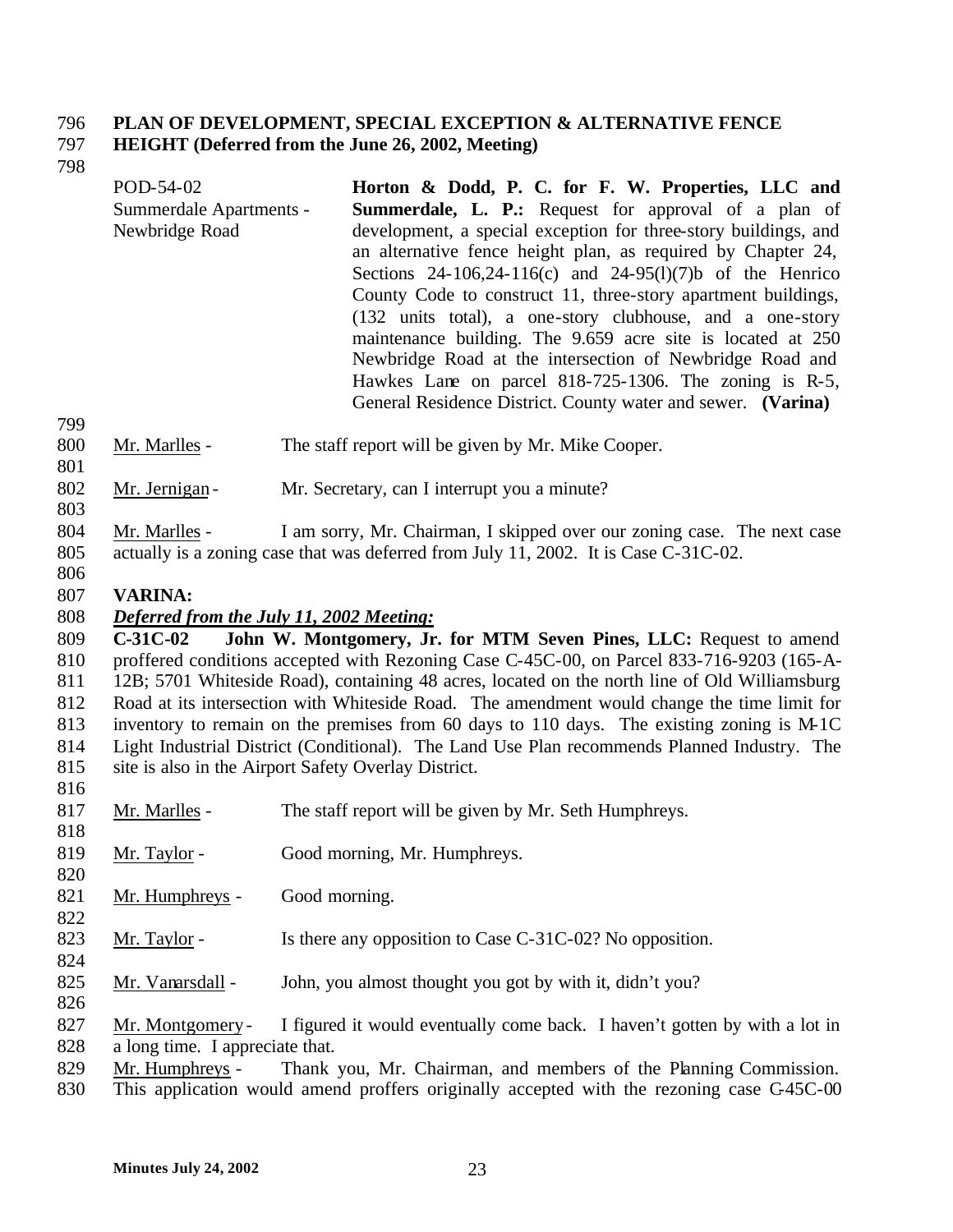**PLAN OF DEVELOPMENT, SPECIAL EXCEPTION & ALTERNATIVE FENCE HEIGHT (Deferred from the June 26, 2002, Meeting)**

| | |
|---|---|
| POD-54-02<br>Summerdale Apartments - Newbridge Road | **Horton & Dodd, P. C. for F. W. Properties, LLC and Summerdale, L. P.:** Request for approval of a plan of development, a special exception for three-story buildings, and an alternative fence height plan, as required by Chapter 24, Sections 24-106,24-116(c) and 24-95(l)(7)b of the Henrico County Code to construct 11, three-story apartment buildings, (132 units total), a one-story clubhouse, and a one-story maintenance building. The 9.659 acre site is located at 250 Newbridge Road at the intersection of Newbridge Road and Hawkes Lane on parcel 818-725-1306. The zoning is R-5, General Residence District. County water and sewer. **(Varina)** |

Mr. Marlles - The staff report will be given by Mr. Mike Cooper.

Mr. Jernigan - Mr. Secretary, can I interrupt you a minute?

Mr. Marlles - I am sorry, Mr. Chairman, I skipped over our zoning case. The next case actually is a zoning case that was deferred from July 11, 2002. It is Case C-31C-02.

**VARINA:**

***Deferred from the July 11, 2002 Meeting:***

**C-31C-02 John W. Montgomery, Jr. for MTM Seven Pines, LLC:** Request to amend proffered conditions accepted with Rezoning Case C-45C-00, on Parcel 833-716-9203 (165-A-12B; 5701 Whiteside Road), containing 48 acres, located on the north line of Old Williamsburg Road at its intersection with Whiteside Road. The amendment would change the time limit for inventory to remain on the premises from 60 days to 110 days. The existing zoning is M-1C Light Industrial District (Conditional). The Land Use Plan recommends Planned Industry. The site is also in the Airport Safety Overlay District.

Mr. Marlles - The staff report will be given by Mr. Seth Humphreys.

Mr. Taylor - Good morning, Mr. Humphreys.

Mr. Humphreys - Good morning.

Mr. Taylor - Is there any opposition to Case C-31C-02? No opposition.

Mr. Vanarsdall - John, you almost thought you got by with it, didn't you?

Mr. Montgomery - I figured it would eventually come back. I haven't gotten by with a lot in a long time. I appreciate that.

Mr. Humphreys - Thank you, Mr. Chairman, and members of the Planning Commission. This application would amend proffers originally accepted with the rezoning case C-45C-00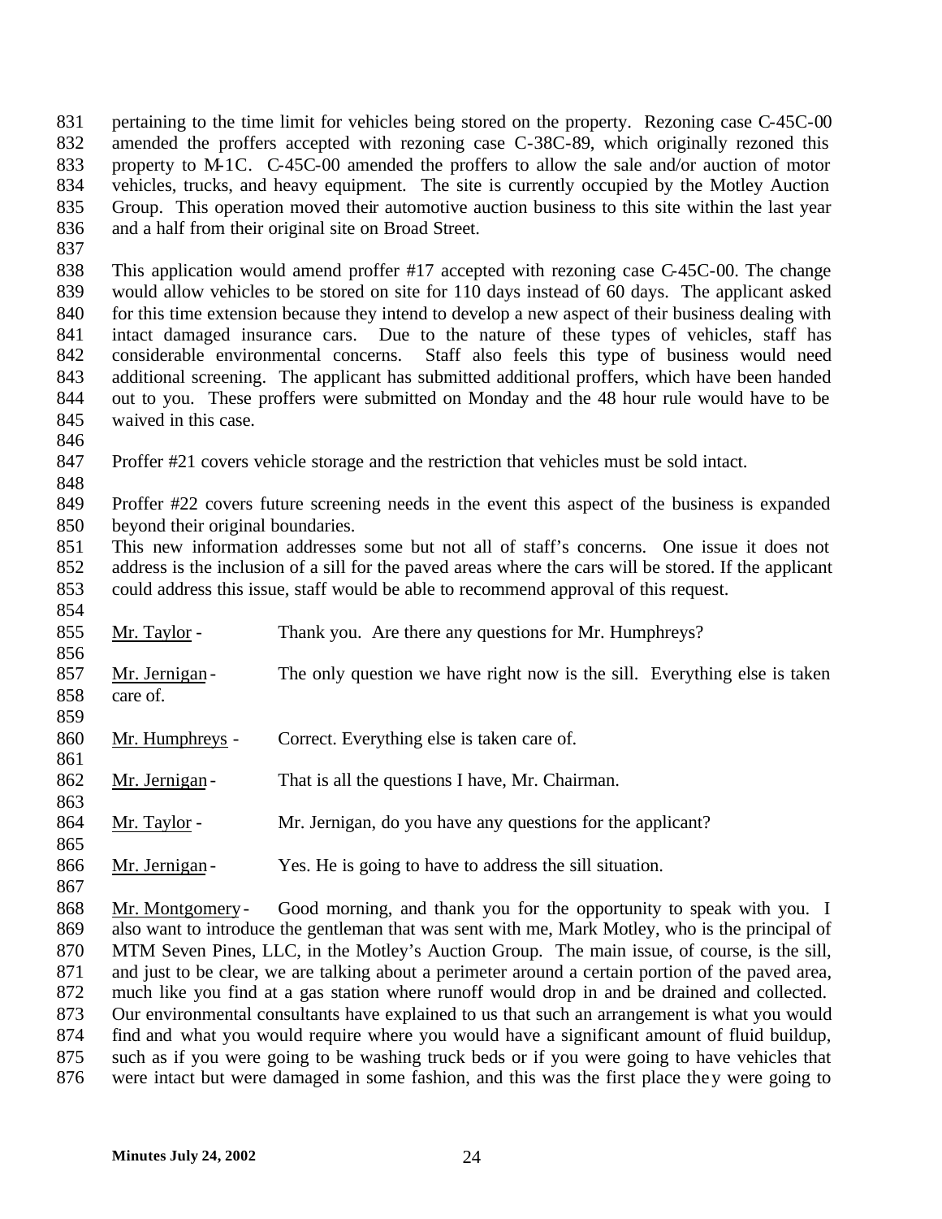pertaining to the time limit for vehicles being stored on the property. Rezoning case C-45C-00 amended the proffers accepted with rezoning case C-38C-89, which originally rezoned this property to M-1C. C-45C-00 amended the proffers to allow the sale and/or auction of motor vehicles, trucks, and heavy equipment. The site is currently occupied by the Motley Auction Group. This operation moved their automotive auction business to this site within the last year and a half from their original site on Broad Street.

This application would amend proffer #17 accepted with rezoning case C-45C-00. The change would allow vehicles to be stored on site for 110 days instead of 60 days. The applicant asked for this time extension because they intend to develop a new aspect of their business dealing with intact damaged insurance cars. Due to the nature of these types of vehicles, staff has considerable environmental concerns. Staff also feels this type of business would need additional screening. The applicant has submitted additional proffers, which have been handed out to you. These proffers were submitted on Monday and the 48 hour rule would have to be waived in this case.

Proffer #21 covers vehicle storage and the restriction that vehicles must be sold intact.

Proffer #22 covers future screening needs in the event this aspect of the business is expanded beyond their original boundaries.
This new information addresses some but not all of staff's concerns. One issue it does not address is the inclusion of a sill for the paved areas where the cars will be stored. If the applicant could address this issue, staff would be able to recommend approval of this request.

Mr. Taylor - Thank you. Are there any questions for Mr. Humphreys?

Mr. Jernigan - The only question we have right now is the sill. Everything else is taken care of.

Mr. Humphreys - Correct. Everything else is taken care of.

Mr. Jernigan - That is all the questions I have, Mr. Chairman.

Mr. Taylor - Mr. Jernigan, do you have any questions for the applicant?

Mr. Jernigan - Yes. He is going to have to address the sill situation.

Mr. Montgomery - Good morning, and thank you for the opportunity to speak with you. I also want to introduce the gentleman that was sent with me, Mark Motley, who is the principal of MTM Seven Pines, LLC, in the Motley's Auction Group. The main issue, of course, is the sill, and just to be clear, we are talking about a perimeter around a certain portion of the paved area, much like you find at a gas station where runoff would drop in and be drained and collected. Our environmental consultants have explained to us that such an arrangement is what you would find and what you would require where you would have a significant amount of fluid buildup, such as if you were going to be washing truck beds or if you were going to have vehicles that were intact but were damaged in some fashion, and this was the first place they were going to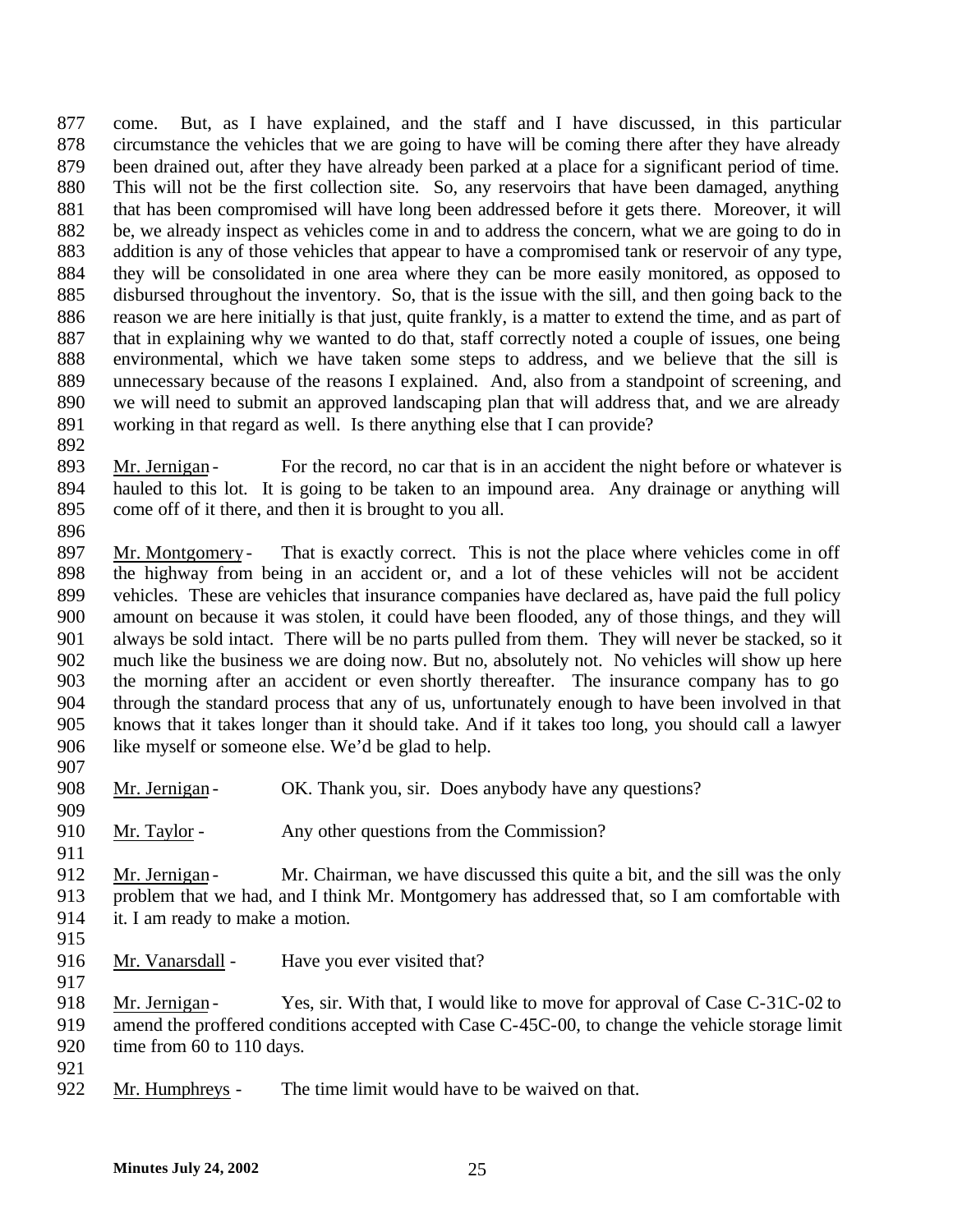come. But, as I have explained, and the staff and I have discussed, in this particular circumstance the vehicles that we are going to have will be coming there after they have already been drained out, after they have already been parked at a place for a significant period of time. This will not be the first collection site. So, any reservoirs that have been damaged, anything that has been compromised will have long been addressed before it gets there. Moreover, it will be, we already inspect as vehicles come in and to address the concern, what we are going to do in addition is any of those vehicles that appear to have a compromised tank or reservoir of any type, they will be consolidated in one area where they can be more easily monitored, as opposed to disbursed throughout the inventory. So, that is the issue with the sill, and then going back to the reason we are here initially is that just, quite frankly, is a matter to extend the time, and as part of that in explaining why we wanted to do that, staff correctly noted a couple of issues, one being environmental, which we have taken some steps to address, and we believe that the sill is unnecessary because of the reasons I explained. And, also from a standpoint of screening, and we will need to submit an approved landscaping plan that will address that, and we are already working in that regard as well. Is there anything else that I can provide?

Mr. Jernigan - For the record, no car that is in an accident the night before or whatever is hauled to this lot. It is going to be taken to an impound area. Any drainage or anything will come off of it there, and then it is brought to you all.

Mr. Montgomery - That is exactly correct. This is not the place where vehicles come in off the highway from being in an accident or, and a lot of these vehicles will not be accident vehicles. These are vehicles that insurance companies have declared as, have paid the full policy amount on because it was stolen, it could have been flooded, any of those things, and they will always be sold intact. There will be no parts pulled from them. They will never be stacked, so it much like the business we are doing now. But no, absolutely not. No vehicles will show up here the morning after an accident or even shortly thereafter. The insurance company has to go through the standard process that any of us, unfortunately enough to have been involved in that knows that it takes longer than it should take. And if it takes too long, you should call a lawyer like myself or someone else. We'd be glad to help.

Mr. Jernigan - OK. Thank you, sir. Does anybody have any questions?

Mr. Taylor - Any other questions from the Commission?

Mr. Jernigan - Mr. Chairman, we have discussed this quite a bit, and the sill was the only problem that we had, and I think Mr. Montgomery has addressed that, so I am comfortable with it. I am ready to make a motion.

Mr. Vanarsdall - Have you ever visited that?

Mr. Jernigan - Yes, sir. With that, I would like to move for approval of Case C-31C-02 to amend the proffered conditions accepted with Case C-45C-00, to change the vehicle storage limit time from 60 to 110 days.

Mr. Humphreys - The time limit would have to be waived on that.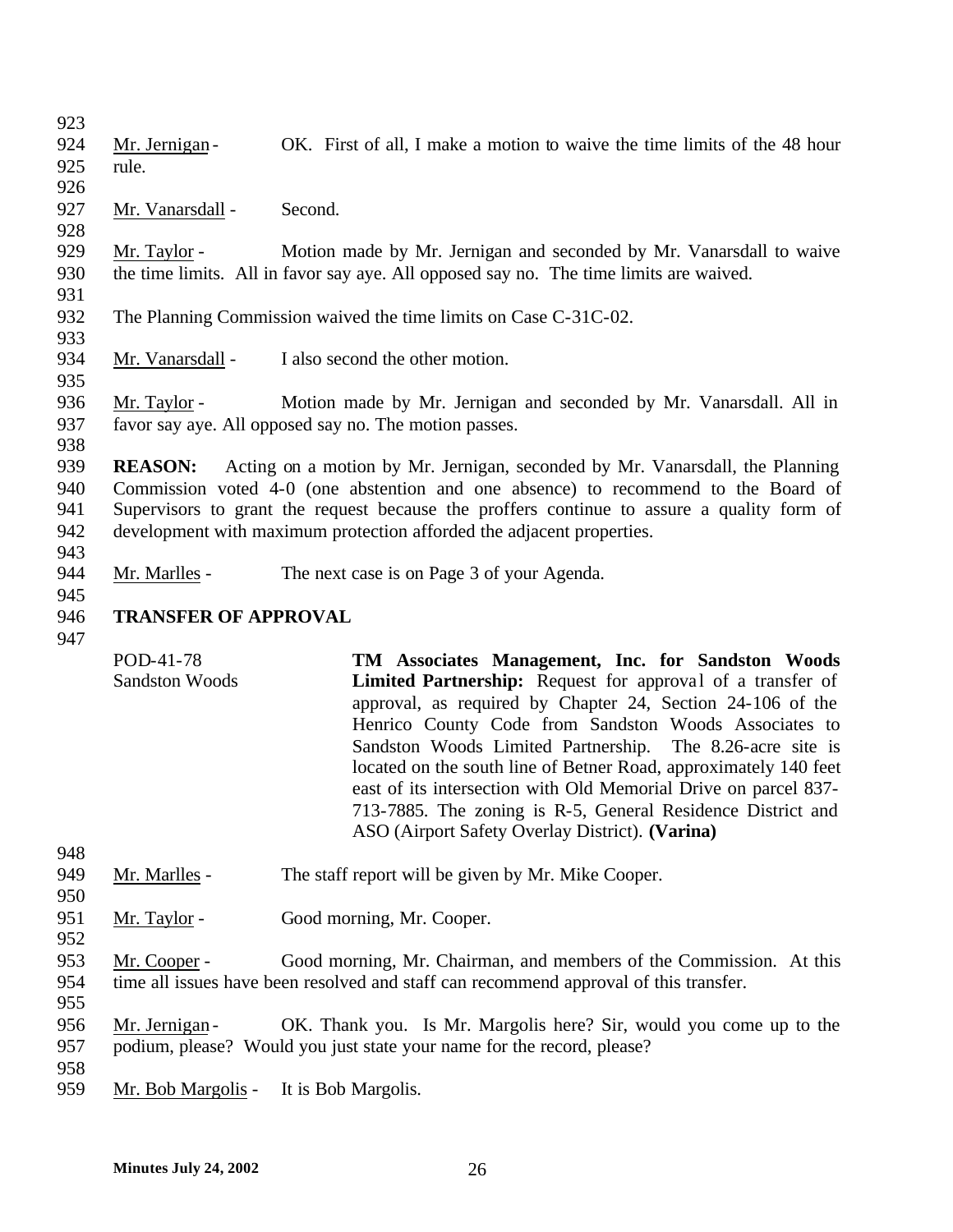Mr. Jernigan - OK. First of all, I make a motion to waive the time limits of the 48 hour rule.

Mr. Vanarsdall - Second.

Mr. Taylor - Motion made by Mr. Jernigan and seconded by Mr. Vanarsdall to waive the time limits. All in favor say aye. All opposed say no. The time limits are waived.

The Planning Commission waived the time limits on Case C-31C-02.

Mr. Vanarsdall - I also second the other motion.

Mr. Taylor - Motion made by Mr. Jernigan and seconded by Mr. Vanarsdall. All in favor say aye. All opposed say no. The motion passes.

**REASON:** Acting on a motion by Mr. Jernigan, seconded by Mr. Vanarsdall, the Planning Commission voted 4-0 (one abstention and one absence) to recommend to the Board of Supervisors to grant the request because the proffers continue to assure a quality form of development with maximum protection afforded the adjacent properties.

Mr. Marlles - The next case is on Page 3 of your Agenda.

## TRANSFER OF APPROVAL

POD-41-78
Sandston Woods

**TM Associates Management, Inc. for Sandston Woods Limited Partnership:** Request for approval of a transfer of approval, as required by Chapter 24, Section 24-106 of the Henrico County Code from Sandston Woods Associates to Sandston Woods Limited Partnership. The 8.26-acre site is located on the south line of Betner Road, approximately 140 feet east of its intersection with Old Memorial Drive on parcel 837-713-7885. The zoning is R-5, General Residence District and ASO (Airport Safety Overlay District). **(Varina)**

Mr. Marlles - The staff report will be given by Mr. Mike Cooper.

Mr. Taylor - Good morning, Mr. Cooper.

Mr. Cooper - Good morning, Mr. Chairman, and members of the Commission. At this time all issues have been resolved and staff can recommend approval of this transfer.

Mr. Jernigan - OK. Thank you. Is Mr. Margolis here? Sir, would you come up to the podium, please? Would you just state your name for the record, please?

Mr. Bob Margolis - It is Bob Margolis.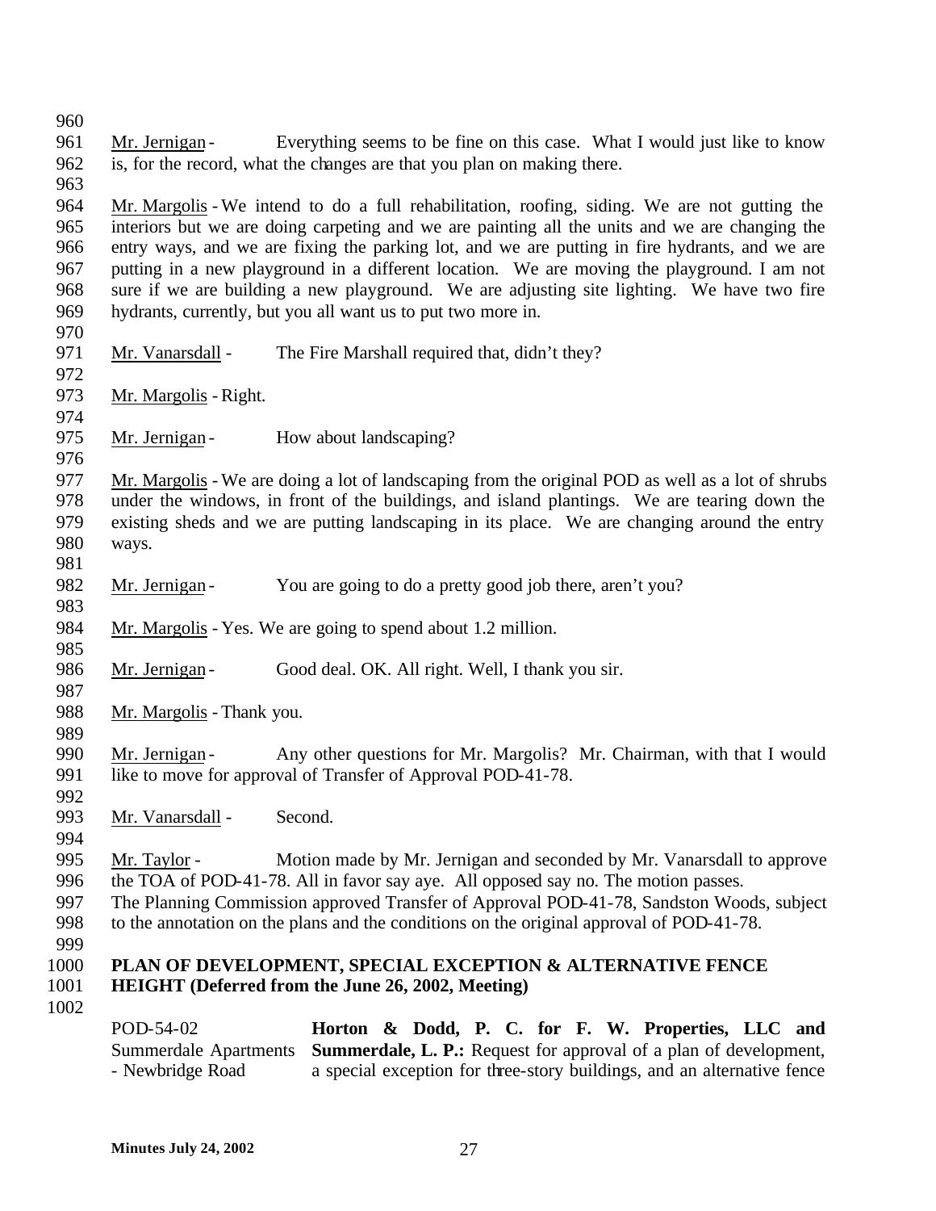Mr. Jernigan - Everything seems to be fine on this case. What I would just like to know is, for the record, what the changes are that you plan on making there.

Mr. Margolis - We intend to do a full rehabilitation, roofing, siding. We are not gutting the interiors but we are doing carpeting and we are painting all the units and we are changing the entry ways, and we are fixing the parking lot, and we are putting in fire hydrants, and we are putting in a new playground in a different location. We are moving the playground. I am not sure if we are building a new playground. We are adjusting site lighting. We have two fire hydrants, currently, but you all want us to put two more in.

Mr. Vanarsdall - The Fire Marshall required that, didn't they?

Mr. Margolis - Right.

Mr. Jernigan - How about landscaping?

Mr. Margolis - We are doing a lot of landscaping from the original POD as well as a lot of shrubs under the windows, in front of the buildings, and island plantings. We are tearing down the existing sheds and we are putting landscaping in its place. We are changing around the entry ways.

Mr. Jernigan - You are going to do a pretty good job there, aren't you?

Mr. Margolis - Yes. We are going to spend about 1.2 million.

Mr. Jernigan - Good deal. OK. All right. Well, I thank you sir.

Mr. Margolis - Thank you.

Mr. Jernigan - Any other questions for Mr. Margolis? Mr. Chairman, with that I would like to move for approval of Transfer of Approval POD-41-78.

Mr. Vanarsdall - Second.

Mr. Taylor - Motion made by Mr. Jernigan and seconded by Mr. Vanarsdall to approve the TOA of POD-41-78. All in favor say aye. All opposed say no. The motion passes.

The Planning Commission approved Transfer of Approval POD-41-78, Sandston Woods, subject to the annotation on the plans and the conditions on the original approval of POD-41-78.

**PLAN OF DEVELOPMENT, SPECIAL EXCEPTION & ALTERNATIVE FENCE HEIGHT (Deferred from the June 26, 2002, Meeting)**

POD-54-02
Summerdale Apartments - Newbridge Road

**Horton & Dodd, P. C. for F. W. Properties, LLC and Summerdale, L. P.:** Request for approval of a plan of development, a special exception for three-story buildings, and an alternative fence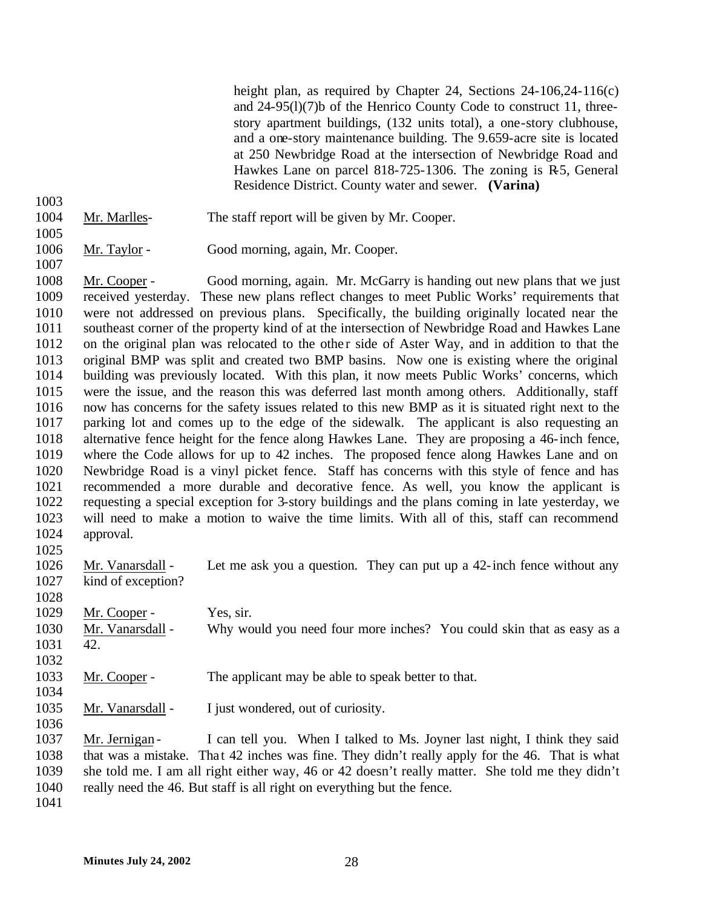height plan, as required by Chapter 24, Sections 24-106,24-116(c) and 24-95(l)(7)b of the Henrico County Code to construct 11, three-story apartment buildings, (132 units total), a one-story clubhouse, and a one-story maintenance building. The 9.659-acre site is located at 250 Newbridge Road at the intersection of Newbridge Road and Hawkes Lane on parcel 818-725-1306. The zoning is R-5, General Residence District. County water and sewer. **(Varina)**

Mr. Marlles- The staff report will be given by Mr. Cooper.

Mr. Taylor - Good morning, again, Mr. Cooper.

Mr. Cooper - Good morning, again. Mr. McGarry is handing out new plans that we just received yesterday. These new plans reflect changes to meet Public Works' requirements that were not addressed on previous plans. Specifically, the building originally located near the southeast corner of the property kind of at the intersection of Newbridge Road and Hawkes Lane on the original plan was relocated to the other side of Aster Way, and in addition to that the original BMP was split and created two BMP basins. Now one is existing where the original building was previously located. With this plan, it now meets Public Works' concerns, which were the issue, and the reason this was deferred last month among others. Additionally, staff now has concerns for the safety issues related to this new BMP as it is situated right next to the parking lot and comes up to the edge of the sidewalk. The applicant is also requesting an alternative fence height for the fence along Hawkes Lane. They are proposing a 46-inch fence, where the Code allows for up to 42 inches. The proposed fence along Hawkes Lane and on Newbridge Road is a vinyl picket fence. Staff has concerns with this style of fence and has recommended a more durable and decorative fence. As well, you know the applicant is requesting a special exception for 3-story buildings and the plans coming in late yesterday, we will need to make a motion to waive the time limits. With all of this, staff can recommend approval.

Mr. Vanarsdall - Let me ask you a question. They can put up a 42-inch fence without any kind of exception?

Mr. Cooper - Yes, sir.

Mr. Vanarsdall - Why would you need four more inches? You could skin that as easy as a 42.

Mr. Cooper - The applicant may be able to speak better to that.

Mr. Vanarsdall - I just wondered, out of curiosity.

Mr. Jernigan - I can tell you. When I talked to Ms. Joyner last night, I think they said that was a mistake. That 42 inches was fine. They didn't really apply for the 46. That is what she told me. I am all right either way, 46 or 42 doesn't really matter. She told me they didn't really need the 46. But staff is all right on everything but the fence.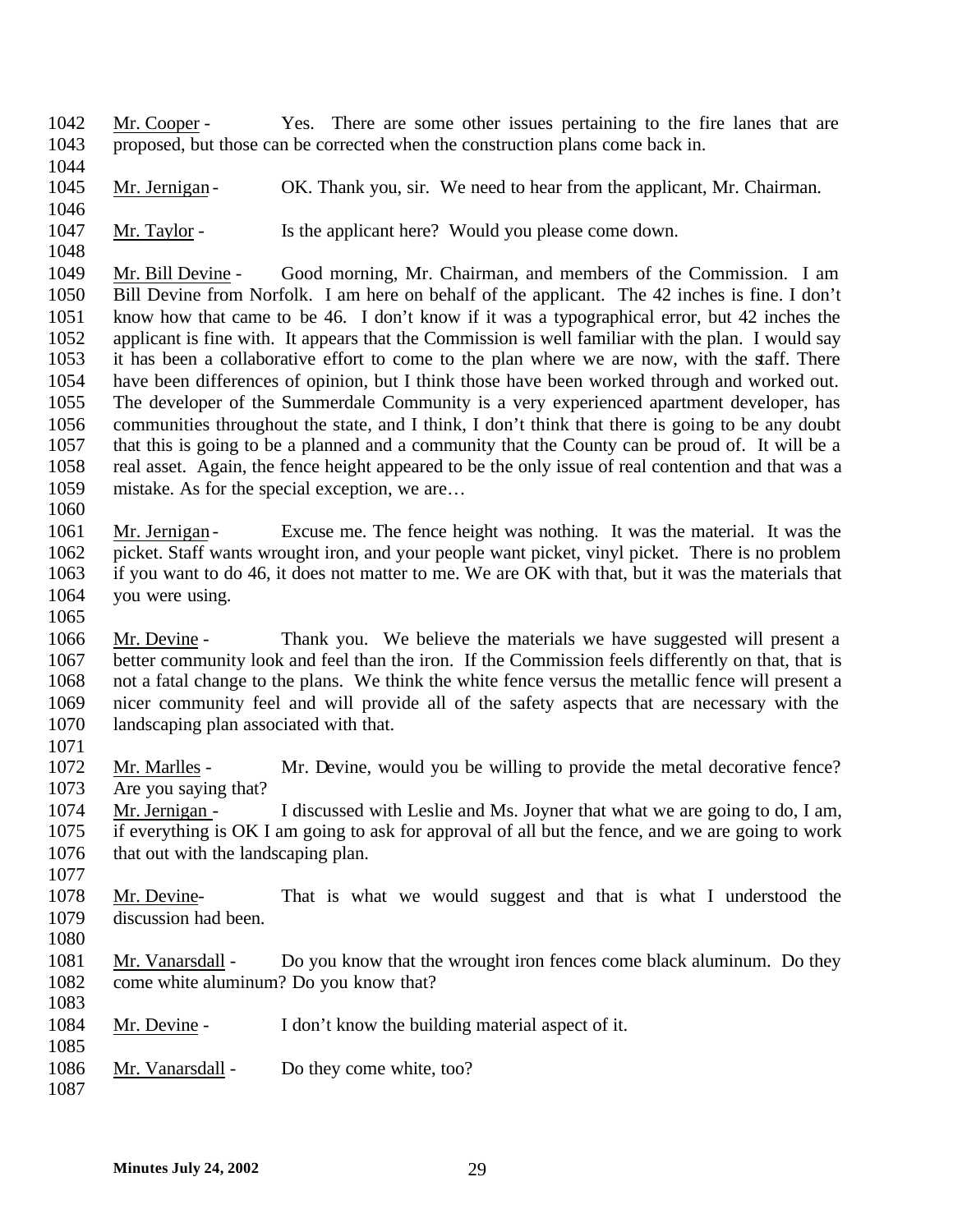Mr. Cooper - Yes. There are some other issues pertaining to the fire lanes that are proposed, but those can be corrected when the construction plans come back in.

Mr. Jernigan - OK. Thank you, sir. We need to hear from the applicant, Mr. Chairman.

Mr. Taylor - Is the applicant here? Would you please come down.

Mr. Bill Devine - Good morning, Mr. Chairman, and members of the Commission. I am Bill Devine from Norfolk. I am here on behalf of the applicant. The 42 inches is fine. I don't know how that came to be 46. I don't know if it was a typographical error, but 42 inches the applicant is fine with. It appears that the Commission is well familiar with the plan. I would say it has been a collaborative effort to come to the plan where we are now, with the staff. There have been differences of opinion, but I think those have been worked through and worked out. The developer of the Summerdale Community is a very experienced apartment developer, has communities throughout the state, and I think, I don't think that there is going to be any doubt that this is going to be a planned and a community that the County can be proud of. It will be a real asset. Again, the fence height appeared to be the only issue of real contention and that was a mistake. As for the special exception, we are…

Mr. Jernigan - Excuse me. The fence height was nothing. It was the material. It was the picket. Staff wants wrought iron, and your people want picket, vinyl picket. There is no problem if you want to do 46, it does not matter to me. We are OK with that, but it was the materials that you were using.

Mr. Devine - Thank you. We believe the materials we have suggested will present a better community look and feel than the iron. If the Commission feels differently on that, that is not a fatal change to the plans. We think the white fence versus the metallic fence will present a nicer community feel and will provide all of the safety aspects that are necessary with the landscaping plan associated with that.

Mr. Marlles - Mr. Devine, would you be willing to provide the metal decorative fence? Are you saying that?

Mr. Jernigan - I discussed with Leslie and Ms. Joyner that what we are going to do, I am, if everything is OK I am going to ask for approval of all but the fence, and we are going to work that out with the landscaping plan.

Mr. Devine- That is what we would suggest and that is what I understood the discussion had been.

Mr. Vanarsdall - Do you know that the wrought iron fences come black aluminum. Do they come white aluminum? Do you know that?

Mr. Devine - I don't know the building material aspect of it.

Mr. Vanarsdall - Do they come white, too?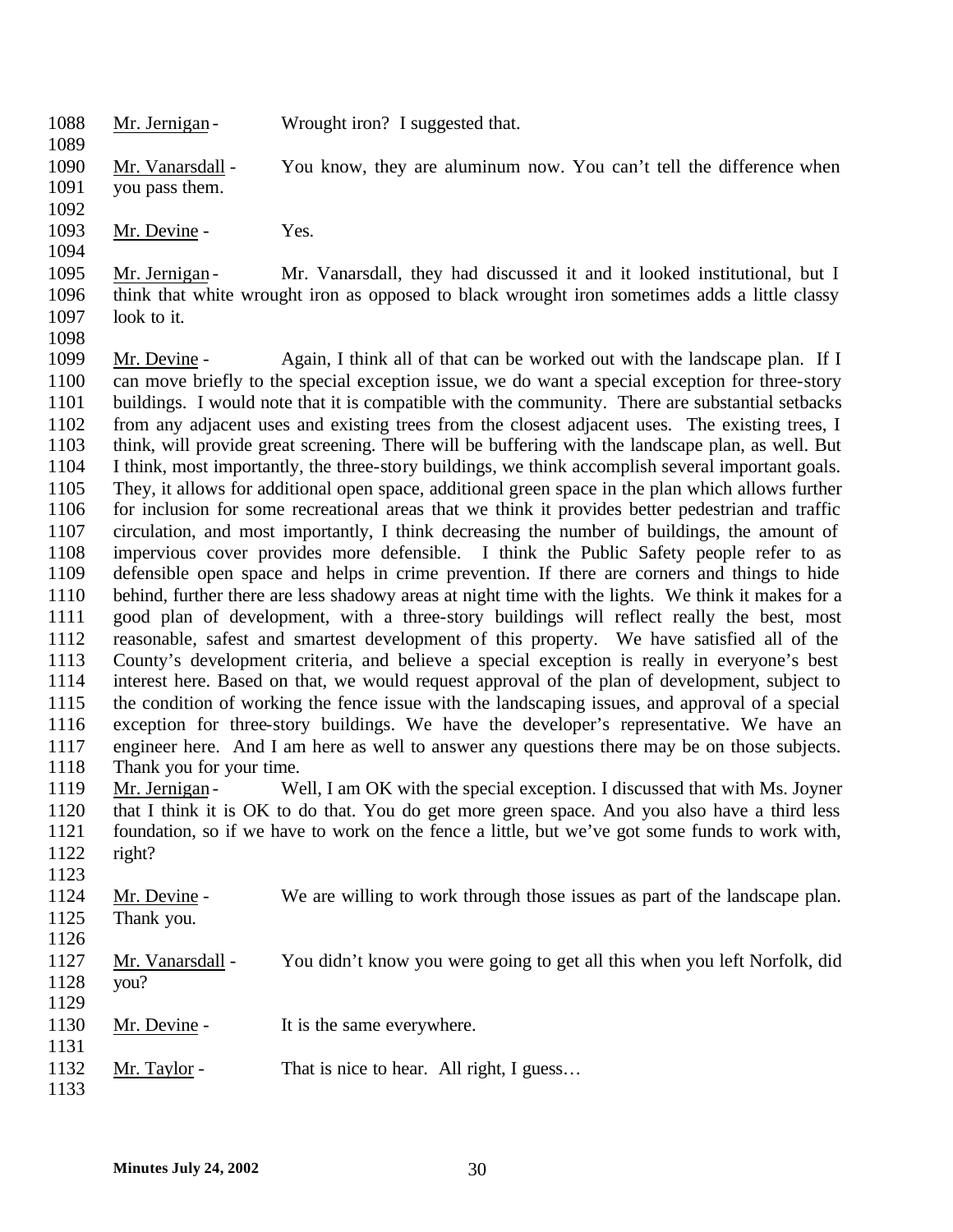Mr. Jernigan - Wrought iron? I suggested that.

Mr. Vanarsdall - You know, they are aluminum now. You can't tell the difference when you pass them.

Mr. Devine - Yes.

Mr. Jernigan - Mr. Vanarsdall, they had discussed it and it looked institutional, but I think that white wrought iron as opposed to black wrought iron sometimes adds a little classy look to it.

Mr. Devine - Again, I think all of that can be worked out with the landscape plan. If I can move briefly to the special exception issue, we do want a special exception for three-story buildings. I would note that it is compatible with the community. There are substantial setbacks from any adjacent uses and existing trees from the closest adjacent uses. The existing trees, I think, will provide great screening. There will be buffering with the landscape plan, as well. But I think, most importantly, the three-story buildings, we think accomplish several important goals. They, it allows for additional open space, additional green space in the plan which allows further for inclusion for some recreational areas that we think it provides better pedestrian and traffic circulation, and most importantly, I think decreasing the number of buildings, the amount of impervious cover provides more defensible. I think the Public Safety people refer to as defensible open space and helps in crime prevention. If there are corners and things to hide behind, further there are less shadowy areas at night time with the lights. We think it makes for a good plan of development, with a three-story buildings will reflect really the best, most reasonable, safest and smartest development of this property. We have satisfied all of the County's development criteria, and believe a special exception is really in everyone's best interest here. Based on that, we would request approval of the plan of development, subject to the condition of working the fence issue with the landscaping issues, and approval of a special exception for three-story buildings. We have the developer's representative. We have an engineer here. And I am here as well to answer any questions there may be on those subjects. Thank you for your time.

Mr. Jernigan - Well, I am OK with the special exception. I discussed that with Ms. Joyner that I think it is OK to do that. You do get more green space. And you also have a third less foundation, so if we have to work on the fence a little, but we've got some funds to work with, right?

Mr. Devine - We are willing to work through those issues as part of the landscape plan. Thank you.

Mr. Vanarsdall - You didn't know you were going to get all this when you left Norfolk, did you?

Mr. Devine - It is the same everywhere.

Mr. Taylor - That is nice to hear. All right, I guess…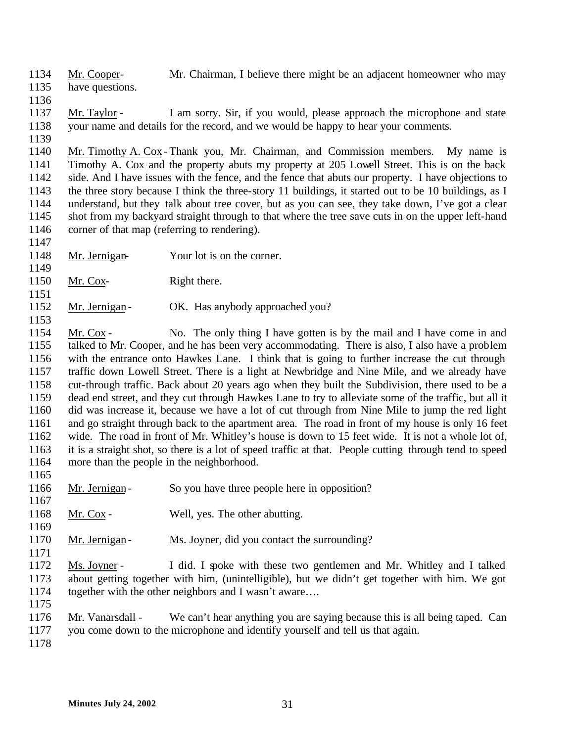Mr. Cooper- Mr. Chairman, I believe there might be an adjacent homeowner who may have questions.

Mr. Taylor - I am sorry. Sir, if you would, please approach the microphone and state your name and details for the record, and we would be happy to hear your comments.

Mr. Timothy A. Cox - Thank you, Mr. Chairman, and Commission members. My name is Timothy A. Cox and the property abuts my property at 205 Lowell Street. This is on the back side. And I have issues with the fence, and the fence that abuts our property. I have objections to the three story because I think the three-story 11 buildings, it started out to be 10 buildings, as I understand, but they talk about tree cover, but as you can see, they take down, I've got a clear shot from my backyard straight through to that where the tree save cuts in on the upper left-hand corner of that map (referring to rendering).

Mr. Jernigan- Your lot is on the corner.

Mr. Cox- Right there.

Mr. Jernigan - OK. Has anybody approached you?

Mr. Cox - No. The only thing I have gotten is by the mail and I have come in and talked to Mr. Cooper, and he has been very accommodating. There is also, I also have a problem with the entrance onto Hawkes Lane. I think that is going to further increase the cut through traffic down Lowell Street. There is a light at Newbridge and Nine Mile, and we already have cut-through traffic. Back about 20 years ago when they built the Subdivision, there used to be a dead end street, and they cut through Hawkes Lane to try to alleviate some of the traffic, but all it did was increase it, because we have a lot of cut through from Nine Mile to jump the red light and go straight through back to the apartment area. The road in front of my house is only 16 feet wide. The road in front of Mr. Whitley's house is down to 15 feet wide. It is not a whole lot of, it is a straight shot, so there is a lot of speed traffic at that. People cutting through tend to speed more than the people in the neighborhood.

Mr. Jernigan - So you have three people here in opposition?

Mr. Cox - Well, yes. The other abutting.

Mr. Jernigan - Ms. Joyner, did you contact the surrounding?

Ms. Joyner - I did. I spoke with these two gentlemen and Mr. Whitley and I talked about getting together with him, (unintelligible), but we didn't get together with him. We got together with the other neighbors and I wasn't aware….

Mr. Vanarsdall - We can't hear anything you are saying because this is all being taped. Can you come down to the microphone and identify yourself and tell us that again.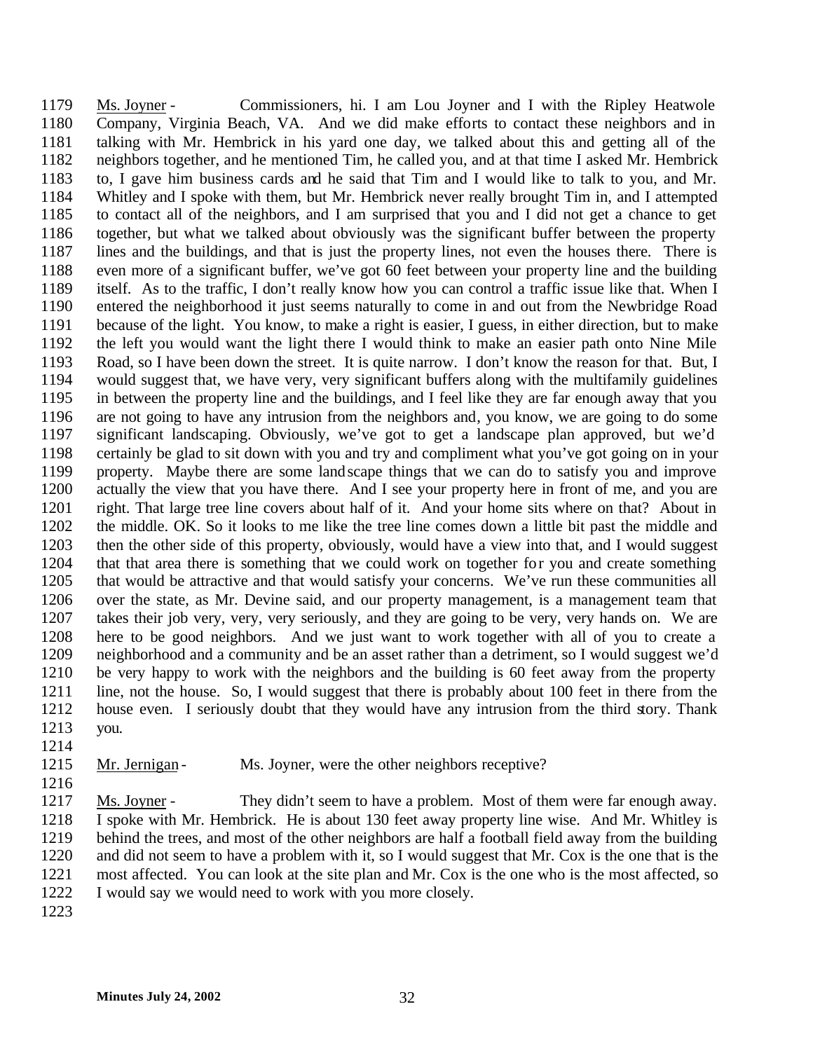<u>Ms. Joyner</u> - Commissioners, hi. I am Lou Joyner and I with the Ripley Heatwole Company, Virginia Beach, VA. And we did make efforts to contact these neighbors and in talking with Mr. Hembrick in his yard one day, we talked about this and getting all of the neighbors together, and he mentioned Tim, he called you, and at that time I asked Mr. Hembrick to, I gave him business cards and he said that Tim and I would like to talk to you, and Mr. Whitley and I spoke with them, but Mr. Hembrick never really brought Tim in, and I attempted to contact all of the neighbors, and I am surprised that you and I did not get a chance to get together, but what we talked about obviously was the significant buffer between the property lines and the buildings, and that is just the property lines, not even the houses there. There is even more of a significant buffer, we've got 60 feet between your property line and the building itself. As to the traffic, I don't really know how you can control a traffic issue like that. When I entered the neighborhood it just seems naturally to come in and out from the Newbridge Road because of the light. You know, to make a right is easier, I guess, in either direction, but to make the left you would want the light there I would think to make an easier path onto Nine Mile Road, so I have been down the street. It is quite narrow. I don't know the reason for that. But, I would suggest that, we have very, very significant buffers along with the multifamily guidelines in between the property line and the buildings, and I feel like they are far enough away that you are not going to have any intrusion from the neighbors and, you know, we are going to do some significant landscaping. Obviously, we've got to get a landscape plan approved, but we'd certainly be glad to sit down with you and try and compliment what you've got going on in your property. Maybe there are some landscape things that we can do to satisfy you and improve actually the view that you have there. And I see your property here in front of me, and you are right. That large tree line covers about half of it. And your home sits where on that? About in the middle. OK. So it looks to me like the tree line comes down a little bit past the middle and then the other side of this property, obviously, would have a view into that, and I would suggest that that area there is something that we could work on together for you and create something that would be attractive and that would satisfy your concerns. We've run these communities all over the state, as Mr. Devine said, and our property management, is a management team that takes their job very, very, very seriously, and they are going to be very, very hands on. We are here to be good neighbors. And we just want to work together with all of you to create a neighborhood and a community and be an asset rather than a detriment, so I would suggest we'd be very happy to work with the neighbors and the building is 60 feet away from the property line, not the house. So, I would suggest that there is probably about 100 feet in there from the house even. I seriously doubt that they would have any intrusion from the third story. Thank you.

<u>Mr. Jernigan</u> - Ms. Joyner, were the other neighbors receptive?

<u>Ms. Joyner</u> - They didn't seem to have a problem. Most of them were far enough away. I spoke with Mr. Hembrick. He is about 130 feet away property line wise. And Mr. Whitley is behind the trees, and most of the other neighbors are half a football field away from the building and did not seem to have a problem with it, so I would suggest that Mr. Cox is the one that is the most affected. You can look at the site plan and Mr. Cox is the one who is the most affected, so I would say we would need to work with you more closely.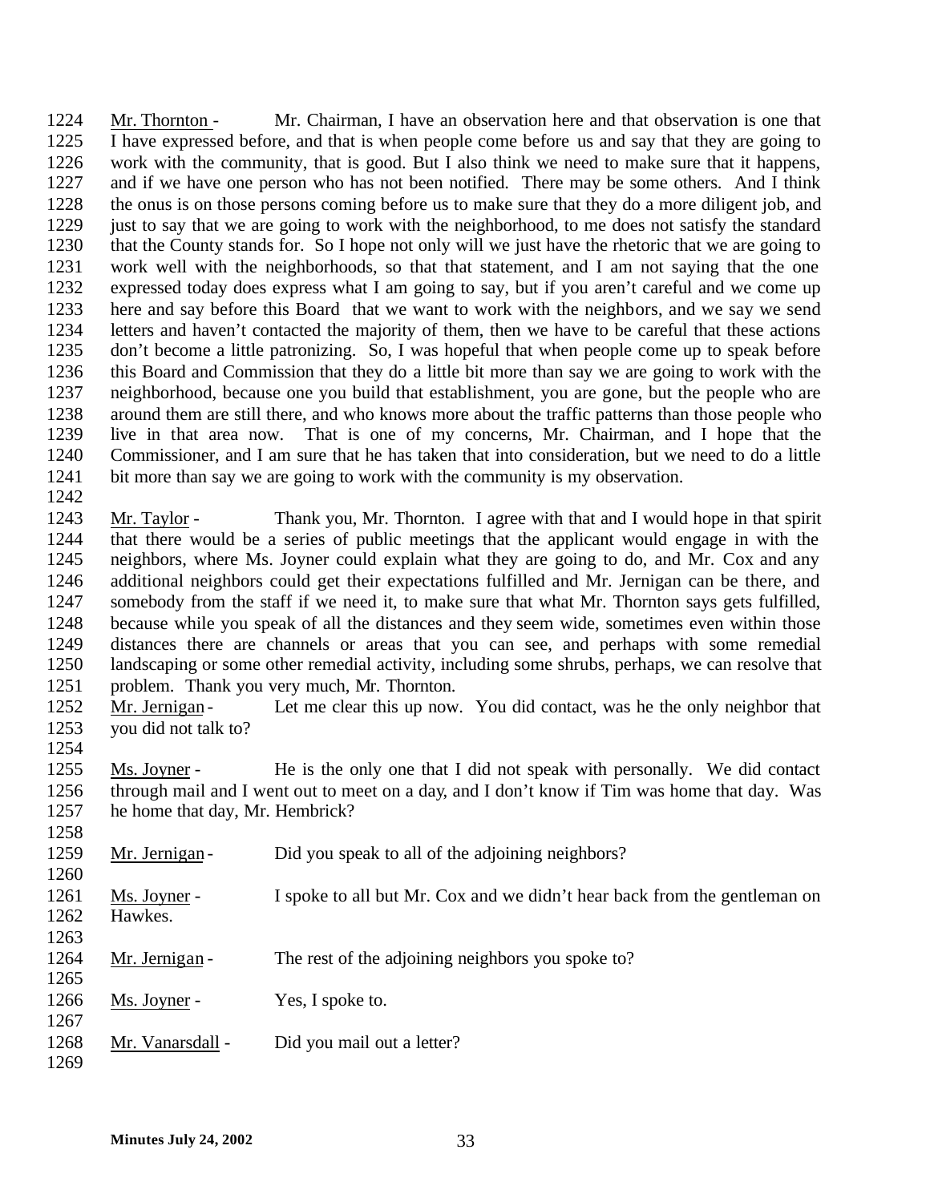Mr. Thornton - Mr. Chairman, I have an observation here and that observation is one that I have expressed before, and that is when people come before us and say that they are going to work with the community, that is good. But I also think we need to make sure that it happens, and if we have one person who has not been notified. There may be some others. And I think the onus is on those persons coming before us to make sure that they do a more diligent job, and just to say that we are going to work with the neighborhood, to me does not satisfy the standard that the County stands for. So I hope not only will we just have the rhetoric that we are going to work well with the neighborhoods, so that that statement, and I am not saying that the one expressed today does express what I am going to say, but if you aren't careful and we come up here and say before this Board that we want to work with the neighbors, and we say we send letters and haven't contacted the majority of them, then we have to be careful that these actions don't become a little patronizing. So, I was hopeful that when people come up to speak before this Board and Commission that they do a little bit more than say we are going to work with the neighborhood, because one you build that establishment, you are gone, but the people who are around them are still there, and who knows more about the traffic patterns than those people who live in that area now. That is one of my concerns, Mr. Chairman, and I hope that the Commissioner, and I am sure that he has taken that into consideration, but we need to do a little bit more than say we are going to work with the community is my observation.

Mr. Taylor - Thank you, Mr. Thornton. I agree with that and I would hope in that spirit that there would be a series of public meetings that the applicant would engage in with the neighbors, where Ms. Joyner could explain what they are going to do, and Mr. Cox and any additional neighbors could get their expectations fulfilled and Mr. Jernigan can be there, and somebody from the staff if we need it, to make sure that what Mr. Thornton says gets fulfilled, because while you speak of all the distances and they seem wide, sometimes even within those distances there are channels or areas that you can see, and perhaps with some remedial landscaping or some other remedial activity, including some shrubs, perhaps, we can resolve that problem. Thank you very much, Mr. Thornton.

Mr. Jernigan - Let me clear this up now. You did contact, was he the only neighbor that you did not talk to?

Ms. Joyner - He is the only one that I did not speak with personally. We did contact through mail and I went out to meet on a day, and I don't know if Tim was home that day. Was he home that day, Mr. Hembrick?

Mr. Jernigan - Did you speak to all of the adjoining neighbors?

Ms. Joyner - I spoke to all but Mr. Cox and we didn't hear back from the gentleman on Hawkes.

Mr. Jernigan - The rest of the adjoining neighbors you spoke to?

Ms. Joyner - Yes, I spoke to.

Mr. Vanarsdall - Did you mail out a letter?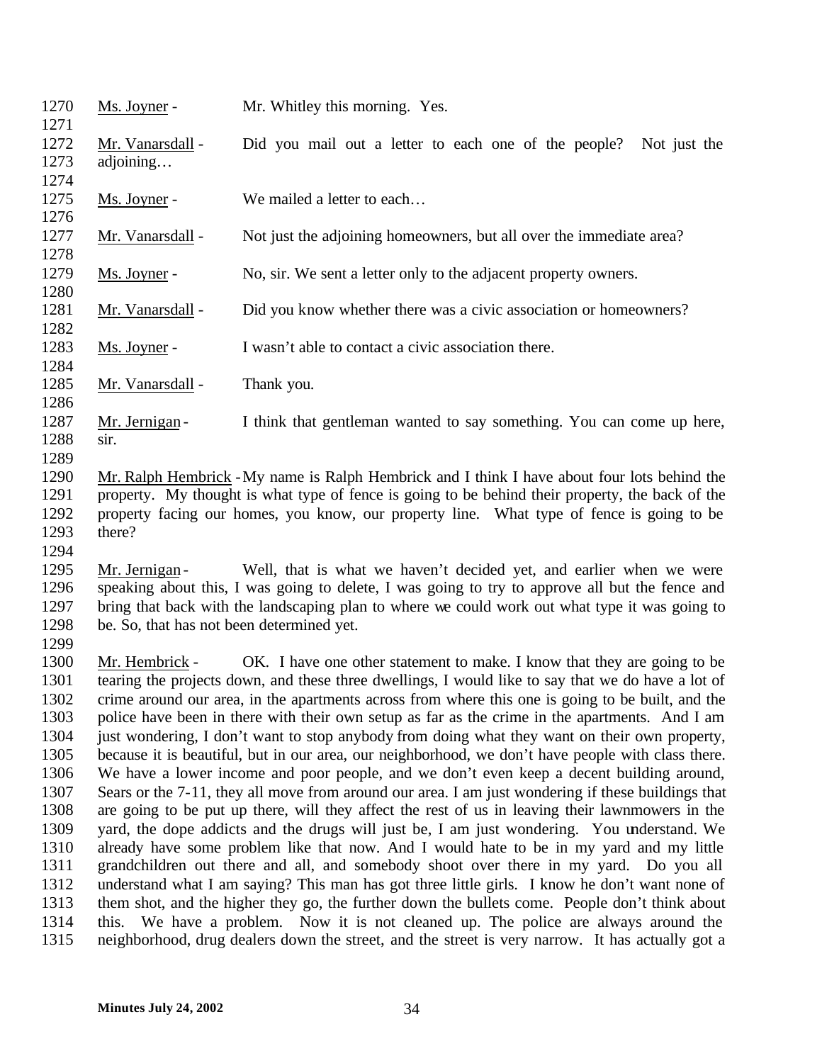<u>Ms. Joyner</u> - Mr. Whitley this morning. Yes.

<u>Mr. Vanarsdall</u> - Did you mail out a letter to each one of the people? Not just the adjoining…

<u>Ms. Joyner</u> - We mailed a letter to each…

<u>Mr. Vanarsdall</u> - Not just the adjoining homeowners, but all over the immediate area?

<u>Ms. Joyner</u> - No, sir. We sent a letter only to the adjacent property owners.

<u>Mr. Vanarsdall</u> - Did you know whether there was a civic association or homeowners?

<u>Ms. Joyner</u> - I wasn't able to contact a civic association there.

<u>Mr. Vanarsdall</u> - Thank you.

<u>Mr. Jernigan</u> - I think that gentleman wanted to say something. You can come up here, sir.

<u>Mr. Ralph Hembrick</u> - My name is Ralph Hembrick and I think I have about four lots behind the property. My thought is what type of fence is going to be behind their property, the back of the property facing our homes, you know, our property line. What type of fence is going to be there?

<u>Mr. Jernigan</u> - Well, that is what we haven't decided yet, and earlier when we were speaking about this, I was going to delete, I was going to try to approve all but the fence and bring that back with the landscaping plan to where we could work out what type it was going to be. So, that has not been determined yet.

<u>Mr. Hembrick</u> - OK. I have one other statement to make. I know that they are going to be tearing the projects down, and these three dwellings, I would like to say that we do have a lot of crime around our area, in the apartments across from where this one is going to be built, and the police have been in there with their own setup as far as the crime in the apartments. And I am just wondering, I don't want to stop anybody from doing what they want on their own property, because it is beautiful, but in our area, our neighborhood, we don't have people with class there. We have a lower income and poor people, and we don't even keep a decent building around, Sears or the 7-11, they all move from around our area. I am just wondering if these buildings that are going to be put up there, will they affect the rest of us in leaving their lawnmowers in the yard, the dope addicts and the drugs will just be, I am just wondering. You understand. We already have some problem like that now. And I would hate to be in my yard and my little grandchildren out there and all, and somebody shoot over there in my yard. Do you all understand what I am saying? This man has got three little girls. I know he don't want none of them shot, and the higher they go, the further down the bullets come. People don't think about this. We have a problem. Now it is not cleaned up. The police are always around the neighborhood, drug dealers down the street, and the street is very narrow. It has actually got a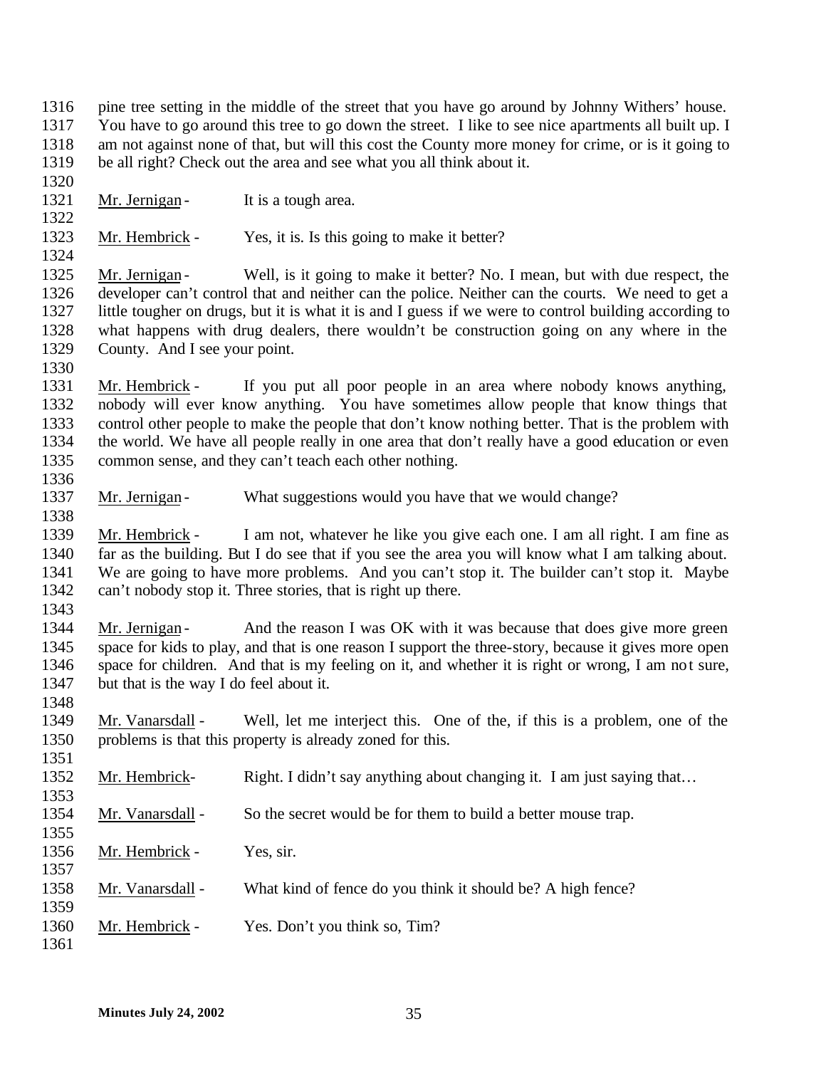pine tree setting in the middle of the street that you have go around by Johnny Withers' house. You have to go around this tree to go down the street. I like to see nice apartments all built up. I am not against none of that, but will this cost the County more money for crime, or is it going to be all right? Check out the area and see what you all think about it.

Mr. Jernigan - It is a tough area.

Mr. Hembrick - Yes, it is. Is this going to make it better?

Mr. Jernigan - Well, is it going to make it better? No. I mean, but with due respect, the developer can't control that and neither can the police. Neither can the courts. We need to get a little tougher on drugs, but it is what it is and I guess if we were to control building according to what happens with drug dealers, there wouldn't be construction going on any where in the County. And I see your point.

Mr. Hembrick - If you put all poor people in an area where nobody knows anything, nobody will ever know anything. You have sometimes allow people that know things that control other people to make the people that don't know nothing better. That is the problem with the world. We have all people really in one area that don't really have a good education or even common sense, and they can't teach each other nothing.

Mr. Jernigan - What suggestions would you have that we would change?

Mr. Hembrick - I am not, whatever he like you give each one. I am all right. I am fine as far as the building. But I do see that if you see the area you will know what I am talking about. We are going to have more problems. And you can't stop it. The builder can't stop it. Maybe can't nobody stop it. Three stories, that is right up there.

Mr. Jernigan - And the reason I was OK with it was because that does give more green space for kids to play, and that is one reason I support the three-story, because it gives more open space for children. And that is my feeling on it, and whether it is right or wrong, I am not sure, but that is the way I do feel about it.

Mr. Vanarsdall - Well, let me interject this. One of the, if this is a problem, one of the problems is that this property is already zoned for this.

Mr. Hembrick- Right. I didn't say anything about changing it. I am just saying that…

Mr. Vanarsdall - So the secret would be for them to build a better mouse trap.

Mr. Hembrick - Yes, sir.

Mr. Vanarsdall - What kind of fence do you think it should be? A high fence?

Mr. Hembrick - Yes. Don't you think so, Tim?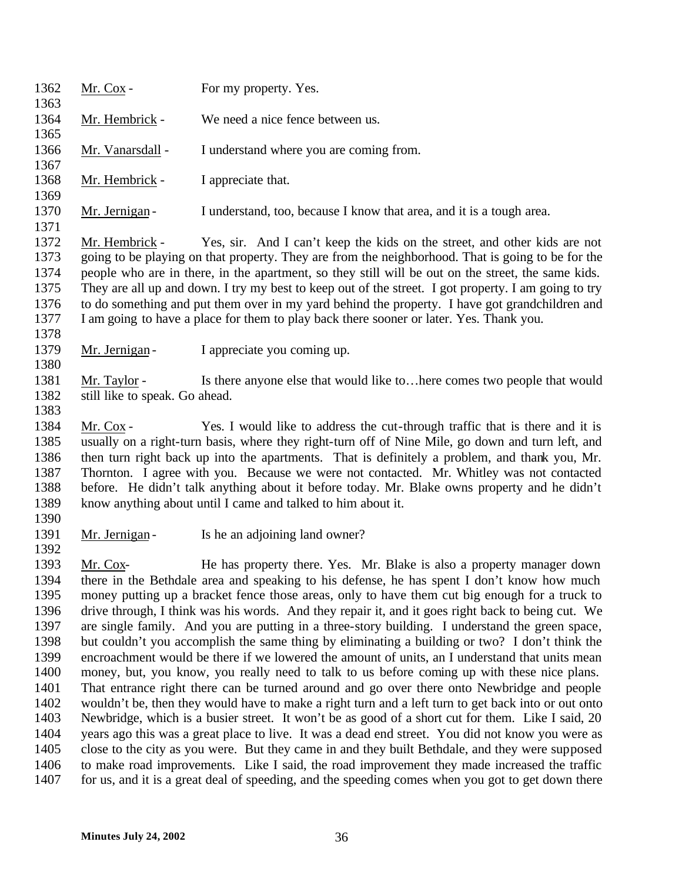Mr. Cox - For my property. Yes.

Mr. Hembrick - We need a nice fence between us.

Mr. Vanarsdall - I understand where you are coming from.

Mr. Hembrick - I appreciate that.

Mr. Jernigan - I understand, too, because I know that area, and it is a tough area.

Mr. Hembrick - Yes, sir. And I can't keep the kids on the street, and other kids are not going to be playing on that property. They are from the neighborhood. That is going to be for the people who are in there, in the apartment, so they still will be out on the street, the same kids. They are all up and down. I try my best to keep out of the street. I got property. I am going to try to do something and put them over in my yard behind the property. I have got grandchildren and I am going to have a place for them to play back there sooner or later. Yes. Thank you.

Mr. Jernigan - I appreciate you coming up.

Mr. Taylor - Is there anyone else that would like to…here comes two people that would still like to speak. Go ahead.

Mr. Cox - Yes. I would like to address the cut-through traffic that is there and it is usually on a right-turn basis, where they right-turn off of Nine Mile, go down and turn left, and then turn right back up into the apartments. That is definitely a problem, and thank you, Mr. Thornton. I agree with you. Because we were not contacted. Mr. Whitley was not contacted before. He didn't talk anything about it before today. Mr. Blake owns property and he didn't know anything about until I came and talked to him about it.

Mr. Jernigan - Is he an adjoining land owner?

Mr. Cox- He has property there. Yes. Mr. Blake is also a property manager down there in the Bethdale area and speaking to his defense, he has spent I don't know how much money putting up a bracket fence those areas, only to have them cut big enough for a truck to drive through, I think was his words. And they repair it, and it goes right back to being cut. We are single family. And you are putting in a three-story building. I understand the green space, but couldn't you accomplish the same thing by eliminating a building or two? I don't think the encroachment would be there if we lowered the amount of units, an I understand that units mean money, but, you know, you really need to talk to us before coming up with these nice plans. That entrance right there can be turned around and go over there onto Newbridge and people wouldn't be, then they would have to make a right turn and a left turn to get back into or out onto Newbridge, which is a busier street. It won't be as good of a short cut for them. Like I said, 20 years ago this was a great place to live. It was a dead end street. You did not know you were as close to the city as you were. But they came in and they built Bethdale, and they were supposed to make road improvements. Like I said, the road improvement they made increased the traffic for us, and it is a great deal of speeding, and the speeding comes when you got to get down there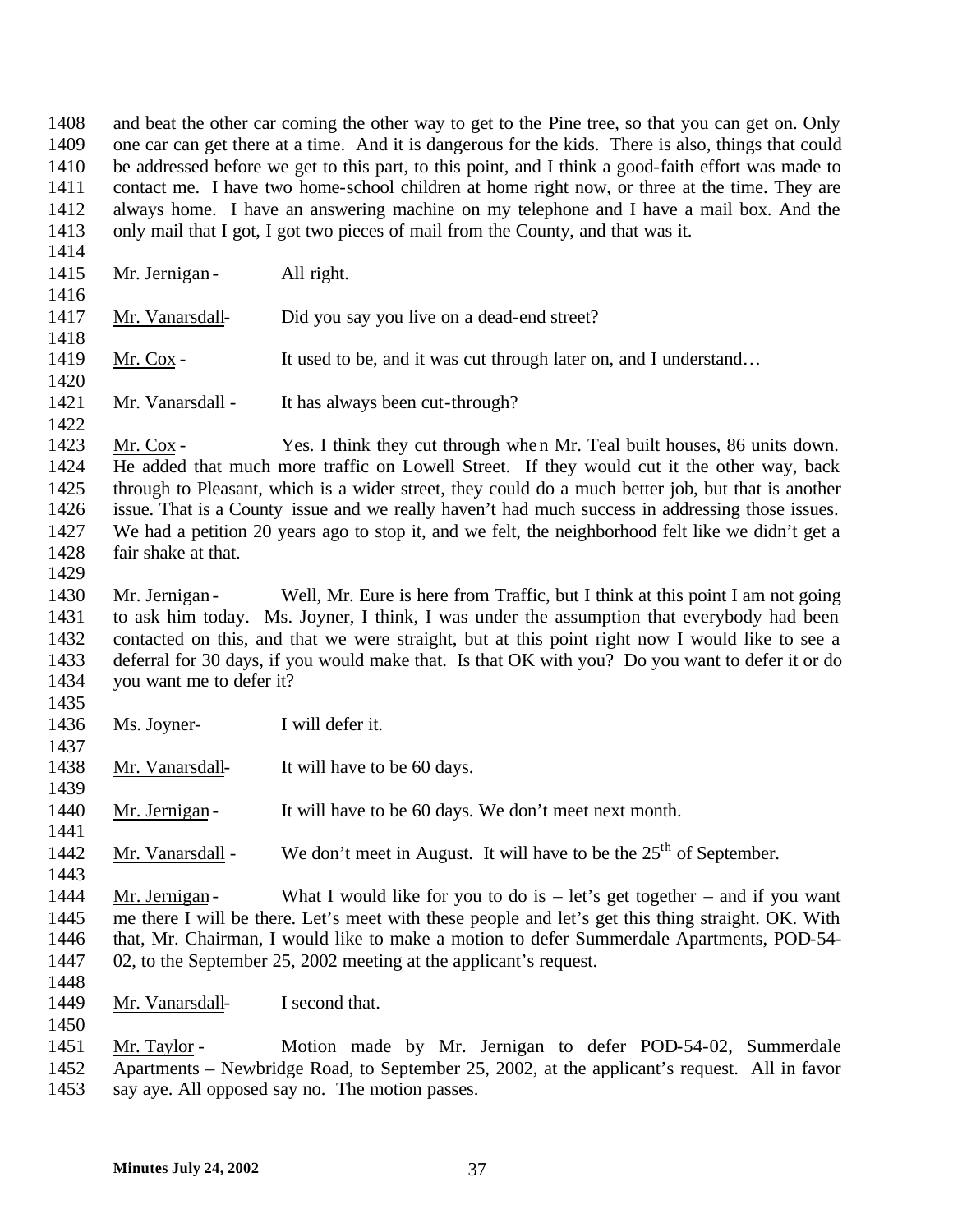and beat the other car coming the other way to get to the Pine tree, so that you can get on. Only one car can get there at a time. And it is dangerous for the kids. There is also, things that could be addressed before we get to this part, to this point, and I think a good-faith effort was made to contact me. I have two home-school children at home right now, or three at the time. They are always home. I have an answering machine on my telephone and I have a mail box. And the only mail that I got, I got two pieces of mail from the County, and that was it.

Mr. Jernigan - All right.

Mr. Vanarsdall- Did you say you live on a dead-end street?

Mr. Cox - It used to be, and it was cut through later on, and I understand…

Mr. Vanarsdall - It has always been cut-through?

Mr. Cox - Yes. I think they cut through when Mr. Teal built houses, 86 units down. He added that much more traffic on Lowell Street. If they would cut it the other way, back through to Pleasant, which is a wider street, they could do a much better job, but that is another issue. That is a County issue and we really haven't had much success in addressing those issues. We had a petition 20 years ago to stop it, and we felt, the neighborhood felt like we didn't get a fair shake at that.

Mr. Jernigan - Well, Mr. Eure is here from Traffic, but I think at this point I am not going to ask him today. Ms. Joyner, I think, I was under the assumption that everybody had been contacted on this, and that we were straight, but at this point right now I would like to see a deferral for 30 days, if you would make that. Is that OK with you? Do you want to defer it or do you want me to defer it?

Ms. Joyner- I will defer it.

Mr. Vanarsdall- It will have to be 60 days.

Mr. Jernigan - It will have to be 60 days. We don't meet next month.

Mr. Vanarsdall - We don't meet in August. It will have to be the 25th of September.

Mr. Jernigan - What I would like for you to do is – let's get together – and if you want me there I will be there. Let's meet with these people and let's get this thing straight. OK. With that, Mr. Chairman, I would like to make a motion to defer Summerdale Apartments, POD-54-02, to the September 25, 2002 meeting at the applicant's request.

Mr. Vanarsdall- I second that.

Mr. Taylor - Motion made by Mr. Jernigan to defer POD-54-02, Summerdale Apartments – Newbridge Road, to September 25, 2002, at the applicant's request. All in favor say aye. All opposed say no. The motion passes.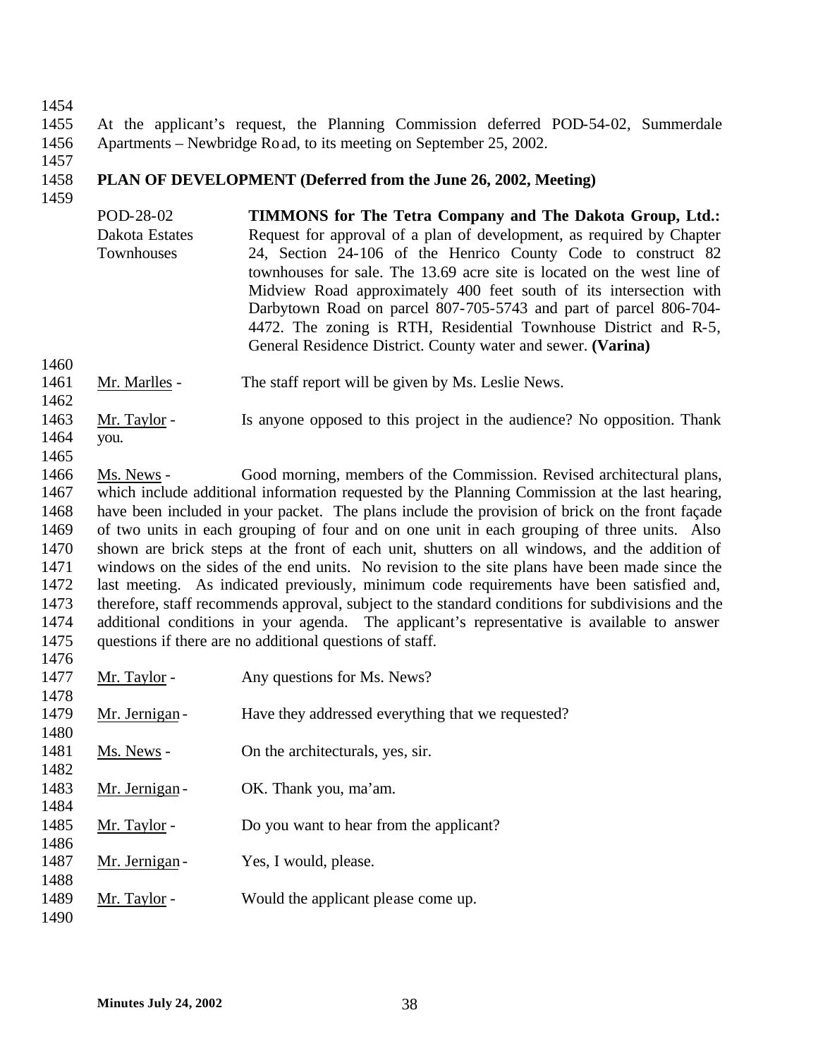At the applicant's request, the Planning Commission deferred POD-54-02, Summerdale Apartments – Newbridge Road, to its meeting on September 25, 2002.

**PLAN OF DEVELOPMENT (Deferred from the June 26, 2002, Meeting)**

| | |
|---|---|
| POD-28-02<br>Dakota Estates<br>Townhouses | **TIMMONS for The Tetra Company and The Dakota Group, Ltd.:** Request for approval of a plan of development, as required by Chapter 24, Section 24-106 of the Henrico County Code to construct 82 townhouses for sale. The 13.69 acre site is located on the west line of Midview Road approximately 400 feet south of its intersection with Darbytown Road on parcel 807-705-5743 and part of parcel 806-704-4472. The zoning is RTH, Residential Townhouse District and R-5, General Residence District. County water and sewer. **(Varina)** |

Mr. Marlles - The staff report will be given by Ms. Leslie News.

Mr. Taylor - Is anyone opposed to this project in the audience? No opposition. Thank you.

Ms. News - Good morning, members of the Commission. Revised architectural plans, which include additional information requested by the Planning Commission at the last hearing, have been included in your packet. The plans include the provision of brick on the front façade of two units in each grouping of four and on one unit in each grouping of three units. Also shown are brick steps at the front of each unit, shutters on all windows, and the addition of windows on the sides of the end units. No revision to the site plans have been made since the last meeting. As indicated previously, minimum code requirements have been satisfied and, therefore, staff recommends approval, subject to the standard conditions for subdivisions and the additional conditions in your agenda. The applicant's representative is available to answer questions if there are no additional questions of staff.

Mr. Taylor - Any questions for Ms. News?

Mr. Jernigan - Have they addressed everything that we requested?

Ms. News - On the architecturals, yes, sir.

Mr. Jernigan - OK. Thank you, ma'am.

Mr. Taylor - Do you want to hear from the applicant?

Mr. Jernigan - Yes, I would, please.

Mr. Taylor - Would the applicant please come up.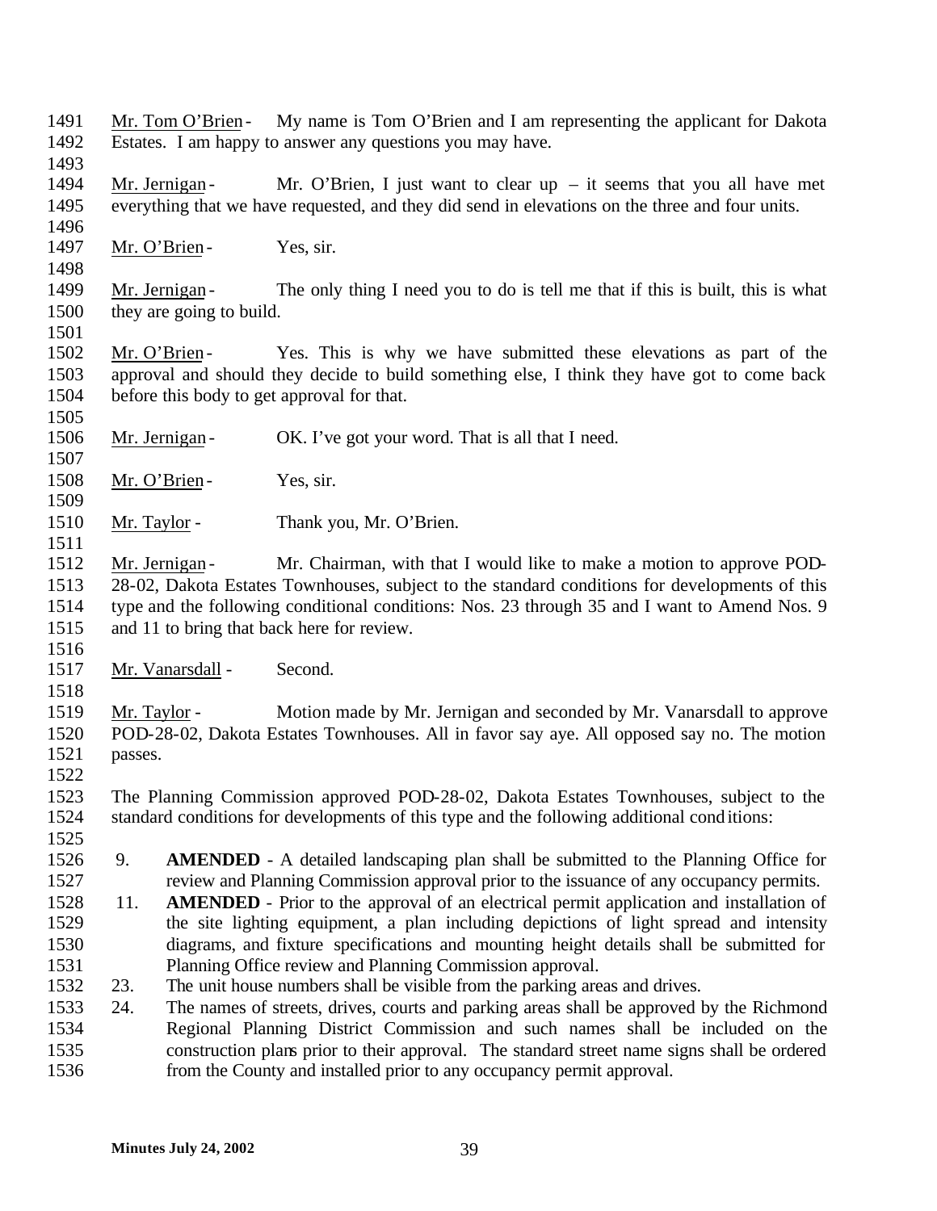Mr. Tom O'Brien - My name is Tom O'Brien and I am representing the applicant for Dakota Estates. I am happy to answer any questions you may have.

Mr. Jernigan - Mr. O'Brien, I just want to clear up – it seems that you all have met everything that we have requested, and they did send in elevations on the three and four units.

Mr. O'Brien - Yes, sir.

Mr. Jernigan - The only thing I need you to do is tell me that if this is built, this is what they are going to build.

Mr. O'Brien - Yes. This is why we have submitted these elevations as part of the approval and should they decide to build something else, I think they have got to come back before this body to get approval for that.

Mr. Jernigan - OK. I've got your word. That is all that I need.

Mr. O'Brien - Yes, sir.

Mr. Taylor - Thank you, Mr. O'Brien.

Mr. Jernigan - Mr. Chairman, with that I would like to make a motion to approve POD-28-02, Dakota Estates Townhouses, subject to the standard conditions for developments of this type and the following conditional conditions: Nos. 23 through 35 and I want to Amend Nos. 9 and 11 to bring that back here for review.

Mr. Vanarsdall - Second.

Mr. Taylor - Motion made by Mr. Jernigan and seconded by Mr. Vanarsdall to approve POD-28-02, Dakota Estates Townhouses. All in favor say aye. All opposed say no. The motion passes.

The Planning Commission approved POD-28-02, Dakota Estates Townhouses, subject to the standard conditions for developments of this type and the following additional conditions:

9. **AMENDED** - A detailed landscaping plan shall be submitted to the Planning Office for review and Planning Commission approval prior to the issuance of any occupancy permits.
11. **AMENDED** - Prior to the approval of an electrical permit application and installation of the site lighting equipment, a plan including depictions of light spread and intensity diagrams, and fixture specifications and mounting height details shall be submitted for Planning Office review and Planning Commission approval.
23. The unit house numbers shall be visible from the parking areas and drives.
24. The names of streets, drives, courts and parking areas shall be approved by the Richmond Regional Planning District Commission and such names shall be included on the construction plans prior to their approval. The standard street name signs shall be ordered from the County and installed prior to any occupancy permit approval.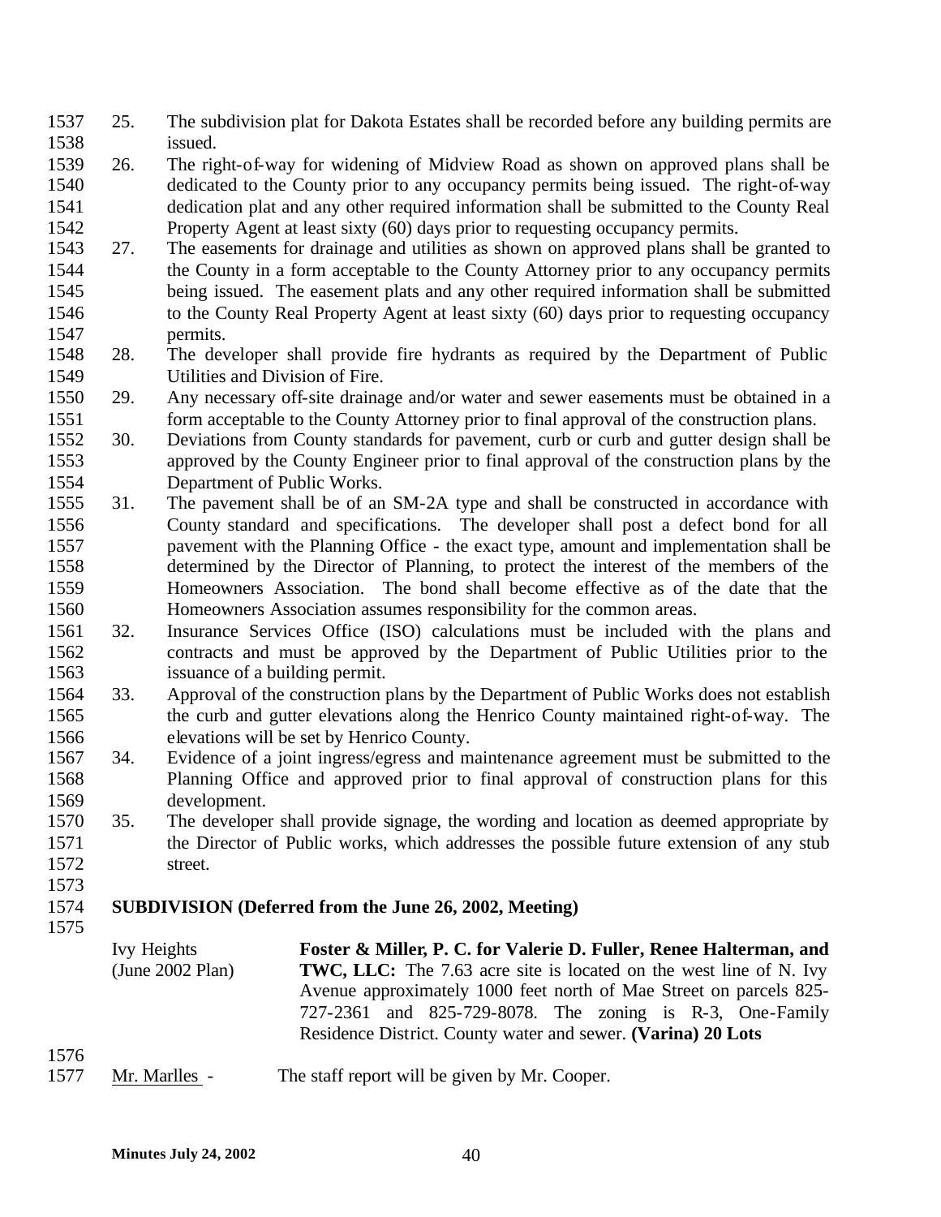25. The subdivision plat for Dakota Estates shall be recorded before any building permits are issued.
26. The right-of-way for widening of Midview Road as shown on approved plans shall be dedicated to the County prior to any occupancy permits being issued. The right-of-way dedication plat and any other required information shall be submitted to the County Real Property Agent at least sixty (60) days prior to requesting occupancy permits.
27. The easements for drainage and utilities as shown on approved plans shall be granted to the County in a form acceptable to the County Attorney prior to any occupancy permits being issued. The easement plats and any other required information shall be submitted to the County Real Property Agent at least sixty (60) days prior to requesting occupancy permits.
28. The developer shall provide fire hydrants as required by the Department of Public Utilities and Division of Fire.
29. Any necessary off-site drainage and/or water and sewer easements must be obtained in a form acceptable to the County Attorney prior to final approval of the construction plans.
30. Deviations from County standards for pavement, curb or curb and gutter design shall be approved by the County Engineer prior to final approval of the construction plans by the Department of Public Works.
31. The pavement shall be of an SM-2A type and shall be constructed in accordance with County standard and specifications. The developer shall post a defect bond for all pavement with the Planning Office - the exact type, amount and implementation shall be determined by the Director of Planning, to protect the interest of the members of the Homeowners Association. The bond shall become effective as of the date that the Homeowners Association assumes responsibility for the common areas.
32. Insurance Services Office (ISO) calculations must be included with the plans and contracts and must be approved by the Department of Public Utilities prior to the issuance of a building permit.
33. Approval of the construction plans by the Department of Public Works does not establish the curb and gutter elevations along the Henrico County maintained right-of-way. The elevations will be set by Henrico County.
34. Evidence of a joint ingress/egress and maintenance agreement must be submitted to the Planning Office and approved prior to final approval of construction plans for this development.
35. The developer shall provide signage, the wording and location as deemed appropriate by the Director of Public works, which addresses the possible future extension of any stub street.

**SUBDIVISION (Deferred from the June 26, 2002, Meeting)**

Ivy Heights (June 2002 Plan) — **Foster & Miller, P. C. for Valerie D. Fuller, Renee Halterman, and TWC, LLC:** The 7.63 acre site is located on the west line of N. Ivy Avenue approximately 1000 feet north of Mae Street on parcels 825-727-2361 and 825-729-8078. The zoning is R-3, One-Family Residence District. County water and sewer. **(Varina) 20 Lots**

Mr. Marlles - The staff report will be given by Mr. Cooper.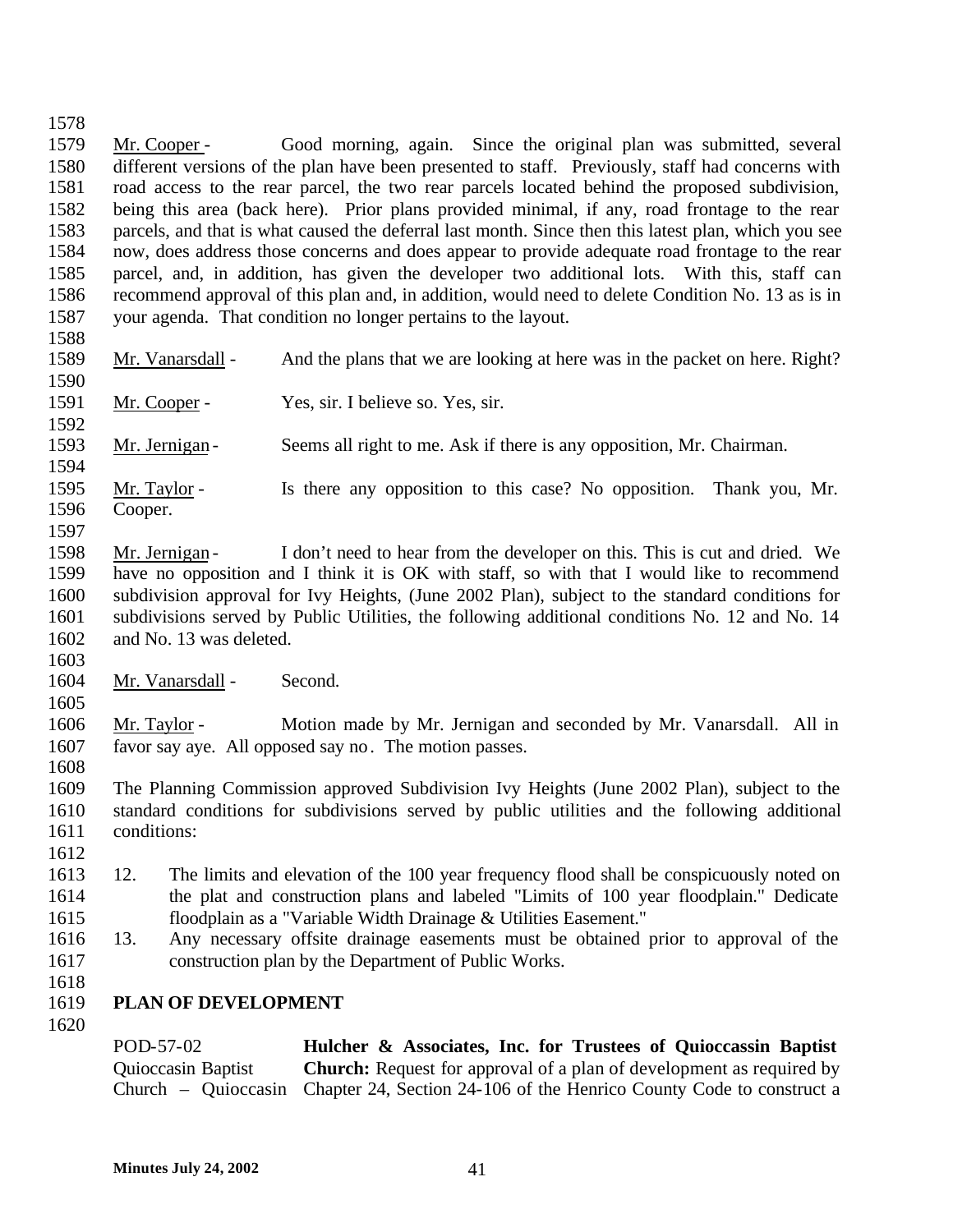Mr. Cooper - Good morning, again. Since the original plan was submitted, several different versions of the plan have been presented to staff. Previously, staff had concerns with road access to the rear parcel, the two rear parcels located behind the proposed subdivision, being this area (back here). Prior plans provided minimal, if any, road frontage to the rear parcels, and that is what caused the deferral last month. Since then this latest plan, which you see now, does address those concerns and does appear to provide adequate road frontage to the rear parcel, and, in addition, has given the developer two additional lots. With this, staff can recommend approval of this plan and, in addition, would need to delete Condition No. 13 as is in your agenda. That condition no longer pertains to the layout.

Mr. Vanarsdall - And the plans that we are looking at here was in the packet on here. Right?

Mr. Cooper - Yes, sir. I believe so. Yes, sir.

Mr. Jernigan - Seems all right to me. Ask if there is any opposition, Mr. Chairman.

Mr. Taylor - Is there any opposition to this case? No opposition. Thank you, Mr. Cooper.

Mr. Jernigan - I don't need to hear from the developer on this. This is cut and dried. We have no opposition and I think it is OK with staff, so with that I would like to recommend subdivision approval for Ivy Heights, (June 2002 Plan), subject to the standard conditions for subdivisions served by Public Utilities, the following additional conditions No. 12 and No. 14 and No. 13 was deleted.

Mr. Vanarsdall - Second.

Mr. Taylor - Motion made by Mr. Jernigan and seconded by Mr. Vanarsdall. All in favor say aye. All opposed say no. The motion passes.

The Planning Commission approved Subdivision Ivy Heights (June 2002 Plan), subject to the standard conditions for subdivisions served by public utilities and the following additional conditions:

12. The limits and elevation of the 100 year frequency flood shall be conspicuously noted on the plat and construction plans and labeled "Limits of 100 year floodplain." Dedicate floodplain as a "Variable Width Drainage & Utilities Easement."
13. Any necessary offsite drainage easements must be obtained prior to approval of the construction plan by the Department of Public Works.

## PLAN OF DEVELOPMENT

POD-57-02
Quioccasin Baptist Church – Quioccasin

**Hulcher & Associates, Inc. for Trustees of Quioccassin Baptist Church:** Request for approval of a plan of development as required by Chapter 24, Section 24-106 of the Henrico County Code to construct a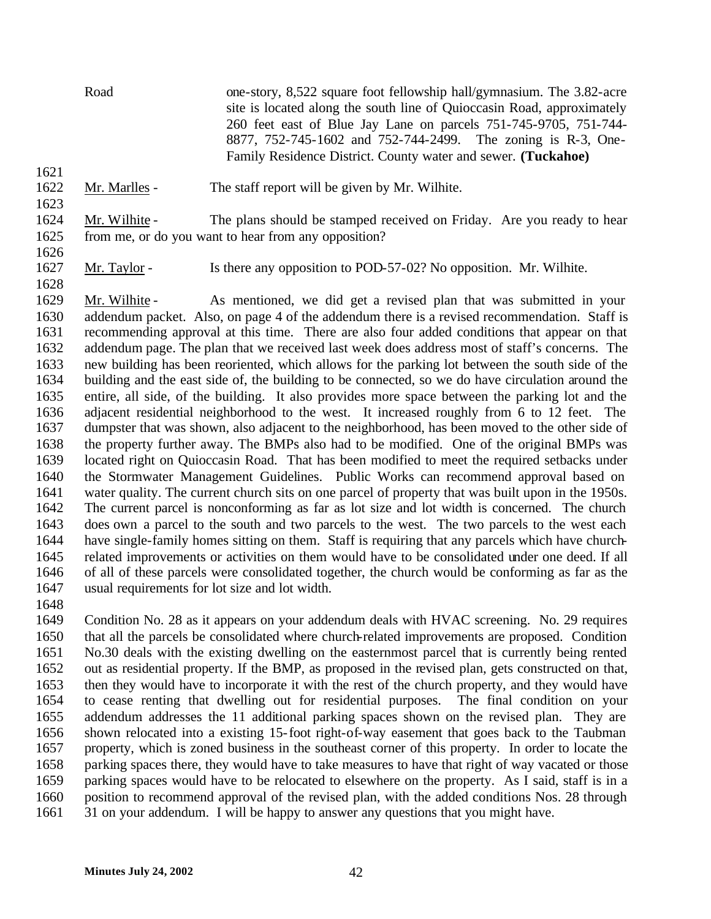Road one-story, 8,522 square foot fellowship hall/gymnasium. The 3.82-acre site is located along the south line of Quioccasin Road, approximately 260 feet east of Blue Jay Lane on parcels 751-745-9705, 751-744-8877, 752-745-1602 and 752-744-2499. The zoning is R-3, One-Family Residence District. County water and sewer. **(Tuckahoe)**

Mr. Marlles - The staff report will be given by Mr. Wilhite.

Mr. Wilhite - The plans should be stamped received on Friday. Are you ready to hear from me, or do you want to hear from any opposition?

Mr. Taylor - Is there any opposition to POD-57-02? No opposition. Mr. Wilhite.

Mr. Wilhite - As mentioned, we did get a revised plan that was submitted in your addendum packet. Also, on page 4 of the addendum there is a revised recommendation. Staff is recommending approval at this time. There are also four added conditions that appear on that addendum page. The plan that we received last week does address most of staff's concerns. The new building has been reoriented, which allows for the parking lot between the south side of the building and the east side of, the building to be connected, so we do have circulation around the entire, all side, of the building. It also provides more space between the parking lot and the adjacent residential neighborhood to the west. It increased roughly from 6 to 12 feet. The dumpster that was shown, also adjacent to the neighborhood, has been moved to the other side of the property further away. The BMPs also had to be modified. One of the original BMPs was located right on Quioccasin Road. That has been modified to meet the required setbacks under the Stormwater Management Guidelines. Public Works can recommend approval based on water quality. The current church sits on one parcel of property that was built upon in the 1950s. The current parcel is nonconforming as far as lot size and lot width is concerned. The church does own a parcel to the south and two parcels to the west. The two parcels to the west each have single-family homes sitting on them. Staff is requiring that any parcels which have church-related improvements or activities on them would have to be consolidated under one deed. If all of all of these parcels were consolidated together, the church would be conforming as far as the usual requirements for lot size and lot width.

Condition No. 28 as it appears on your addendum deals with HVAC screening. No. 29 requires that all the parcels be consolidated where church-related improvements are proposed. Condition No.30 deals with the existing dwelling on the easternmost parcel that is currently being rented out as residential property. If the BMP, as proposed in the revised plan, gets constructed on that, then they would have to incorporate it with the rest of the church property, and they would have to cease renting that dwelling out for residential purposes. The final condition on your addendum addresses the 11 additional parking spaces shown on the revised plan. They are shown relocated into a existing 15-foot right-of-way easement that goes back to the Taubman property, which is zoned business in the southeast corner of this property. In order to locate the parking spaces there, they would have to take measures to have that right of way vacated or those parking spaces would have to be relocated to elsewhere on the property. As I said, staff is in a position to recommend approval of the revised plan, with the added conditions Nos. 28 through 31 on your addendum. I will be happy to answer any questions that you might have.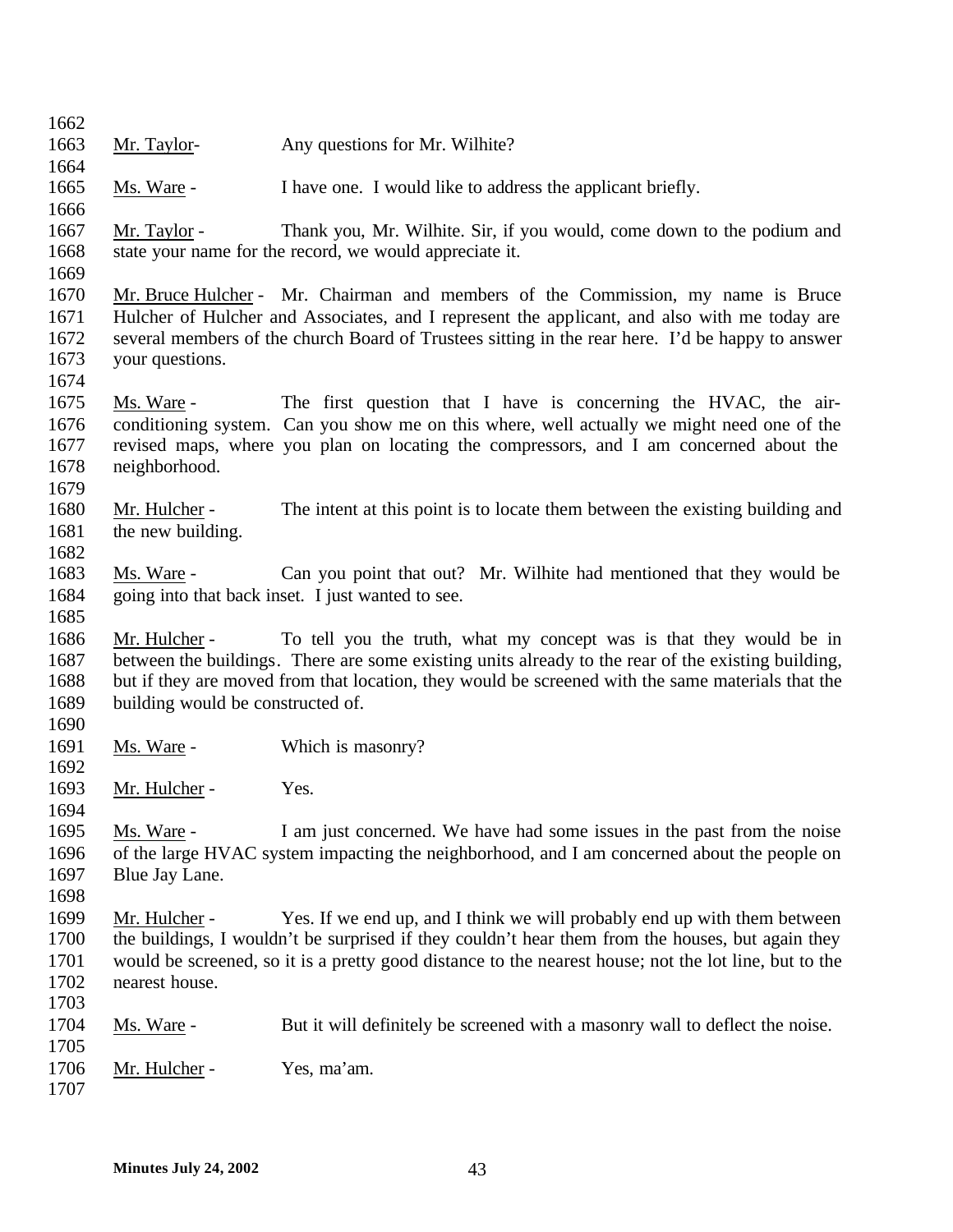Mr. Taylor- Any questions for Mr. Wilhite?

Ms. Ware - I have one. I would like to address the applicant briefly.

Mr. Taylor - Thank you, Mr. Wilhite. Sir, if you would, come down to the podium and state your name for the record, we would appreciate it.

Mr. Bruce Hulcher - Mr. Chairman and members of the Commission, my name is Bruce Hulcher of Hulcher and Associates, and I represent the applicant, and also with me today are several members of the church Board of Trustees sitting in the rear here. I'd be happy to answer your questions.

Ms. Ware - The first question that I have is concerning the HVAC, the air-conditioning system. Can you show me on this where, well actually we might need one of the revised maps, where you plan on locating the compressors, and I am concerned about the neighborhood.

Mr. Hulcher - The intent at this point is to locate them between the existing building and the new building.

Ms. Ware - Can you point that out? Mr. Wilhite had mentioned that they would be going into that back inset. I just wanted to see.

Mr. Hulcher - To tell you the truth, what my concept was is that they would be in between the buildings. There are some existing units already to the rear of the existing building, but if they are moved from that location, they would be screened with the same materials that the building would be constructed of.

Ms. Ware - Which is masonry?

Mr. Hulcher - Yes.

Ms. Ware - I am just concerned. We have had some issues in the past from the noise of the large HVAC system impacting the neighborhood, and I am concerned about the people on Blue Jay Lane.

Mr. Hulcher - Yes. If we end up, and I think we will probably end up with them between the buildings, I wouldn't be surprised if they couldn't hear them from the houses, but again they would be screened, so it is a pretty good distance to the nearest house; not the lot line, but to the nearest house.

Ms. Ware - But it will definitely be screened with a masonry wall to deflect the noise.

Mr. Hulcher - Yes, ma'am.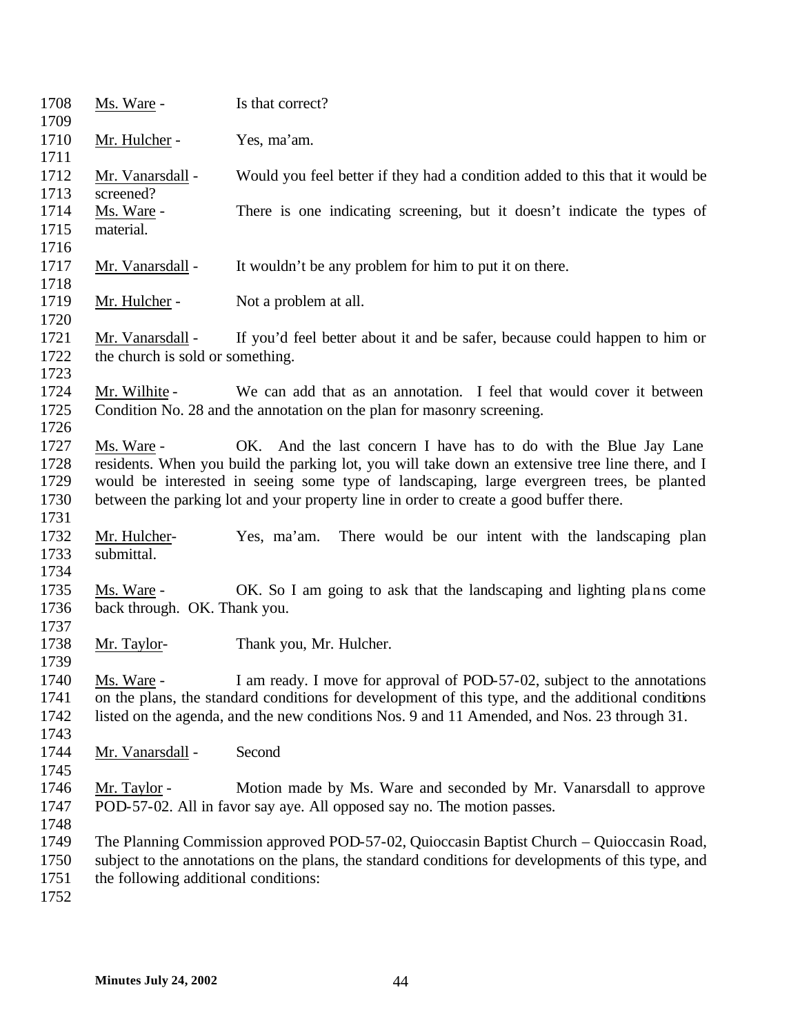Ms. Ware - Is that correct?

Mr. Hulcher - Yes, ma'am.

Mr. Vanarsdall - Would you feel better if they had a condition added to this that it would be screened?

Ms. Ware - There is one indicating screening, but it doesn't indicate the types of material.

Mr. Vanarsdall - It wouldn't be any problem for him to put it on there.

Mr. Hulcher - Not a problem at all.

Mr. Vanarsdall - If you'd feel better about it and be safer, because could happen to him or the church is sold or something.

Mr. Wilhite - We can add that as an annotation. I feel that would cover it between Condition No. 28 and the annotation on the plan for masonry screening.

Ms. Ware - OK. And the last concern I have has to do with the Blue Jay Lane residents. When you build the parking lot, you will take down an extensive tree line there, and I would be interested in seeing some type of landscaping, large evergreen trees, be planted between the parking lot and your property line in order to create a good buffer there.

Mr. Hulcher- Yes, ma'am. There would be our intent with the landscaping plan submittal.

Ms. Ware - OK. So I am going to ask that the landscaping and lighting plans come back through. OK. Thank you.

Mr. Taylor- Thank you, Mr. Hulcher.

Ms. Ware - I am ready. I move for approval of POD-57-02, subject to the annotations on the plans, the standard conditions for development of this type, and the additional conditions listed on the agenda, and the new conditions Nos. 9 and 11 Amended, and Nos. 23 through 31.

Mr. Vanarsdall - Second

Mr. Taylor - Motion made by Ms. Ware and seconded by Mr. Vanarsdall to approve POD-57-02. All in favor say aye. All opposed say no. The motion passes.

The Planning Commission approved POD-57-02, Quioccasin Baptist Church – Quioccasin Road, subject to the annotations on the plans, the standard conditions for developments of this type, and the following additional conditions: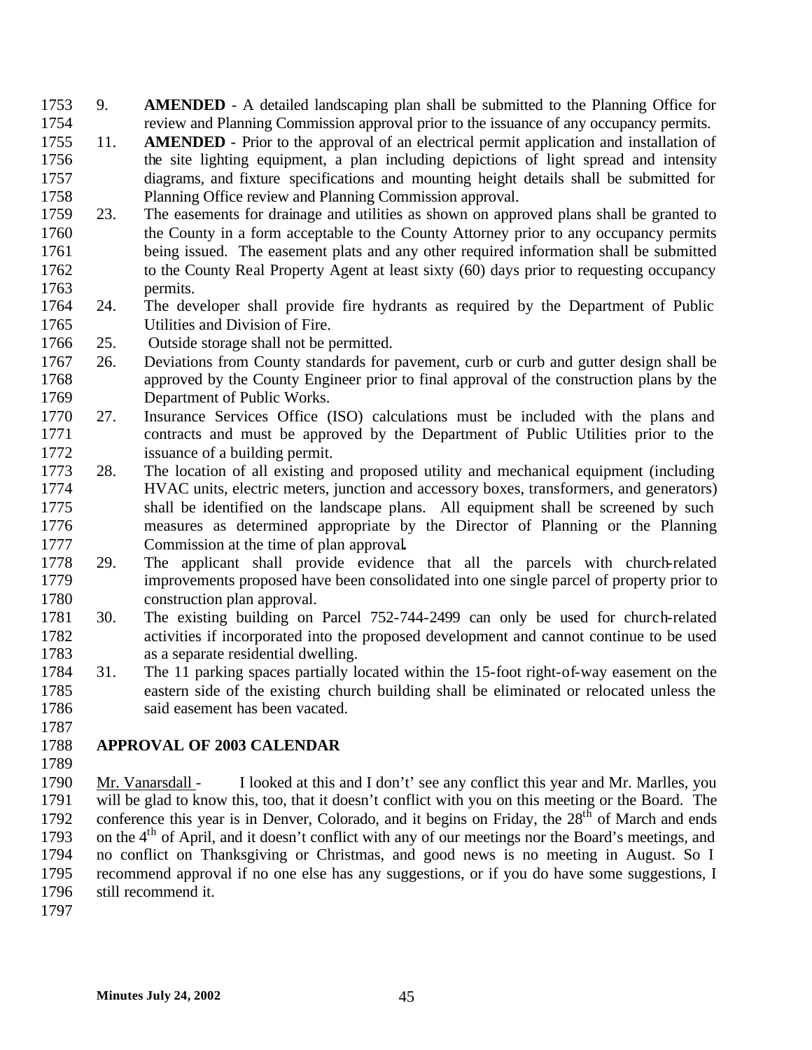9. **AMENDED** - A detailed landscaping plan shall be submitted to the Planning Office for review and Planning Commission approval prior to the issuance of any occupancy permits.
11. **AMENDED** - Prior to the approval of an electrical permit application and installation of the site lighting equipment, a plan including depictions of light spread and intensity diagrams, and fixture specifications and mounting height details shall be submitted for Planning Office review and Planning Commission approval.
23. The easements for drainage and utilities as shown on approved plans shall be granted to the County in a form acceptable to the County Attorney prior to any occupancy permits being issued. The easement plats and any other required information shall be submitted to the County Real Property Agent at least sixty (60) days prior to requesting occupancy permits.
24. The developer shall provide fire hydrants as required by the Department of Public Utilities and Division of Fire.
25. Outside storage shall not be permitted.
26. Deviations from County standards for pavement, curb or curb and gutter design shall be approved by the County Engineer prior to final approval of the construction plans by the Department of Public Works.
27. Insurance Services Office (ISO) calculations must be included with the plans and contracts and must be approved by the Department of Public Utilities prior to the issuance of a building permit.
28. The location of all existing and proposed utility and mechanical equipment (including HVAC units, electric meters, junction and accessory boxes, transformers, and generators) shall be identified on the landscape plans. All equipment shall be screened by such measures as determined appropriate by the Director of Planning or the Planning Commission at the time of plan approval.
29. The applicant shall provide evidence that all the parcels with church-related improvements proposed have been consolidated into one single parcel of property prior to construction plan approval.
30. The existing building on Parcel 752-744-2499 can only be used for church-related activities if incorporated into the proposed development and cannot continue to be used as a separate residential dwelling.
31. The 11 parking spaces partially located within the 15-foot right-of-way easement on the eastern side of the existing church building shall be eliminated or relocated unless the said easement has been vacated.

**APPROVAL OF 2003 CALENDAR**

Mr. Vanarsdall - I looked at this and I don't' see any conflict this year and Mr. Marlles, you will be glad to know this, too, that it doesn't conflict with you on this meeting or the Board. The conference this year is in Denver, Colorado, and it begins on Friday, the 28th of March and ends on the 4th of April, and it doesn't conflict with any of our meetings nor the Board's meetings, and no conflict on Thanksgiving or Christmas, and good news is no meeting in August. So I recommend approval if no one else has any suggestions, or if you do have some suggestions, I still recommend it.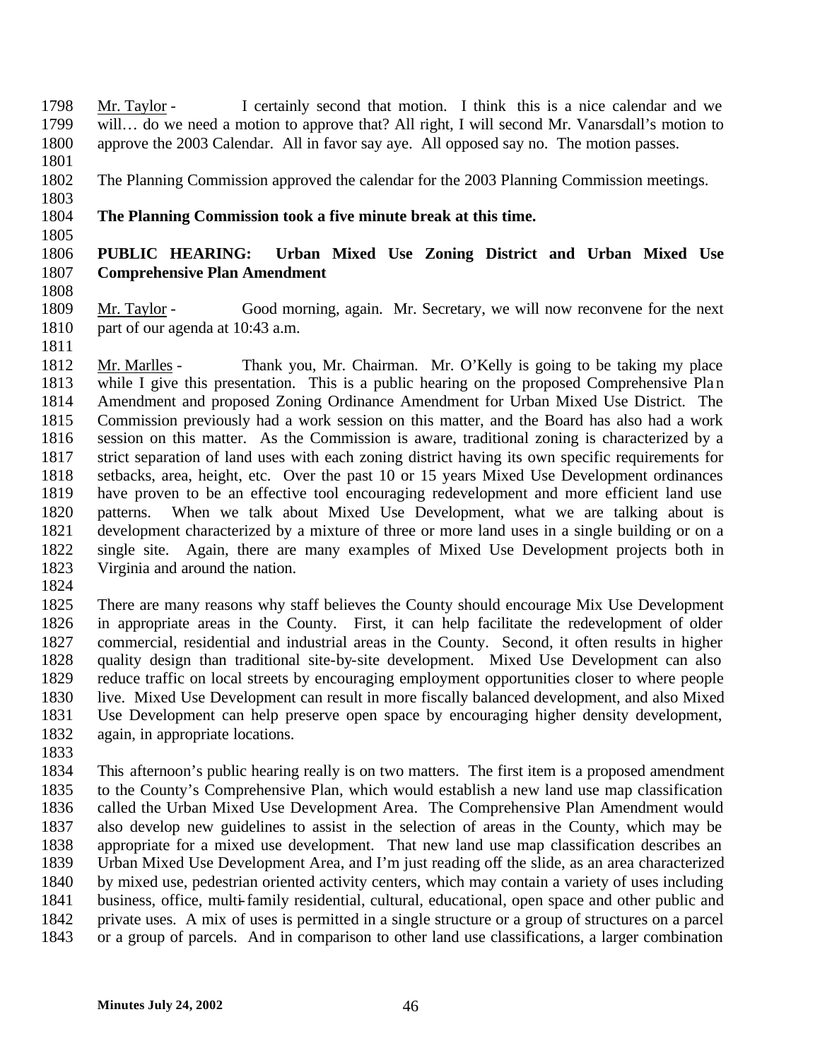Mr. Taylor - I certainly second that motion. I think this is a nice calendar and we will… do we need a motion to approve that? All right, I will second Mr. Vanarsdall's motion to approve the 2003 Calendar. All in favor say aye. All opposed say no. The motion passes.

The Planning Commission approved the calendar for the 2003 Planning Commission meetings.

**The Planning Commission took a five minute break at this time.**

**PUBLIC HEARING: Urban Mixed Use Zoning District and Urban Mixed Use Comprehensive Plan Amendment**

Mr. Taylor - Good morning, again. Mr. Secretary, we will now reconvene for the next part of our agenda at 10:43 a.m.

Mr. Marlles - Thank you, Mr. Chairman. Mr. O'Kelly is going to be taking my place while I give this presentation. This is a public hearing on the proposed Comprehensive Plan Amendment and proposed Zoning Ordinance Amendment for Urban Mixed Use District. The Commission previously had a work session on this matter, and the Board has also had a work session on this matter. As the Commission is aware, traditional zoning is characterized by a strict separation of land uses with each zoning district having its own specific requirements for setbacks, area, height, etc. Over the past 10 or 15 years Mixed Use Development ordinances have proven to be an effective tool encouraging redevelopment and more efficient land use patterns. When we talk about Mixed Use Development, what we are talking about is development characterized by a mixture of three or more land uses in a single building or on a single site. Again, there are many examples of Mixed Use Development projects both in Virginia and around the nation.

There are many reasons why staff believes the County should encourage Mix Use Development in appropriate areas in the County. First, it can help facilitate the redevelopment of older commercial, residential and industrial areas in the County. Second, it often results in higher quality design than traditional site-by-site development. Mixed Use Development can also reduce traffic on local streets by encouraging employment opportunities closer to where people live. Mixed Use Development can result in more fiscally balanced development, and also Mixed Use Development can help preserve open space by encouraging higher density development, again, in appropriate locations.

This afternoon's public hearing really is on two matters. The first item is a proposed amendment to the County's Comprehensive Plan, which would establish a new land use map classification called the Urban Mixed Use Development Area. The Comprehensive Plan Amendment would also develop new guidelines to assist in the selection of areas in the County, which may be appropriate for a mixed use development. That new land use map classification describes an Urban Mixed Use Development Area, and I'm just reading off the slide, as an area characterized by mixed use, pedestrian oriented activity centers, which may contain a variety of uses including business, office, multi-family residential, cultural, educational, open space and other public and private uses. A mix of uses is permitted in a single structure or a group of structures on a parcel or a group of parcels. And in comparison to other land use classifications, a larger combination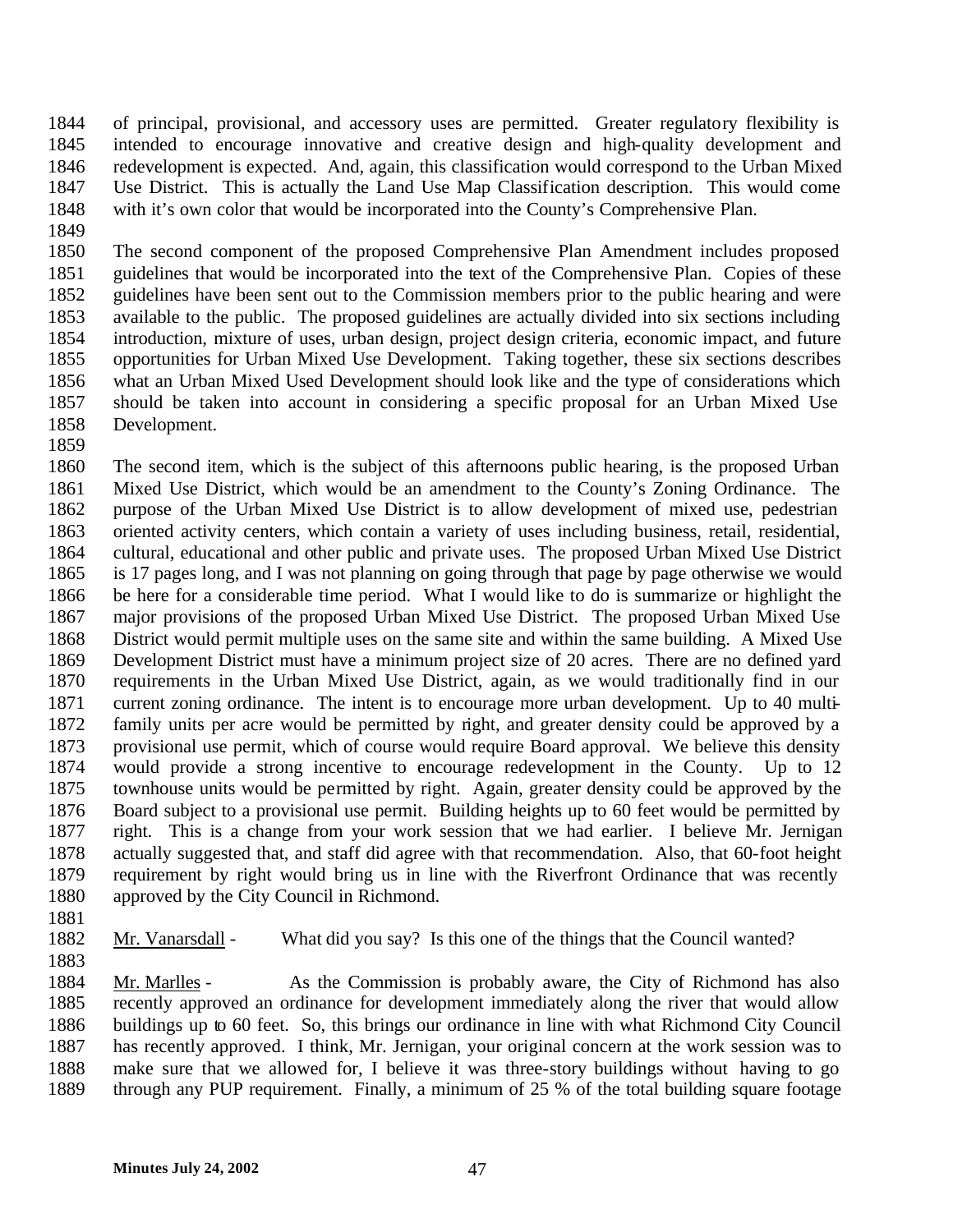of principal, provisional, and accessory uses are permitted. Greater regulatory flexibility is intended to encourage innovative and creative design and high-quality development and redevelopment is expected. And, again, this classification would correspond to the Urban Mixed Use District. This is actually the Land Use Map Classification description. This would come with it's own color that would be incorporated into the County's Comprehensive Plan.

The second component of the proposed Comprehensive Plan Amendment includes proposed guidelines that would be incorporated into the text of the Comprehensive Plan. Copies of these guidelines have been sent out to the Commission members prior to the public hearing and were available to the public. The proposed guidelines are actually divided into six sections including introduction, mixture of uses, urban design, project design criteria, economic impact, and future opportunities for Urban Mixed Use Development. Taking together, these six sections describes what an Urban Mixed Used Development should look like and the type of considerations which should be taken into account in considering a specific proposal for an Urban Mixed Use Development.

The second item, which is the subject of this afternoons public hearing, is the proposed Urban Mixed Use District, which would be an amendment to the County's Zoning Ordinance. The purpose of the Urban Mixed Use District is to allow development of mixed use, pedestrian oriented activity centers, which contain a variety of uses including business, retail, residential, cultural, educational and other public and private uses. The proposed Urban Mixed Use District is 17 pages long, and I was not planning on going through that page by page otherwise we would be here for a considerable time period. What I would like to do is summarize or highlight the major provisions of the proposed Urban Mixed Use District. The proposed Urban Mixed Use District would permit multiple uses on the same site and within the same building. A Mixed Use Development District must have a minimum project size of 20 acres. There are no defined yard requirements in the Urban Mixed Use District, again, as we would traditionally find in our current zoning ordinance. The intent is to encourage more urban development. Up to 40 multi-family units per acre would be permitted by right, and greater density could be approved by a provisional use permit, which of course would require Board approval. We believe this density would provide a strong incentive to encourage redevelopment in the County. Up to 12 townhouse units would be permitted by right. Again, greater density could be approved by the Board subject to a provisional use permit. Building heights up to 60 feet would be permitted by right. This is a change from your work session that we had earlier. I believe Mr. Jernigan actually suggested that, and staff did agree with that recommendation. Also, that 60-foot height requirement by right would bring us in line with the Riverfront Ordinance that was recently approved by the City Council in Richmond.

Mr. Vanarsdall - What did you say? Is this one of the things that the Council wanted?

Mr. Marlles - As the Commission is probably aware, the City of Richmond has also recently approved an ordinance for development immediately along the river that would allow buildings up to 60 feet. So, this brings our ordinance in line with what Richmond City Council has recently approved. I think, Mr. Jernigan, your original concern at the work session was to make sure that we allowed for, I believe it was three-story buildings without having to go through any PUP requirement. Finally, a minimum of 25 % of the total building square footage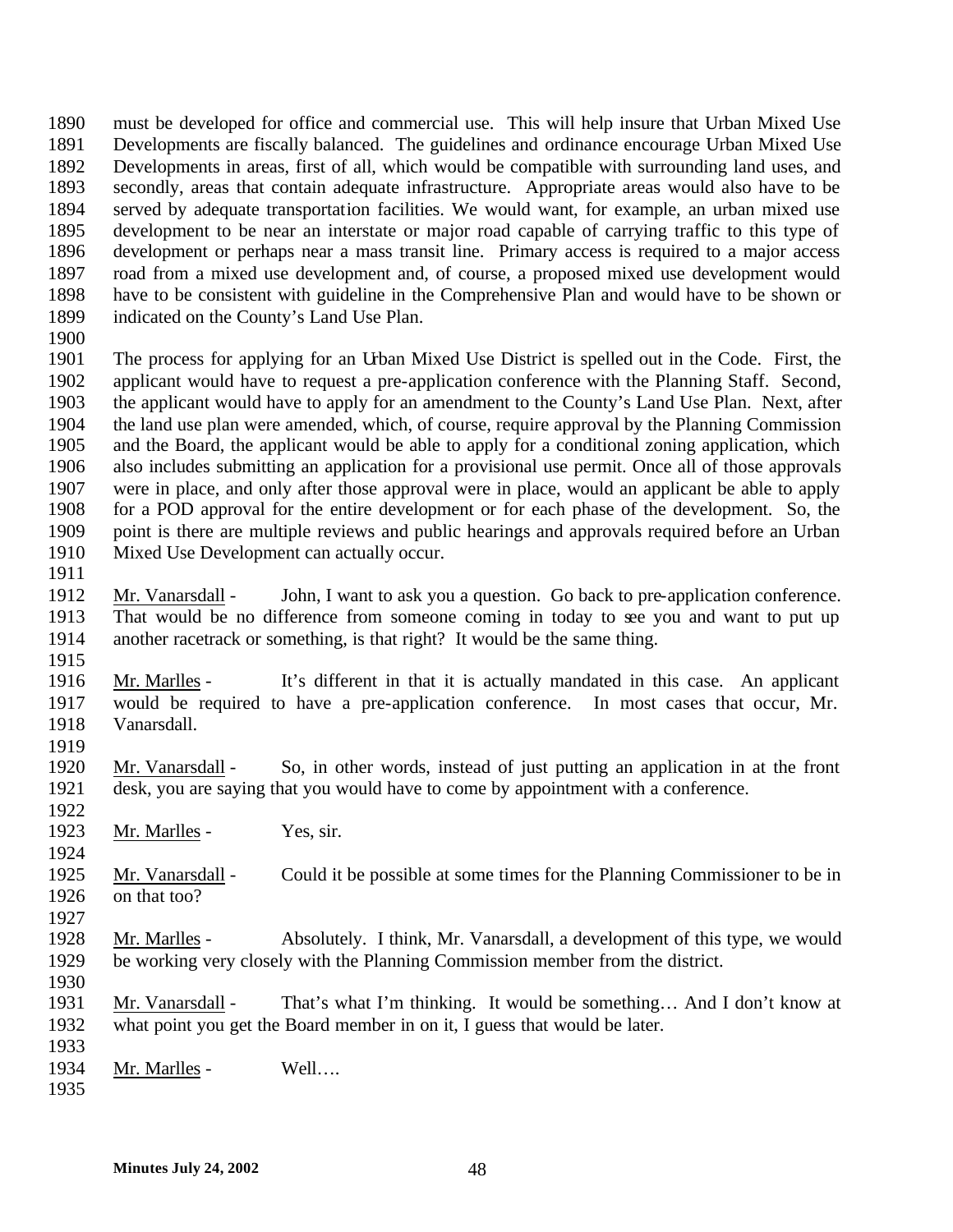must be developed for office and commercial use. This will help insure that Urban Mixed Use Developments are fiscally balanced. The guidelines and ordinance encourage Urban Mixed Use Developments in areas, first of all, which would be compatible with surrounding land uses, and secondly, areas that contain adequate infrastructure. Appropriate areas would also have to be served by adequate transportation facilities. We would want, for example, an urban mixed use development to be near an interstate or major road capable of carrying traffic to this type of development or perhaps near a mass transit line. Primary access is required to a major access road from a mixed use development and, of course, a proposed mixed use development would have to be consistent with guideline in the Comprehensive Plan and would have to be shown or indicated on the County's Land Use Plan.

The process for applying for an Urban Mixed Use District is spelled out in the Code. First, the applicant would have to request a pre-application conference with the Planning Staff. Second, the applicant would have to apply for an amendment to the County's Land Use Plan. Next, after the land use plan were amended, which, of course, require approval by the Planning Commission and the Board, the applicant would be able to apply for a conditional zoning application, which also includes submitting an application for a provisional use permit. Once all of those approvals were in place, and only after those approval were in place, would an applicant be able to apply for a POD approval for the entire development or for each phase of the development. So, the point is there are multiple reviews and public hearings and approvals required before an Urban Mixed Use Development can actually occur.

Mr. Vanarsdall - John, I want to ask you a question. Go back to pre-application conference. That would be no difference from someone coming in today to see you and want to put up another racetrack or something, is that right? It would be the same thing.

Mr. Marlles - It's different in that it is actually mandated in this case. An applicant would be required to have a pre-application conference. In most cases that occur, Mr. Vanarsdall.

Mr. Vanarsdall - So, in other words, instead of just putting an application in at the front desk, you are saying that you would have to come by appointment with a conference.

Mr. Marlles - Yes, sir.

Mr. Vanarsdall - Could it be possible at some times for the Planning Commissioner to be in on that too?

Mr. Marlles - Absolutely. I think, Mr. Vanarsdall, a development of this type, we would be working very closely with the Planning Commission member from the district.

Mr. Vanarsdall - That's what I'm thinking. It would be something… And I don't know at what point you get the Board member in on it, I guess that would be later.

Mr. Marlles - Well….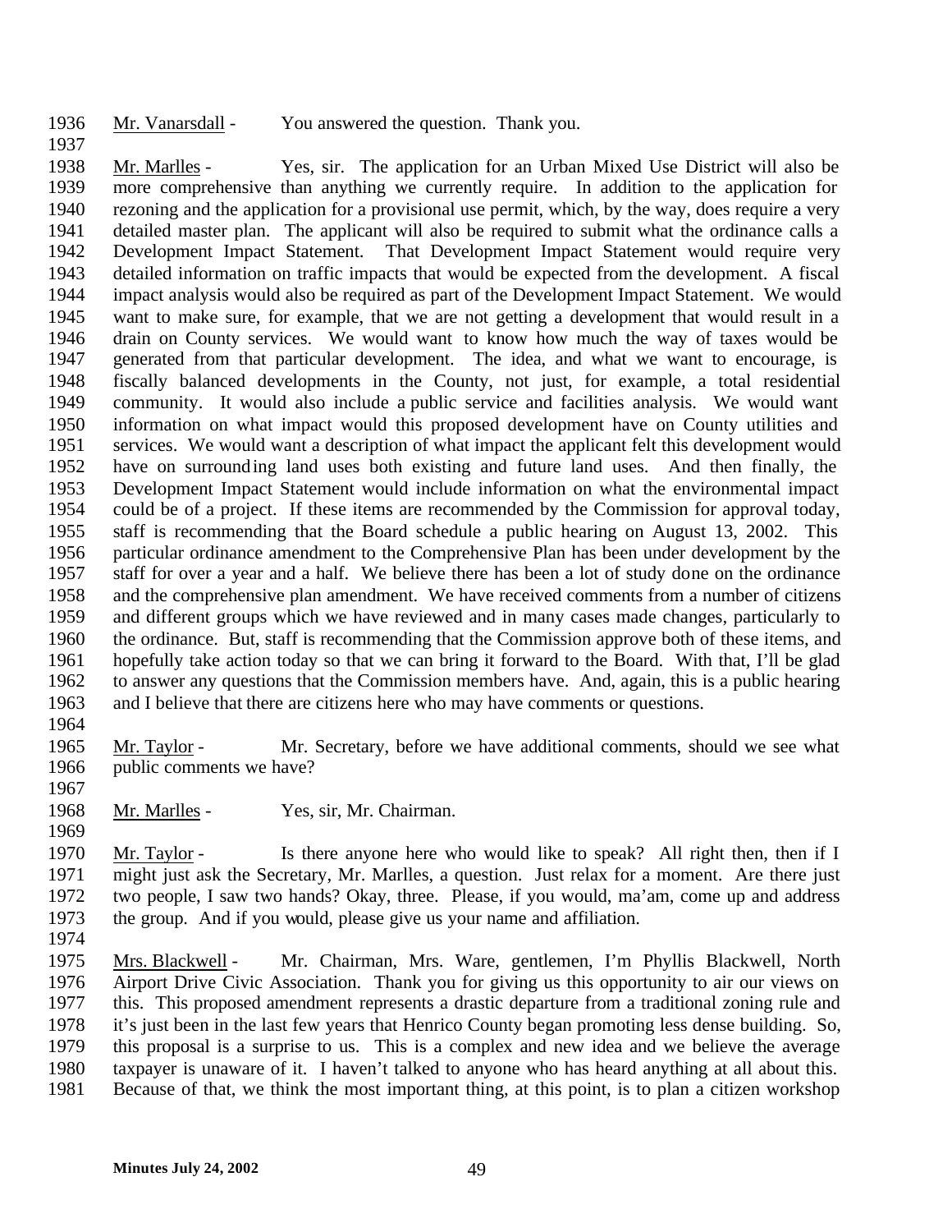1936 Mr. Vanarsdall - You answered the question. Thank you.

1937

1938 Mr. Marlles - Yes, sir. The application for an Urban Mixed Use District will also be
1939 more comprehensive than anything we currently require. In addition to the application for
1940 rezoning and the application for a provisional use permit, which, by the way, does require a very
1941 detailed master plan. The applicant will also be required to submit what the ordinance calls a
1942 Development Impact Statement. That Development Impact Statement would require very
1943 detailed information on traffic impacts that would be expected from the development. A fiscal
1944 impact analysis would also be required as part of the Development Impact Statement. We would
1945 want to make sure, for example, that we are not getting a development that would result in a
1946 drain on County services. We would want to know how much the way of taxes would be
1947 generated from that particular development. The idea, and what we want to encourage, is
1948 fiscally balanced developments in the County, not just, for example, a total residential
1949 community. It would also include a public service and facilities analysis. We would want
1950 information on what impact would this proposed development have on County utilities and
1951 services. We would want a description of what impact the applicant felt this development would
1952 have on surrounding land uses both existing and future land uses. And then finally, the
1953 Development Impact Statement would include information on what the environmental impact
1954 could be of a project. If these items are recommended by the Commission for approval today,
1955 staff is recommending that the Board schedule a public hearing on August 13, 2002. This
1956 particular ordinance amendment to the Comprehensive Plan has been under development by the
1957 staff for over a year and a half. We believe there has been a lot of study done on the ordinance
1958 and the comprehensive plan amendment. We have received comments from a number of citizens
1959 and different groups which we have reviewed and in many cases made changes, particularly to
1960 the ordinance. But, staff is recommending that the Commission approve both of these items, and
1961 hopefully take action today so that we can bring it forward to the Board. With that, I'll be glad
1962 to answer any questions that the Commission members have. And, again, this is a public hearing
1963 and I believe that there are citizens here who may have comments or questions.

1964

1965 Mr. Taylor - Mr. Secretary, before we have additional comments, should we see what
1966 public comments we have?

1967

1968 Mr. Marlles - Yes, sir, Mr. Chairman.

1969

1970 Mr. Taylor - Is there anyone here who would like to speak? All right then, then if I
1971 might just ask the Secretary, Mr. Marlles, a question. Just relax for a moment. Are there just
1972 two people, I saw two hands? Okay, three. Please, if you would, ma'am, come up and address
1973 the group. And if you would, please give us your name and affiliation.

1974

1975 Mrs. Blackwell - Mr. Chairman, Mrs. Ware, gentlemen, I'm Phyllis Blackwell, North
1976 Airport Drive Civic Association. Thank you for giving us this opportunity to air our views on
1977 this. This proposed amendment represents a drastic departure from a traditional zoning rule and
1978 it's just been in the last few years that Henrico County began promoting less dense building. So,
1979 this proposal is a surprise to us. This is a complex and new idea and we believe the average
1980 taxpayer is unaware of it. I haven't talked to anyone who has heard anything at all about this.
1981 Because of that, we think the most important thing, at this point, is to plan a citizen workshop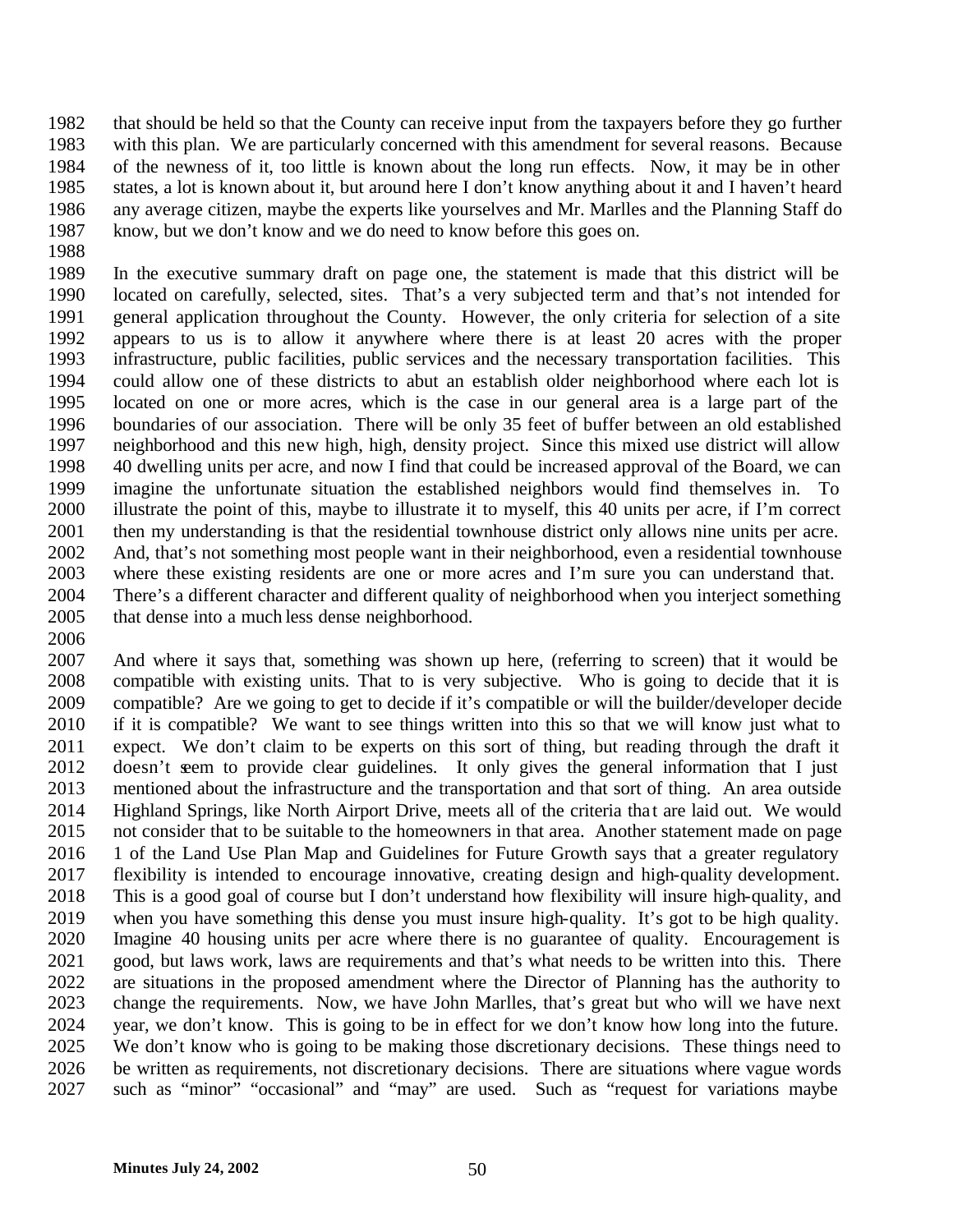that should be held so that the County can receive input from the taxpayers before they go further with this plan. We are particularly concerned with this amendment for several reasons. Because of the newness of it, too little is known about the long run effects. Now, it may be in other states, a lot is known about it, but around here I don't know anything about it and I haven't heard any average citizen, maybe the experts like yourselves and Mr. Marlles and the Planning Staff do know, but we don't know and we do need to know before this goes on.

In the executive summary draft on page one, the statement is made that this district will be located on carefully, selected, sites. That's a very subjected term and that's not intended for general application throughout the County. However, the only criteria for selection of a site appears to us is to allow it anywhere where there is at least 20 acres with the proper infrastructure, public facilities, public services and the necessary transportation facilities. This could allow one of these districts to abut an establish older neighborhood where each lot is located on one or more acres, which is the case in our general area is a large part of the boundaries of our association. There will be only 35 feet of buffer between an old established neighborhood and this new high, high, density project. Since this mixed use district will allow 40 dwelling units per acre, and now I find that could be increased approval of the Board, we can imagine the unfortunate situation the established neighbors would find themselves in. To illustrate the point of this, maybe to illustrate it to myself, this 40 units per acre, if I'm correct then my understanding is that the residential townhouse district only allows nine units per acre. And, that's not something most people want in their neighborhood, even a residential townhouse where these existing residents are one or more acres and I'm sure you can understand that. There's a different character and different quality of neighborhood when you interject something that dense into a much less dense neighborhood.

And where it says that, something was shown up here, (referring to screen) that it would be compatible with existing units. That to is very subjective. Who is going to decide that it is compatible? Are we going to get to decide if it's compatible or will the builder/developer decide if it is compatible? We want to see things written into this so that we will know just what to expect. We don't claim to be experts on this sort of thing, but reading through the draft it doesn't seem to provide clear guidelines. It only gives the general information that I just mentioned about the infrastructure and the transportation and that sort of thing. An area outside Highland Springs, like North Airport Drive, meets all of the criteria that are laid out. We would not consider that to be suitable to the homeowners in that area. Another statement made on page 1 of the Land Use Plan Map and Guidelines for Future Growth says that a greater regulatory flexibility is intended to encourage innovative, creating design and high-quality development. This is a good goal of course but I don't understand how flexibility will insure high-quality, and when you have something this dense you must insure high-quality. It's got to be high quality. Imagine 40 housing units per acre where there is no guarantee of quality. Encouragement is good, but laws work, laws are requirements and that's what needs to be written into this. There are situations in the proposed amendment where the Director of Planning has the authority to change the requirements. Now, we have John Marlles, that's great but who will we have next year, we don't know. This is going to be in effect for we don't know how long into the future. We don't know who is going to be making those discretionary decisions. These things need to be written as requirements, not discretionary decisions. There are situations where vague words such as "minor" "occasional" and "may" are used. Such as "request for variations maybe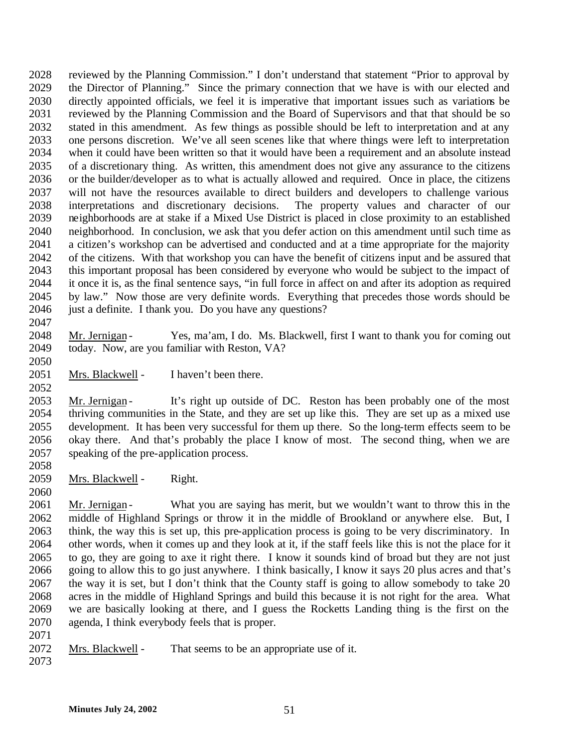reviewed by the Planning Commission." I don't understand that statement "Prior to approval by the Director of Planning." Since the primary connection that we have is with our elected and directly appointed officials, we feel it is imperative that important issues such as variations be reviewed by the Planning Commission and the Board of Supervisors and that that should be so stated in this amendment. As few things as possible should be left to interpretation and at any one persons discretion. We've all seen scenes like that where things were left to interpretation when it could have been written so that it would have been a requirement and an absolute instead of a discretionary thing. As written, this amendment does not give any assurance to the citizens or the builder/developer as to what is actually allowed and required. Once in place, the citizens will not have the resources available to direct builders and developers to challenge various interpretations and discretionary decisions. The property values and character of our neighborhoods are at stake if a Mixed Use District is placed in close proximity to an established neighborhood. In conclusion, we ask that you defer action on this amendment until such time as a citizen's workshop can be advertised and conducted and at a time appropriate for the majority of the citizens. With that workshop you can have the benefit of citizens input and be assured that this important proposal has been considered by everyone who would be subject to the impact of it once it is, as the final sentence says, "in full force in affect on and after its adoption as required by law." Now those are very definite words. Everything that precedes those words should be just a definite. I thank you. Do you have any questions?

Mr. Jernigan - Yes, ma'am, I do. Ms. Blackwell, first I want to thank you for coming out today. Now, are you familiar with Reston, VA?

Mrs. Blackwell - I haven't been there.

Mr. Jernigan - It's right up outside of DC. Reston has been probably one of the most thriving communities in the State, and they are set up like this. They are set up as a mixed use development. It has been very successful for them up there. So the long-term effects seem to be okay there. And that's probably the place I know of most. The second thing, when we are speaking of the pre-application process.

Mrs. Blackwell - Right.

Mr. Jernigan - What you are saying has merit, but we wouldn't want to throw this in the middle of Highland Springs or throw it in the middle of Brookland or anywhere else. But, I think, the way this is set up, this pre-application process is going to be very discriminatory. In other words, when it comes up and they look at it, if the staff feels like this is not the place for it to go, they are going to axe it right there. I know it sounds kind of broad but they are not just going to allow this to go just anywhere. I think basically, I know it says 20 plus acres and that's the way it is set, but I don't think that the County staff is going to allow somebody to take 20 acres in the middle of Highland Springs and build this because it is not right for the area. What we are basically looking at there, and I guess the Rocketts Landing thing is the first on the agenda, I think everybody feels that is proper.

Mrs. Blackwell - That seems to be an appropriate use of it.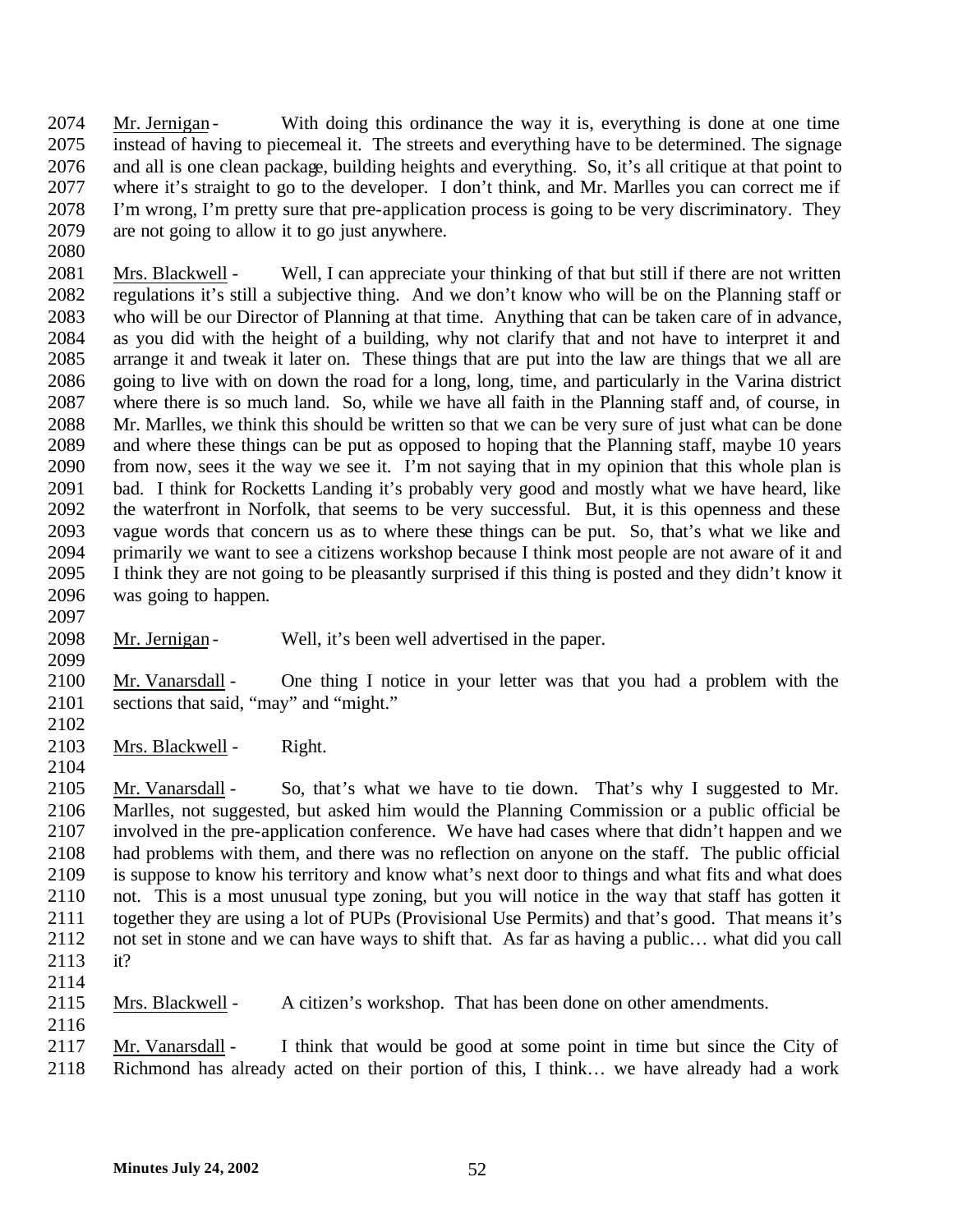Mr. Jernigan - With doing this ordinance the way it is, everything is done at one time instead of having to piecemeal it. The streets and everything have to be determined. The signage and all is one clean package, building heights and everything. So, it's all critique at that point to where it's straight to go to the developer. I don't think, and Mr. Marlles you can correct me if I'm wrong, I'm pretty sure that pre-application process is going to be very discriminatory. They are not going to allow it to go just anywhere.

Mrs. Blackwell - Well, I can appreciate your thinking of that but still if there are not written regulations it's still a subjective thing. And we don't know who will be on the Planning staff or who will be our Director of Planning at that time. Anything that can be taken care of in advance, as you did with the height of a building, why not clarify that and not have to interpret it and arrange it and tweak it later on. These things that are put into the law are things that we all are going to live with on down the road for a long, long, time, and particularly in the Varina district where there is so much land. So, while we have all faith in the Planning staff and, of course, in Mr. Marlles, we think this should be written so that we can be very sure of just what can be done and where these things can be put as opposed to hoping that the Planning staff, maybe 10 years from now, sees it the way we see it. I'm not saying that in my opinion that this whole plan is bad. I think for Rocketts Landing it's probably very good and mostly what we have heard, like the waterfront in Norfolk, that seems to be very successful. But, it is this openness and these vague words that concern us as to where these things can be put. So, that's what we like and primarily we want to see a citizens workshop because I think most people are not aware of it and I think they are not going to be pleasantly surprised if this thing is posted and they didn't know it was going to happen.

Mr. Jernigan - Well, it's been well advertised in the paper.

Mr. Vanarsdall - One thing I notice in your letter was that you had a problem with the sections that said, "may" and "might."

Mrs. Blackwell - Right.

Mr. Vanarsdall - So, that's what we have to tie down. That's why I suggested to Mr. Marlles, not suggested, but asked him would the Planning Commission or a public official be involved in the pre-application conference. We have had cases where that didn't happen and we had problems with them, and there was no reflection on anyone on the staff. The public official is suppose to know his territory and know what's next door to things and what fits and what does not. This is a most unusual type zoning, but you will notice in the way that staff has gotten it together they are using a lot of PUPs (Provisional Use Permits) and that's good. That means it's not set in stone and we can have ways to shift that. As far as having a public… what did you call it?

Mrs. Blackwell - A citizen's workshop. That has been done on other amendments.

Mr. Vanarsdall - I think that would be good at some point in time but since the City of Richmond has already acted on their portion of this, I think… we have already had a work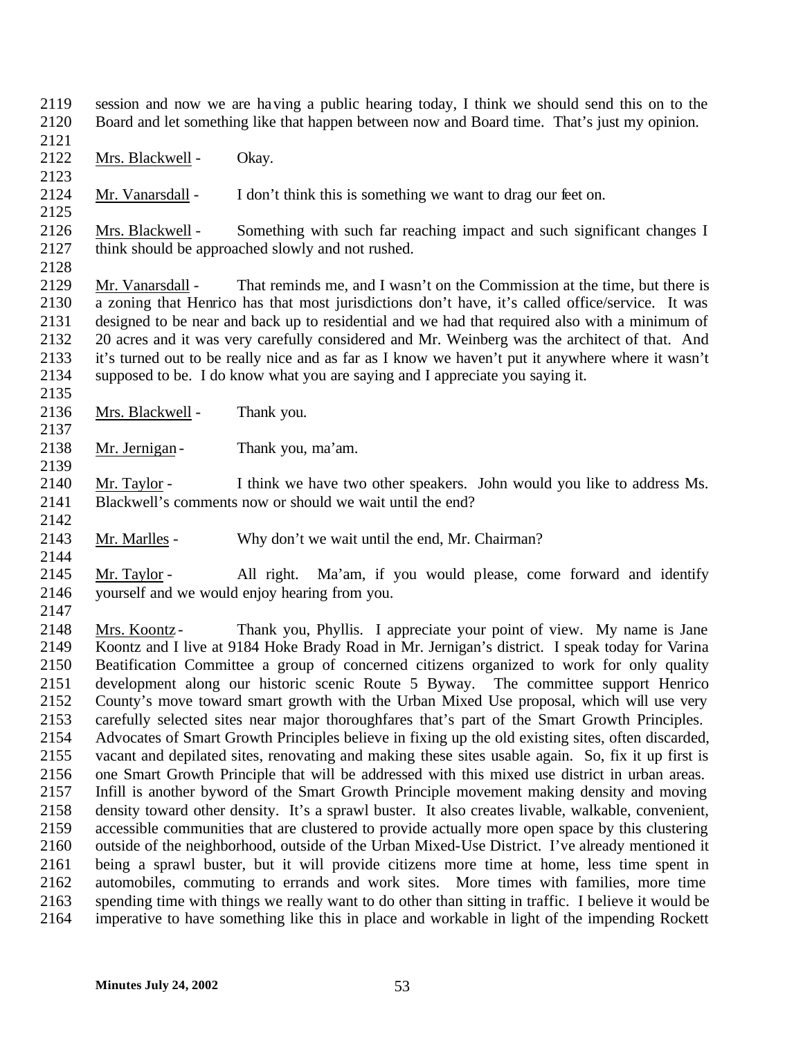session and now we are having a public hearing today, I think we should send this on to the Board and let something like that happen between now and Board time. That's just my opinion.

Mrs. Blackwell - Okay.

Mr. Vanarsdall - I don't think this is something we want to drag our feet on.

Mrs. Blackwell - Something with such far reaching impact and such significant changes I think should be approached slowly and not rushed.

Mr. Vanarsdall - That reminds me, and I wasn't on the Commission at the time, but there is a zoning that Henrico has that most jurisdictions don't have, it's called office/service. It was designed to be near and back up to residential and we had that required also with a minimum of 20 acres and it was very carefully considered and Mr. Weinberg was the architect of that. And it's turned out to be really nice and as far as I know we haven't put it anywhere where it wasn't supposed to be. I do know what you are saying and I appreciate you saying it.

Mrs. Blackwell - Thank you.

Mr. Jernigan - Thank you, ma'am.

Mr. Taylor - I think we have two other speakers. John would you like to address Ms. Blackwell's comments now or should we wait until the end?

Mr. Marlles - Why don't we wait until the end, Mr. Chairman?

Mr. Taylor - All right. Ma'am, if you would please, come forward and identify yourself and we would enjoy hearing from you.

Mrs. Koontz - Thank you, Phyllis. I appreciate your point of view. My name is Jane Koontz and I live at 9184 Hoke Brady Road in Mr. Jernigan's district. I speak today for Varina Beatification Committee a group of concerned citizens organized to work for only quality development along our historic scenic Route 5 Byway. The committee support Henrico County's move toward smart growth with the Urban Mixed Use proposal, which will use very carefully selected sites near major thoroughfares that's part of the Smart Growth Principles. Advocates of Smart Growth Principles believe in fixing up the old existing sites, often discarded, vacant and depilated sites, renovating and making these sites usable again. So, fix it up first is one Smart Growth Principle that will be addressed with this mixed use district in urban areas. Infill is another byword of the Smart Growth Principle movement making density and moving density toward other density. It's a sprawl buster. It also creates livable, walkable, convenient, accessible communities that are clustered to provide actually more open space by this clustering outside of the neighborhood, outside of the Urban Mixed-Use District. I've already mentioned it being a sprawl buster, but it will provide citizens more time at home, less time spent in automobiles, commuting to errands and work sites. More times with families, more time spending time with things we really want to do other than sitting in traffic. I believe it would be imperative to have something like this in place and workable in light of the impending Rockett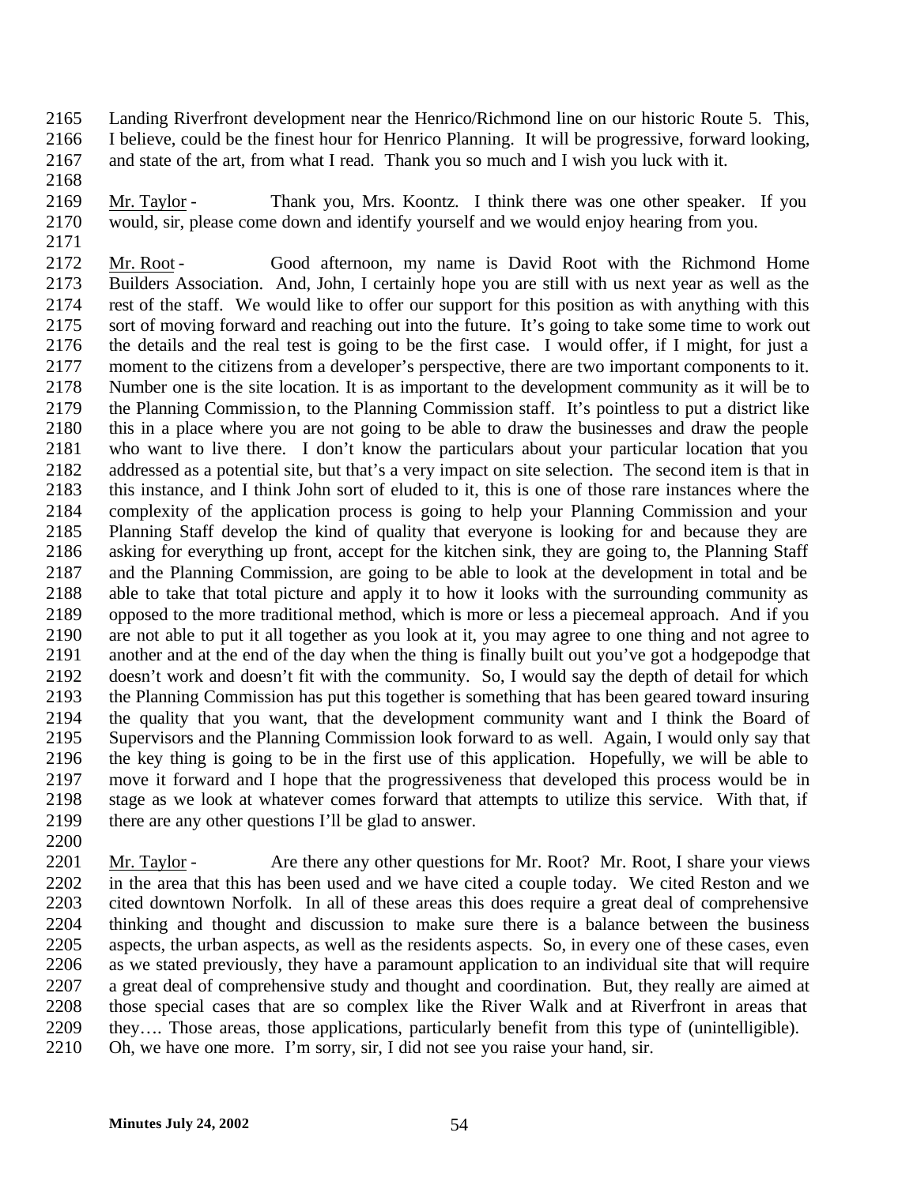Landing Riverfront development near the Henrico/Richmond line on our historic Route 5. This, I believe, could be the finest hour for Henrico Planning. It will be progressive, forward looking, and state of the art, from what I read. Thank you so much and I wish you luck with it.

Mr. Taylor - Thank you, Mrs. Koontz. I think there was one other speaker. If you would, sir, please come down and identify yourself and we would enjoy hearing from you.

Mr. Root - Good afternoon, my name is David Root with the Richmond Home Builders Association. And, John, I certainly hope you are still with us next year as well as the rest of the staff. We would like to offer our support for this position as with anything with this sort of moving forward and reaching out into the future. It's going to take some time to work out the details and the real test is going to be the first case. I would offer, if I might, for just a moment to the citizens from a developer's perspective, there are two important components to it. Number one is the site location. It is as important to the development community as it will be to the Planning Commission, to the Planning Commission staff. It's pointless to put a district like this in a place where you are not going to be able to draw the businesses and draw the people who want to live there. I don't know the particulars about your particular location that you addressed as a potential site, but that's a very impact on site selection. The second item is that in this instance, and I think John sort of eluded to it, this is one of those rare instances where the complexity of the application process is going to help your Planning Commission and your Planning Staff develop the kind of quality that everyone is looking for and because they are asking for everything up front, accept for the kitchen sink, they are going to, the Planning Staff and the Planning Commission, are going to be able to look at the development in total and be able to take that total picture and apply it to how it looks with the surrounding community as opposed to the more traditional method, which is more or less a piecemeal approach. And if you are not able to put it all together as you look at it, you may agree to one thing and not agree to another and at the end of the day when the thing is finally built out you've got a hodgepodge that doesn't work and doesn't fit with the community. So, I would say the depth of detail for which the Planning Commission has put this together is something that has been geared toward insuring the quality that you want, that the development community want and I think the Board of Supervisors and the Planning Commission look forward to as well. Again, I would only say that the key thing is going to be in the first use of this application. Hopefully, we will be able to move it forward and I hope that the progressiveness that developed this process would be in stage as we look at whatever comes forward that attempts to utilize this service. With that, if there are any other questions I'll be glad to answer.

Mr. Taylor - Are there any other questions for Mr. Root? Mr. Root, I share your views in the area that this has been used and we have cited a couple today. We cited Reston and we cited downtown Norfolk. In all of these areas this does require a great deal of comprehensive thinking and thought and discussion to make sure there is a balance between the business aspects, the urban aspects, as well as the residents aspects. So, in every one of these cases, even as we stated previously, they have a paramount application to an individual site that will require a great deal of comprehensive study and thought and coordination. But, they really are aimed at those special cases that are so complex like the River Walk and at Riverfront in areas that they…. Those areas, those applications, particularly benefit from this type of (unintelligible). Oh, we have one more. I'm sorry, sir, I did not see you raise your hand, sir.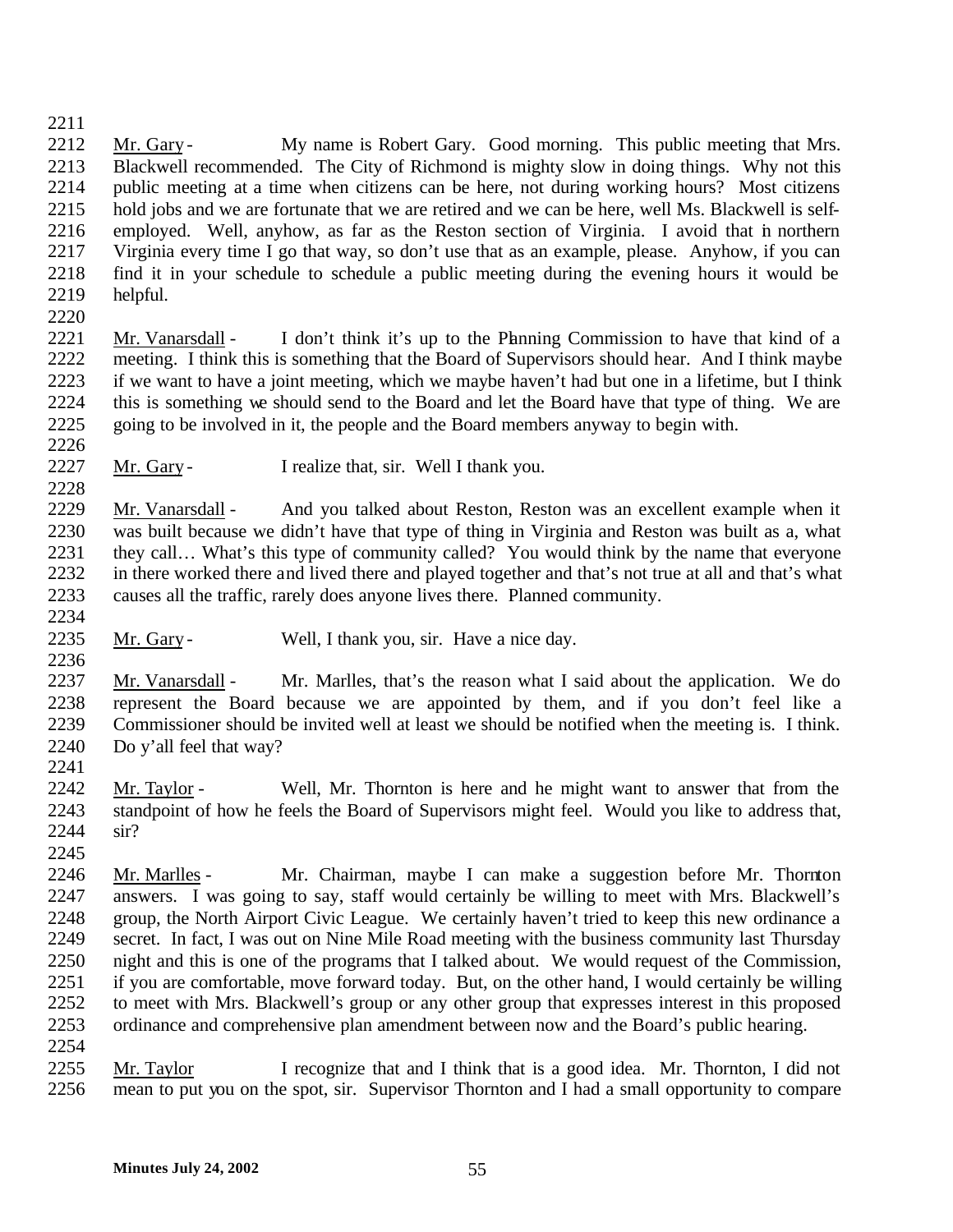Mr. Gary - My name is Robert Gary. Good morning. This public meeting that Mrs. Blackwell recommended. The City of Richmond is mighty slow in doing things. Why not this public meeting at a time when citizens can be here, not during working hours? Most citizens hold jobs and we are fortunate that we are retired and we can be here, well Ms. Blackwell is self-employed. Well, anyhow, as far as the Reston section of Virginia. I avoid that in northern Virginia every time I go that way, so don't use that as an example, please. Anyhow, if you can find it in your schedule to schedule a public meeting during the evening hours it would be helpful.

Mr. Vanarsdall - I don't think it's up to the Planning Commission to have that kind of a meeting. I think this is something that the Board of Supervisors should hear. And I think maybe if we want to have a joint meeting, which we maybe haven't had but one in a lifetime, but I think this is something we should send to the Board and let the Board have that type of thing. We are going to be involved in it, the people and the Board members anyway to begin with.

Mr. Gary - I realize that, sir. Well I thank you.

Mr. Vanarsdall - And you talked about Reston, Reston was an excellent example when it was built because we didn't have that type of thing in Virginia and Reston was built as a, what they call… What's this type of community called? You would think by the name that everyone in there worked there and lived there and played together and that's not true at all and that's what causes all the traffic, rarely does anyone lives there. Planned community.

Mr. Gary - Well, I thank you, sir. Have a nice day.

Mr. Vanarsdall - Mr. Marlles, that's the reason what I said about the application. We do represent the Board because we are appointed by them, and if you don't feel like a Commissioner should be invited well at least we should be notified when the meeting is. I think. Do y'all feel that way?

Mr. Taylor - Well, Mr. Thornton is here and he might want to answer that from the standpoint of how he feels the Board of Supervisors might feel. Would you like to address that, sir?

Mr. Marlles - Mr. Chairman, maybe I can make a suggestion before Mr. Thornton answers. I was going to say, staff would certainly be willing to meet with Mrs. Blackwell's group, the North Airport Civic League. We certainly haven't tried to keep this new ordinance a secret. In fact, I was out on Nine Mile Road meeting with the business community last Thursday night and this is one of the programs that I talked about. We would request of the Commission, if you are comfortable, move forward today. But, on the other hand, I would certainly be willing to meet with Mrs. Blackwell's group or any other group that expresses interest in this proposed ordinance and comprehensive plan amendment between now and the Board's public hearing.

Mr. Taylor I recognize that and I think that is a good idea. Mr. Thornton, I did not mean to put you on the spot, sir. Supervisor Thornton and I had a small opportunity to compare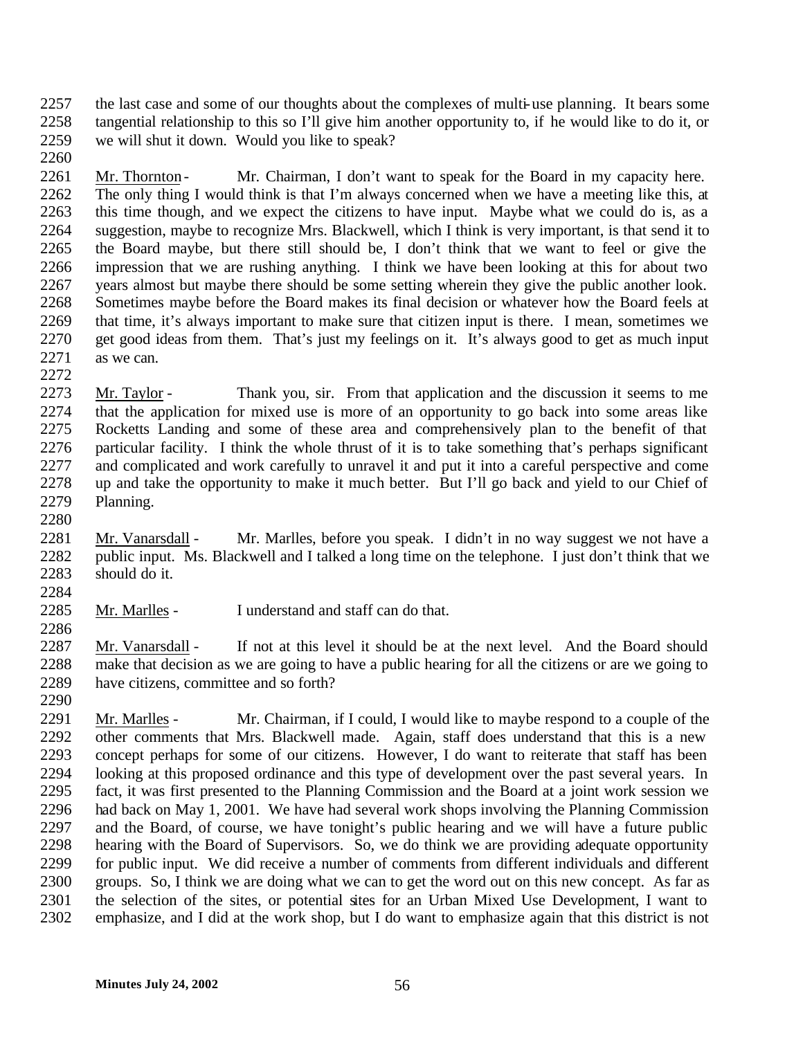the last case and some of our thoughts about the complexes of multi-use planning. It bears some tangential relationship to this so I'll give him another opportunity to, if he would like to do it, or we will shut it down. Would you like to speak?

Mr. Thornton - Mr. Chairman, I don't want to speak for the Board in my capacity here. The only thing I would think is that I'm always concerned when we have a meeting like this, at this time though, and we expect the citizens to have input. Maybe what we could do is, as a suggestion, maybe to recognize Mrs. Blackwell, which I think is very important, is that send it to the Board maybe, but there still should be, I don't think that we want to feel or give the impression that we are rushing anything. I think we have been looking at this for about two years almost but maybe there should be some setting wherein they give the public another look. Sometimes maybe before the Board makes its final decision or whatever how the Board feels at that time, it's always important to make sure that citizen input is there. I mean, sometimes we get good ideas from them. That's just my feelings on it. It's always good to get as much input as we can.

Mr. Taylor - Thank you, sir. From that application and the discussion it seems to me that the application for mixed use is more of an opportunity to go back into some areas like Rocketts Landing and some of these area and comprehensively plan to the benefit of that particular facility. I think the whole thrust of it is to take something that's perhaps significant and complicated and work carefully to unravel it and put it into a careful perspective and come up and take the opportunity to make it much better. But I'll go back and yield to our Chief of Planning.

Mr. Vanarsdall - Mr. Marlles, before you speak. I didn't in no way suggest we not have a public input. Ms. Blackwell and I talked a long time on the telephone. I just don't think that we should do it.

Mr. Marlles - I understand and staff can do that.

Mr. Vanarsdall - If not at this level it should be at the next level. And the Board should make that decision as we are going to have a public hearing for all the citizens or are we going to have citizens, committee and so forth?

Mr. Marlles - Mr. Chairman, if I could, I would like to maybe respond to a couple of the other comments that Mrs. Blackwell made. Again, staff does understand that this is a new concept perhaps for some of our citizens. However, I do want to reiterate that staff has been looking at this proposed ordinance and this type of development over the past several years. In fact, it was first presented to the Planning Commission and the Board at a joint work session we had back on May 1, 2001. We have had several work shops involving the Planning Commission and the Board, of course, we have tonight's public hearing and we will have a future public hearing with the Board of Supervisors. So, we do think we are providing adequate opportunity for public input. We did receive a number of comments from different individuals and different groups. So, I think we are doing what we can to get the word out on this new concept. As far as the selection of the sites, or potential sites for an Urban Mixed Use Development, I want to emphasize, and I did at the work shop, but I do want to emphasize again that this district is not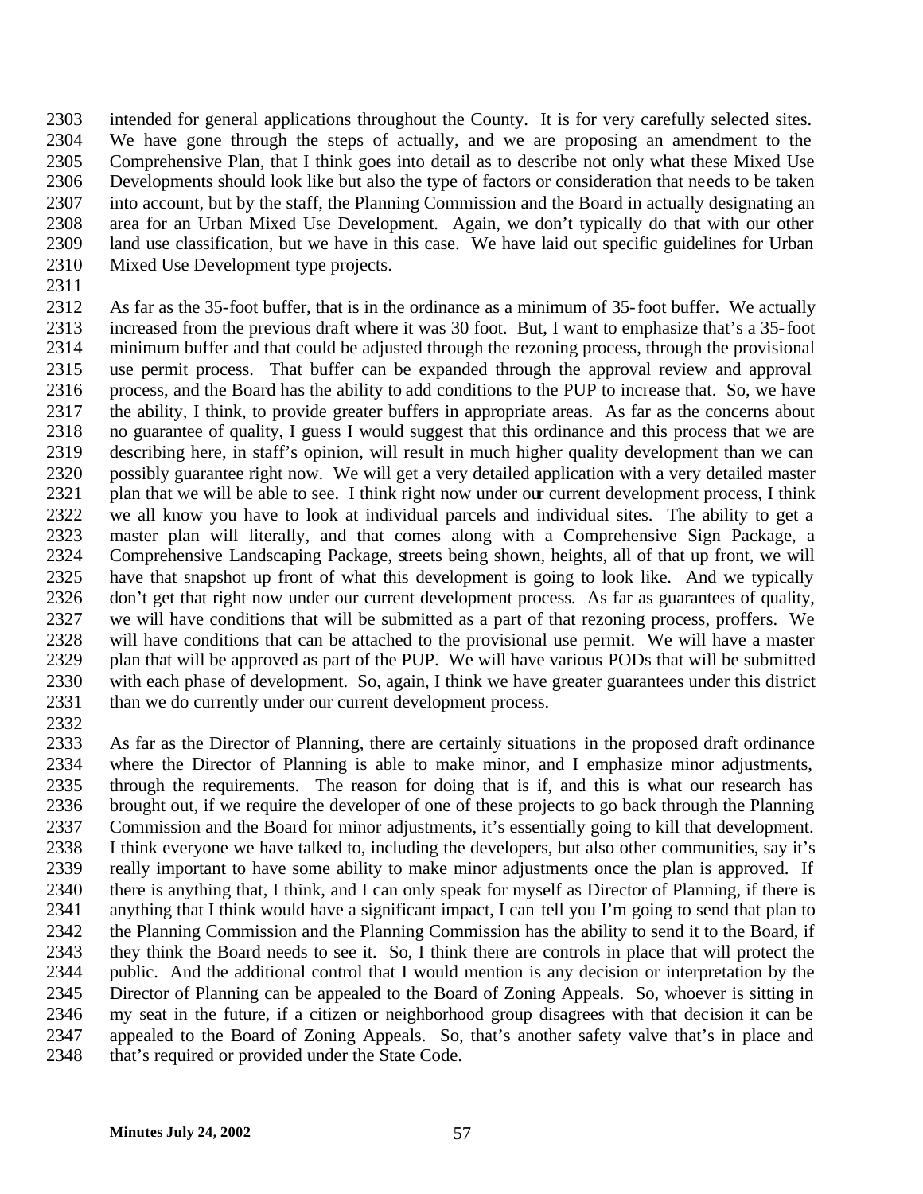intended for general applications throughout the County. It is for very carefully selected sites. We have gone through the steps of actually, and we are proposing an amendment to the Comprehensive Plan, that I think goes into detail as to describe not only what these Mixed Use Developments should look like but also the type of factors or consideration that needs to be taken into account, but by the staff, the Planning Commission and the Board in actually designating an area for an Urban Mixed Use Development. Again, we don't typically do that with our other land use classification, but we have in this case. We have laid out specific guidelines for Urban Mixed Use Development type projects.

As far as the 35-foot buffer, that is in the ordinance as a minimum of 35-foot buffer. We actually increased from the previous draft where it was 30 foot. But, I want to emphasize that's a 35-foot minimum buffer and that could be adjusted through the rezoning process, through the provisional use permit process. That buffer can be expanded through the approval review and approval process, and the Board has the ability to add conditions to the PUP to increase that. So, we have the ability, I think, to provide greater buffers in appropriate areas. As far as the concerns about no guarantee of quality, I guess I would suggest that this ordinance and this process that we are describing here, in staff's opinion, will result in much higher quality development than we can possibly guarantee right now. We will get a very detailed application with a very detailed master plan that we will be able to see. I think right now under our current development process, I think we all know you have to look at individual parcels and individual sites. The ability to get a master plan will literally, and that comes along with a Comprehensive Sign Package, a Comprehensive Landscaping Package, streets being shown, heights, all of that up front, we will have that snapshot up front of what this development is going to look like. And we typically don't get that right now under our current development process. As far as guarantees of quality, we will have conditions that will be submitted as a part of that rezoning process, proffers. We will have conditions that can be attached to the provisional use permit. We will have a master plan that will be approved as part of the PUP. We will have various PODs that will be submitted with each phase of development. So, again, I think we have greater guarantees under this district than we do currently under our current development process.

As far as the Director of Planning, there are certainly situations in the proposed draft ordinance where the Director of Planning is able to make minor, and I emphasize minor adjustments, through the requirements. The reason for doing that is if, and this is what our research has brought out, if we require the developer of one of these projects to go back through the Planning Commission and the Board for minor adjustments, it's essentially going to kill that development. I think everyone we have talked to, including the developers, but also other communities, say it's really important to have some ability to make minor adjustments once the plan is approved. If there is anything that, I think, and I can only speak for myself as Director of Planning, if there is anything that I think would have a significant impact, I can tell you I'm going to send that plan to the Planning Commission and the Planning Commission has the ability to send it to the Board, if they think the Board needs to see it. So, I think there are controls in place that will protect the public. And the additional control that I would mention is any decision or interpretation by the Director of Planning can be appealed to the Board of Zoning Appeals. So, whoever is sitting in my seat in the future, if a citizen or neighborhood group disagrees with that decision it can be appealed to the Board of Zoning Appeals. So, that's another safety valve that's in place and that's required or provided under the State Code.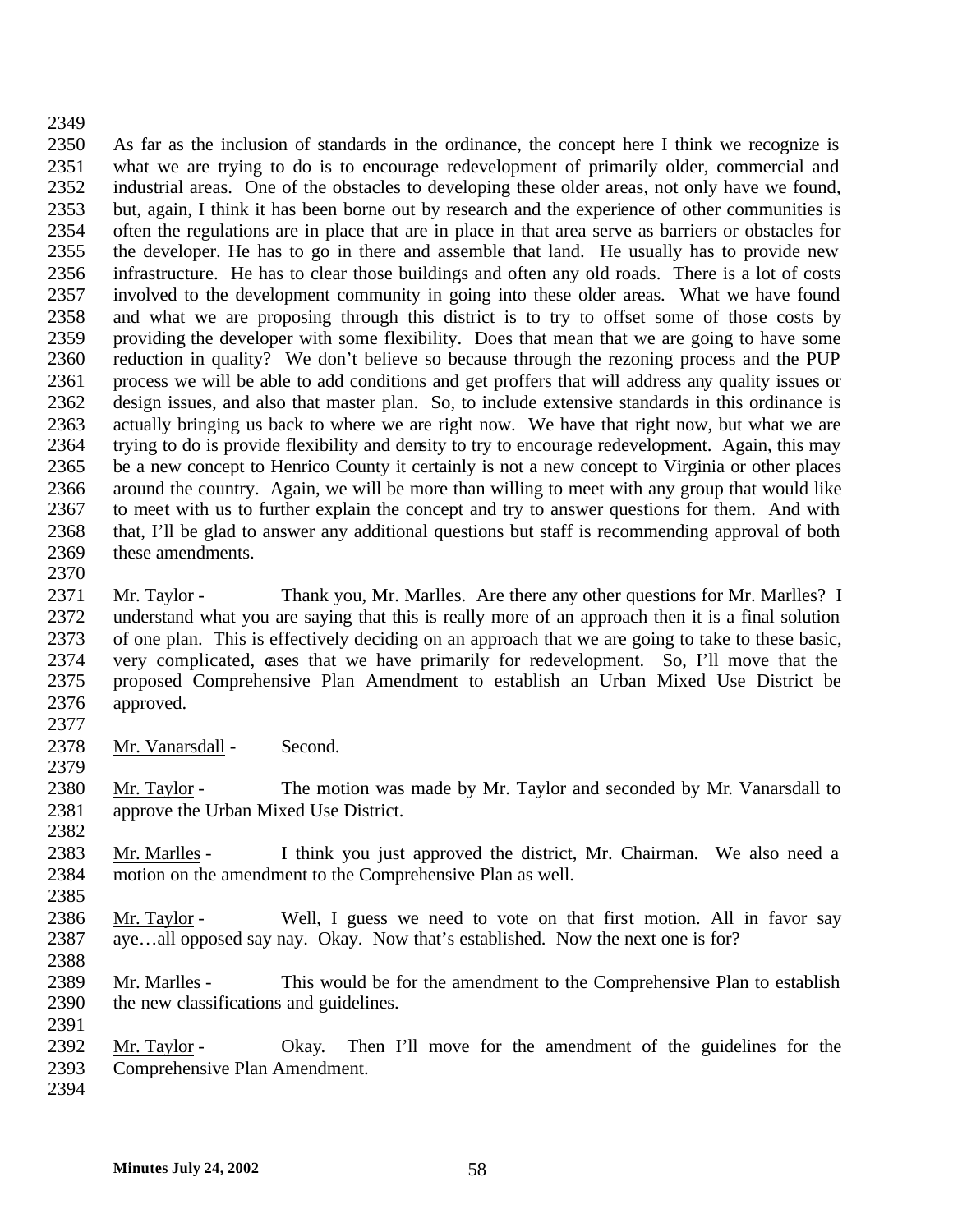As far as the inclusion of standards in the ordinance, the concept here I think we recognize is what we are trying to do is to encourage redevelopment of primarily older, commercial and industrial areas. One of the obstacles to developing these older areas, not only have we found, but, again, I think it has been borne out by research and the experience of other communities is often the regulations are in place that are in place in that area serve as barriers or obstacles for the developer. He has to go in there and assemble that land. He usually has to provide new infrastructure. He has to clear those buildings and often any old roads. There is a lot of costs involved to the development community in going into these older areas. What we have found and what we are proposing through this district is to try to offset some of those costs by providing the developer with some flexibility. Does that mean that we are going to have some reduction in quality? We don't believe so because through the rezoning process and the PUP process we will be able to add conditions and get proffers that will address any quality issues or design issues, and also that master plan. So, to include extensive standards in this ordinance is actually bringing us back to where we are right now. We have that right now, but what we are trying to do is provide flexibility and density to try to encourage redevelopment. Again, this may be a new concept to Henrico County it certainly is not a new concept to Virginia or other places around the country. Again, we will be more than willing to meet with any group that would like to meet with us to further explain the concept and try to answer questions for them. And with that, I'll be glad to answer any additional questions but staff is recommending approval of both these amendments.

Mr. Taylor - Thank you, Mr. Marlles. Are there any other questions for Mr. Marlles? I understand what you are saying that this is really more of an approach then it is a final solution of one plan. This is effectively deciding on an approach that we are going to take to these basic, very complicated, cases that we have primarily for redevelopment. So, I'll move that the proposed Comprehensive Plan Amendment to establish an Urban Mixed Use District be approved.

Mr. Vanarsdall - Second.

Mr. Taylor - The motion was made by Mr. Taylor and seconded by Mr. Vanarsdall to approve the Urban Mixed Use District.

Mr. Marlles - I think you just approved the district, Mr. Chairman. We also need a motion on the amendment to the Comprehensive Plan as well.

Mr. Taylor - Well, I guess we need to vote on that first motion. All in favor say aye…all opposed say nay. Okay. Now that's established. Now the next one is for?

Mr. Marlles - This would be for the amendment to the Comprehensive Plan to establish the new classifications and guidelines.

Mr. Taylor - Okay. Then I'll move for the amendment of the guidelines for the Comprehensive Plan Amendment.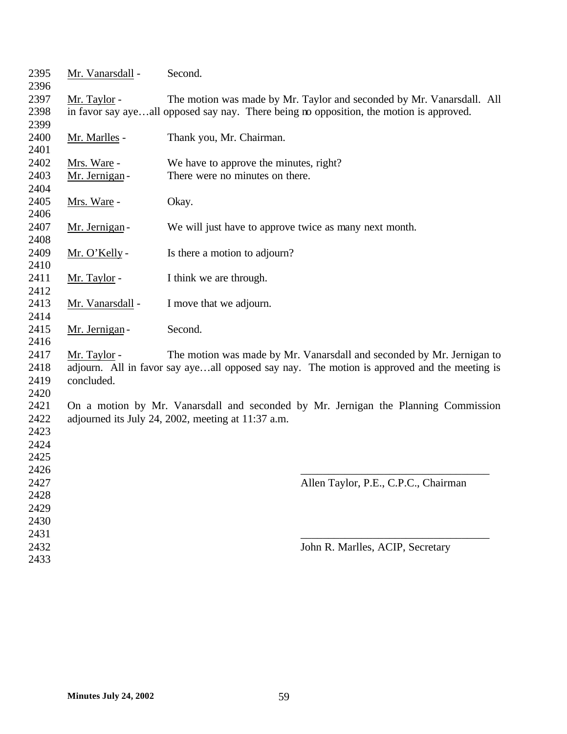Mr. Vanarsdall - Second.

Mr. Taylor - The motion was made by Mr. Taylor and seconded by Mr. Vanarsdall. All in favor say aye…all opposed say nay. There being no opposition, the motion is approved.

Mr. Marlles - Thank you, Mr. Chairman.

Mrs. Ware - We have to approve the minutes, right?
Mr. Jernigan - There were no minutes on there.

Mrs. Ware - Okay.

Mr. Jernigan - We will just have to approve twice as many next month.

Mr. O'Kelly - Is there a motion to adjourn?

Mr. Taylor - I think we are through.

Mr. Vanarsdall - I move that we adjourn.

Mr. Jernigan - Second.

Mr. Taylor - The motion was made by Mr. Vanarsdall and seconded by Mr. Jernigan to adjourn. All in favor say aye…all opposed say nay. The motion is approved and the meeting is concluded.

On a motion by Mr. Vanarsdall and seconded by Mr. Jernigan the Planning Commission adjourned its July 24, 2002, meeting at 11:37 a.m.

\_\_\_\_\_\_\_\_\_\_\_\_\_\_\_\_\_\_\_\_\_\_\_\_\_\_\_\_\_\_\_\_\_\_
Allen Taylor, P.E., C.P.C., Chairman

\_\_\_\_\_\_\_\_\_\_\_\_\_\_\_\_\_\_\_\_\_\_\_\_\_\_\_\_\_\_\_\_\_\_
John R. Marlles, ACIP, Secretary